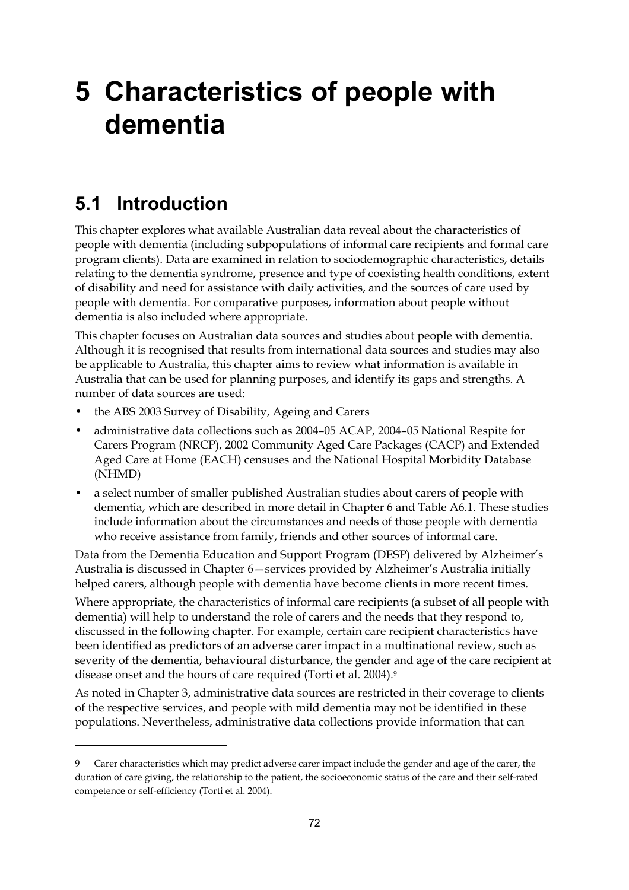# 5 Characteristics of people with dementia

## 5.1 Introduction

This chapter explores what available Australian data reveal about the characteristics of people with dementia (including subpopulations of informal care recipients and formal care program clients). Data are examined in relation to sociodemographic characteristics, details relating to the dementia syndrome, presence and type of coexisting health conditions, extent of disability and need for assistance with daily activities, and the sources of care used by people with dementia. For comparative purposes, information about people without dementia is also included where appropriate.

This chapter focuses on Australian data sources and studies about people with dementia. Although it is recognised that results from international data sources and studies may also be applicable to Australia, this chapter aims to review what information is available in Australia that can be used for planning purposes, and identify its gaps and strengths. A number of data sources are used:

- the ABS 2003 Survey of Disability, Ageing and Carers
- administrative data collections such as 2004–05 ACAP, 2004–05 National Respite for Carers Program (NRCP), 2002 Community Aged Care Packages (CACP) and Extended Aged Care at Home (EACH) censuses and the National Hospital Morbidity Database (NHMD)
- a select number of smaller published Australian studies about carers of people with dementia, which are described in more detail in Chapter 6 and Table A6.1. These studies include information about the circumstances and needs of those people with dementia who receive assistance from family, friends and other sources of informal care.

Data from the Dementia Education and Support Program (DESP) delivered by Alzheimer's Australia is discussed in Chapter 6—services provided by Alzheimer's Australia initially helped carers, although people with dementia have become clients in more recent times.

Where appropriate, the characteristics of informal care recipients (a subset of all people with dementia) will help to understand the role of carers and the needs that they respond to, discussed in the following chapter. For example, certain care recipient characteristics have been identified as predictors of an adverse carer impact in a multinational review, such as severity of the dementia, behavioural disturbance, the gender and age of the care recipient at disease onset and the hours of care required (Torti et al. 2004).[9]

As noted in Chapter 3, administrative data sources are restricted in their coverage to clients of the respective services, and people with mild dementia may not be identified in these populations. Nevertheless, administrative data collections provide information that can

---

9 Carer characteristics which may predict adverse carer impact include the gender and age of the carer, the duration of care giving, the relationship to the patient, the socioeconomic status of the care and their self-rated competence or self-efficiency (Torti et al. 2004).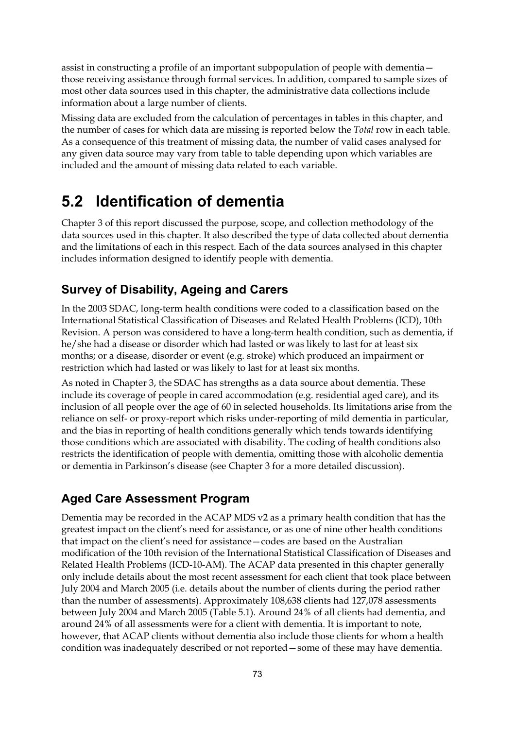assist in constructing a profile of an important subpopulation of people with dementia—those receiving assistance through formal services. In addition, compared to sample sizes of most other data sources used in this chapter, the administrative data collections include information about a large number of clients.

Missing data are excluded from the calculation of percentages in tables in this chapter, and the number of cases for which data are missing is reported below the *Total* row in each table. As a consequence of this treatment of missing data, the number of valid cases analysed for any given data source may vary from table to table depending upon which variables are included and the amount of missing data related to each variable.

# 5.2 Identification of dementia

Chapter 3 of this report discussed the purpose, scope, and collection methodology of the data sources used in this chapter. It also described the type of data collected about dementia and the limitations of each in this respect. Each of the data sources analysed in this chapter includes information designed to identify people with dementia.

## Survey of Disability, Ageing and Carers

In the 2003 SDAC, long-term health conditions were coded to a classification based on the International Statistical Classification of Diseases and Related Health Problems (ICD), 10th Revision. A person was considered to have a long-term health condition, such as dementia, if he/she had a disease or disorder which had lasted or was likely to last for at least six months; or a disease, disorder or event (e.g. stroke) which produced an impairment or restriction which had lasted or was likely to last for at least six months.

As noted in Chapter 3, the SDAC has strengths as a data source about dementia. These include its coverage of people in cared accommodation (e.g. residential aged care), and its inclusion of all people over the age of 60 in selected households. Its limitations arise from the reliance on self- or proxy-report which risks under-reporting of mild dementia in particular, and the bias in reporting of health conditions generally which tends towards identifying those conditions which are associated with disability. The coding of health conditions also restricts the identification of people with dementia, omitting those with alcoholic dementia or dementia in Parkinson's disease (see Chapter 3 for a more detailed discussion).

## Aged Care Assessment Program

Dementia may be recorded in the ACAP MDS v2 as a primary health condition that has the greatest impact on the client's need for assistance, or as one of nine other health conditions that impact on the client's need for assistance—codes are based on the Australian modification of the 10th revision of the International Statistical Classification of Diseases and Related Health Problems (ICD-10-AM). The ACAP data presented in this chapter generally only include details about the most recent assessment for each client that took place between July 2004 and March 2005 (i.e. details about the number of clients during the period rather than the number of assessments). Approximately 108,638 clients had 127,078 assessments between July 2004 and March 2005 (Table 5.1). Around 24% of all clients had dementia, and around 24% of all assessments were for a client with dementia. It is important to note, however, that ACAP clients without dementia also include those clients for whom a health condition was inadequately described or not reported—some of these may have dementia.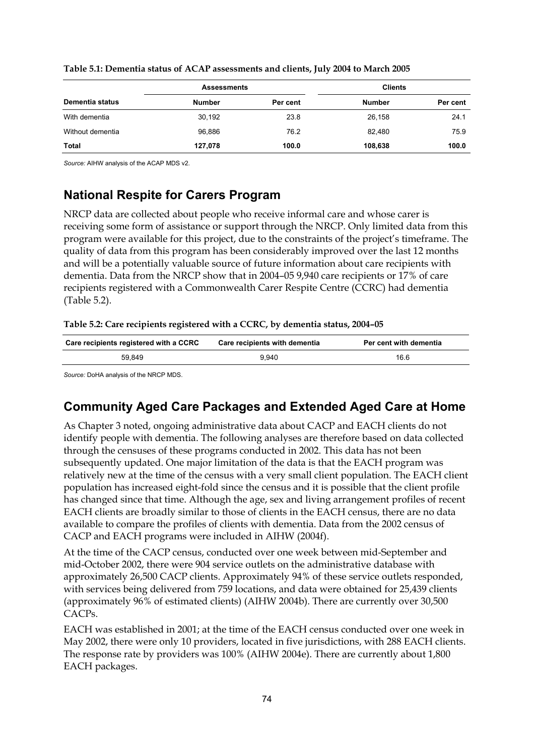**Table 5.1: Dementia status of ACAP assessments and clients, July 2004 to March 2005**

| | Assessments | | Clients | |
|---|---|---|---|---|
| **Dementia status** | **Number** | **Per cent** | **Number** | **Per cent** |
| With dementia | 30,192 | 23.8 | 26,158 | 24.1 |
| Without dementia | 96,886 | 76.2 | 82,480 | 75.9 |
| **Total** | **127,078** | **100.0** | **108,638** | **100.0** |

*Source:* AIHW analysis of the ACAP MDS v2.

## National Respite for Carers Program

NRCP data are collected about people who receive informal care and whose carer is receiving some form of assistance or support through the NRCP. Only limited data from this program were available for this project, due to the constraints of the project's timeframe. The quality of data from this program has been considerably improved over the last 12 months and will be a potentially valuable source of future information about care recipients with dementia. Data from the NRCP show that in 2004–05 9,940 care recipients or 17% of care recipients registered with a Commonwealth Carer Respite Centre (CCRC) had dementia (Table 5.2).

**Table 5.2: Care recipients registered with a CCRC, by dementia status, 2004–05**

| Care recipients registered with a CCRC | Care recipients with dementia | Per cent with dementia |
|---|---|---|
| 59,849 | 9,940 | 16.6 |

*Source:* DoHA analysis of the NRCP MDS.

## Community Aged Care Packages and Extended Aged Care at Home

As Chapter 3 noted, ongoing administrative data about CACP and EACH clients do not identify people with dementia. The following analyses are therefore based on data collected through the censuses of these programs conducted in 2002. This data has not been subsequently updated. One major limitation of the data is that the EACH program was relatively new at the time of the census with a very small client population. The EACH client population has increased eight-fold since the census and it is possible that the client profile has changed since that time. Although the age, sex and living arrangement profiles of recent EACH clients are broadly similar to those of clients in the EACH census, there are no data available to compare the profiles of clients with dementia. Data from the 2002 census of CACP and EACH programs were included in AIHW (2004f).

At the time of the CACP census, conducted over one week between mid-September and mid-October 2002, there were 904 service outlets on the administrative database with approximately 26,500 CACP clients. Approximately 94% of these service outlets responded, with services being delivered from 759 locations, and data were obtained for 25,439 clients (approximately 96% of estimated clients) (AIHW 2004b). There are currently over 30,500 CACPs.

EACH was established in 2001; at the time of the EACH census conducted over one week in May 2002, there were only 10 providers, located in five jurisdictions, with 288 EACH clients. The response rate by providers was 100% (AIHW 2004e). There are currently about 1,800 EACH packages.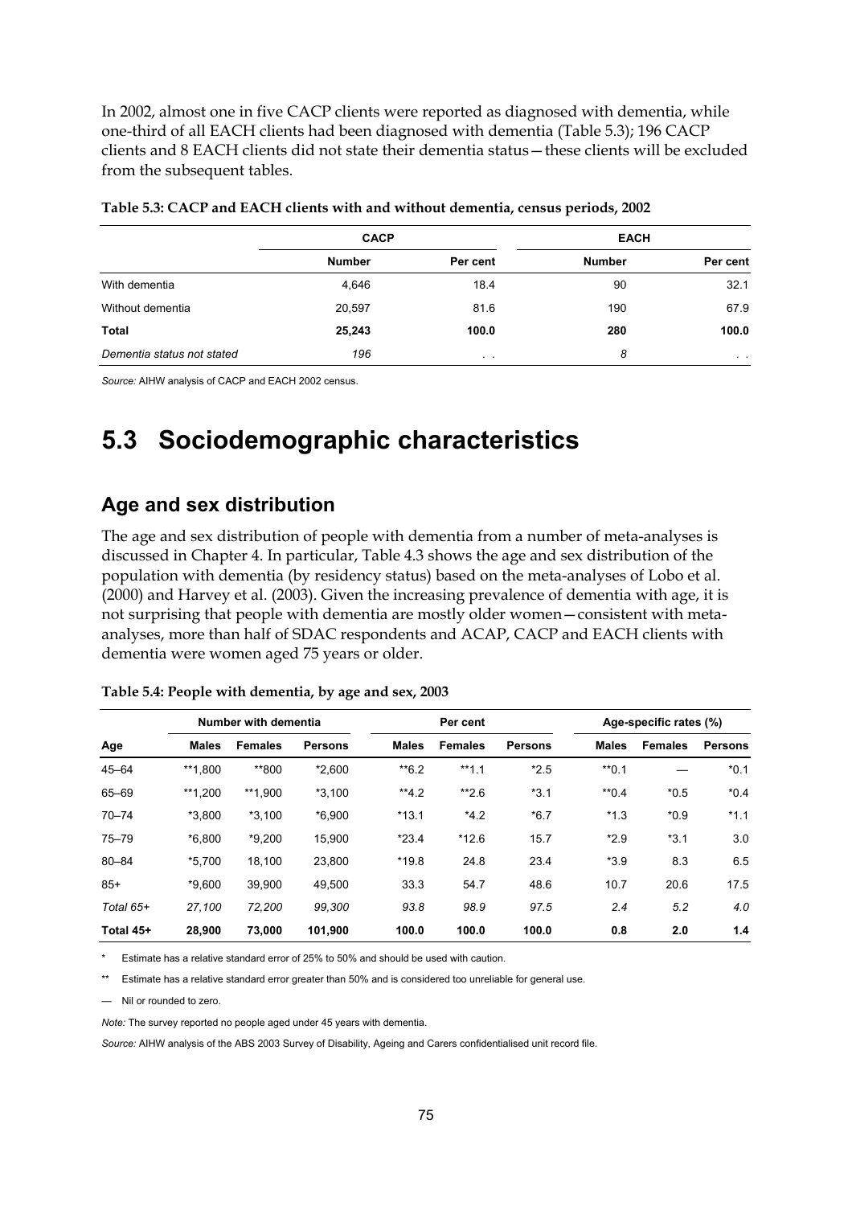In 2002, almost one in five CACP clients were reported as diagnosed with dementia, while one-third of all EACH clients had been diagnosed with dementia (Table 5.3); 196 CACP clients and 8 EACH clients did not state their dementia status—these clients will be excluded from the subsequent tables.

**Table 5.3: CACP and EACH clients with and without dementia, census periods, 2002**

| | CACP | | EACH | |
|---|---|---|---|---|
| | **Number** | **Per cent** | **Number** | **Per cent** |
| With dementia | 4,646 | 18.4 | 90 | 32.1 |
| Without dementia | 20,597 | 81.6 | 190 | 67.9 |
| **Total** | **25,243** | **100.0** | **280** | **100.0** |
| *Dementia status not stated* | *196* | . . | *8* | . . |

*Source:* AIHW analysis of CACP and EACH 2002 census.

# 5.3 Sociodemographic characteristics

## Age and sex distribution

The age and sex distribution of people with dementia from a number of meta-analyses is discussed in Chapter 4. In particular, Table 4.3 shows the age and sex distribution of the population with dementia (by residency status) based on the meta-analyses of Lobo et al. (2000) and Harvey et al. (2003). Given the increasing prevalence of dementia with age, it is not surprising that people with dementia are mostly older women—consistent with meta-analyses, more than half of SDAC respondents and ACAP, CACP and EACH clients with dementia were women aged 75 years or older.

**Table 5.4: People with dementia, by age and sex, 2003**

| | Number with dementia | | | Per cent | | | Age-specific rates (%) | | |
|---|---|---|---|---|---|---|---|---|---|
| **Age** | **Males** | **Females** | **Persons** | **Males** | **Females** | **Persons** | **Males** | **Females** | **Persons** |
| 45–64 | **1,800 | **800 | *2,600 | **6.2 | **1.1 | *2.5 | **0.1 | — | *0.1 |
| 65–69 | **1,200 | **1,900 | *3,100 | **4.2 | **2.6 | *3.1 | **0.4 | *0.5 | *0.4 |
| 70–74 | *3,800 | *3,100 | *6,900 | *13.1 | *4.2 | *6.7 | *1.3 | *0.9 | *1.1 |
| 75–79 | *6,800 | *9,200 | 15,900 | *23.4 | *12.6 | 15.7 | *2.9 | *3.1 | 3.0 |
| 80–84 | *5,700 | 18,100 | 23,800 | *19.8 | 24.8 | 23.4 | *3.9 | 8.3 | 6.5 |
| 85+ | *9,600 | 39,900 | 49,500 | 33.3 | 54.7 | 48.6 | 10.7 | 20.6 | 17.5 |
| *Total 65+* | *27,100* | *72,200* | *99,300* | *93.8* | *98.9* | *97.5* | *2.4* | *5.2* | *4.0* |
| **Total 45+** | **28,900** | **73,000** | **101,900** | **100.0** | **100.0** | **100.0** | **0.8** | **2.0** | **1.4** |

\* Estimate has a relative standard error of 25% to 50% and should be used with caution.

** Estimate has a relative standard error greater than 50% and is considered too unreliable for general use.

— Nil or rounded to zero.

*Note:* The survey reported no people aged under 45 years with dementia.

*Source:* AIHW analysis of the ABS 2003 Survey of Disability, Ageing and Carers confidentialised unit record file.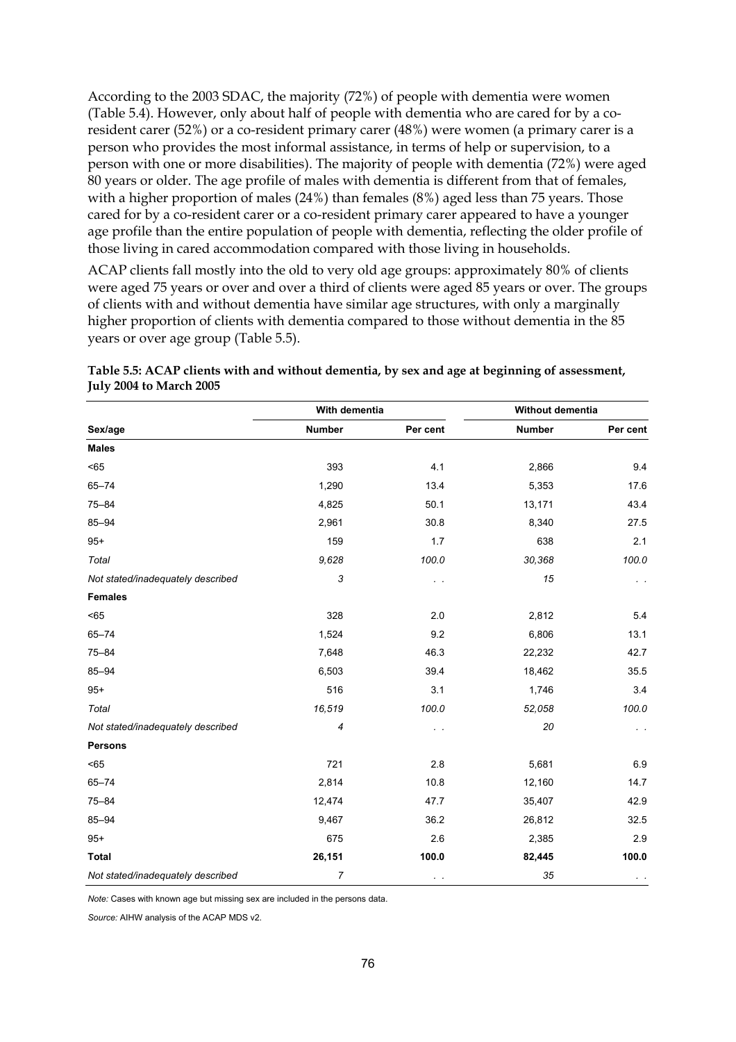According to the 2003 SDAC, the majority (72%) of people with dementia were women (Table 5.4). However, only about half of people with dementia who are cared for by a co-resident carer (52%) or a co-resident primary carer (48%) were women (a primary carer is a person who provides the most informal assistance, in terms of help or supervision, to a person with one or more disabilities). The majority of people with dementia (72%) were aged 80 years or older. The age profile of males with dementia is different from that of females, with a higher proportion of males (24%) than females (8%) aged less than 75 years. Those cared for by a co-resident carer or a co-resident primary carer appeared to have a younger age profile than the entire population of people with dementia, reflecting the older profile of those living in cared accommodation compared with those living in households.

ACAP clients fall mostly into the old to very old age groups: approximately 80% of clients were aged 75 years or over and over a third of clients were aged 85 years or over. The groups of clients with and without dementia have similar age structures, with only a marginally higher proportion of clients with dementia compared to those without dementia in the 85 years or over age group (Table 5.5).

**Table 5.5: ACAP clients with and without dementia, by sex and age at beginning of assessment, July 2004 to March 2005**

| | With dementia | | Without dementia | |
|---|---|---|---|---|
| **Sex/age** | **Number** | **Per cent** | **Number** | **Per cent** |
| **Males** | | | | |
| <65 | 393 | 4.1 | 2,866 | 9.4 |
| 65–74 | 1,290 | 13.4 | 5,353 | 17.6 |
| 75–84 | 4,825 | 50.1 | 13,171 | 43.4 |
| 85–94 | 2,961 | 30.8 | 8,340 | 27.5 |
| 95+ | 159 | 1.7 | 638 | 2.1 |
| *Total* | *9,628* | *100.0* | *30,368* | *100.0* |
| *Not stated/inadequately described* | *3* | . . | *15* | . . |
| **Females** | | | | |
| <65 | 328 | 2.0 | 2,812 | 5.4 |
| 65–74 | 1,524 | 9.2 | 6,806 | 13.1 |
| 75–84 | 7,648 | 46.3 | 22,232 | 42.7 |
| 85–94 | 6,503 | 39.4 | 18,462 | 35.5 |
| 95+ | 516 | 3.1 | 1,746 | 3.4 |
| *Total* | *16,519* | *100.0* | *52,058* | *100.0* |
| *Not stated/inadequately described* | *4* | . . | *20* | . . |
| **Persons** | | | | |
| <65 | 721 | 2.8 | 5,681 | 6.9 |
| 65–74 | 2,814 | 10.8 | 12,160 | 14.7 |
| 75–84 | 12,474 | 47.7 | 35,407 | 42.9 |
| 85–94 | 9,467 | 36.2 | 26,812 | 32.5 |
| 95+ | 675 | 2.6 | 2,385 | 2.9 |
| **Total** | **26,151** | **100.0** | **82,445** | **100.0** |
| *Not stated/inadequately described* | *7* | . . | *35* | . . |

*Note:* Cases with known age but missing sex are included in the persons data.

*Source:* AIHW analysis of the ACAP MDS v2.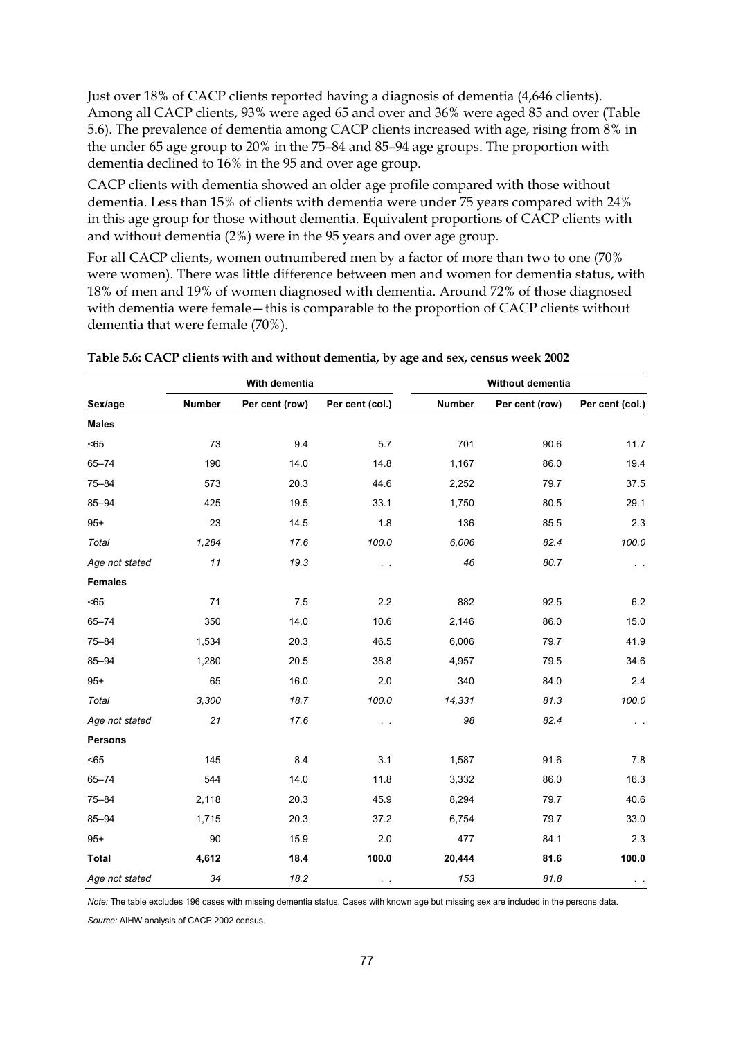Just over 18% of CACP clients reported having a diagnosis of dementia (4,646 clients). Among all CACP clients, 93% were aged 65 and over and 36% were aged 85 and over (Table 5.6). The prevalence of dementia among CACP clients increased with age, rising from 8% in the under 65 age group to 20% in the 75–84 and 85–94 age groups. The proportion with dementia declined to 16% in the 95 and over age group.

CACP clients with dementia showed an older age profile compared with those without dementia. Less than 15% of clients with dementia were under 75 years compared with 24% in this age group for those without dementia. Equivalent proportions of CACP clients with and without dementia (2%) were in the 95 years and over age group.

For all CACP clients, women outnumbered men by a factor of more than two to one (70% were women). There was little difference between men and women for dementia status, with 18% of men and 19% of women diagnosed with dementia. Around 72% of those diagnosed with dementia were female—this is comparable to the proportion of CACP clients without dementia that were female (70%).

**Table 5.6: CACP clients with and without dementia, by age and sex, census week 2002**

| | With dementia | | | Without dementia | | |
|---|---|---|---|---|---|---|
| Sex/age | Number | Per cent (row) | Per cent (col.) | Number | Per cent (row) | Per cent (col.) |
| **Males** | | | | | | |
| <65 | 73 | 9.4 | 5.7 | 701 | 90.6 | 11.7 |
| 65–74 | 190 | 14.0 | 14.8 | 1,167 | 86.0 | 19.4 |
| 75–84 | 573 | 20.3 | 44.6 | 2,252 | 79.7 | 37.5 |
| 85–94 | 425 | 19.5 | 33.1 | 1,750 | 80.5 | 29.1 |
| 95+ | 23 | 14.5 | 1.8 | 136 | 85.5 | 2.3 |
| *Total* | *1,284* | *17.6* | *100.0* | *6,006* | *82.4* | *100.0* |
| *Age not stated* | *11* | *19.3* | . . | *46* | *80.7* | . . |
| **Females** | | | | | | |
| <65 | 71 | 7.5 | 2.2 | 882 | 92.5 | 6.2 |
| 65–74 | 350 | 14.0 | 10.6 | 2,146 | 86.0 | 15.0 |
| 75–84 | 1,534 | 20.3 | 46.5 | 6,006 | 79.7 | 41.9 |
| 85–94 | 1,280 | 20.5 | 38.8 | 4,957 | 79.5 | 34.6 |
| 95+ | 65 | 16.0 | 2.0 | 340 | 84.0 | 2.4 |
| *Total* | *3,300* | *18.7* | *100.0* | *14,331* | *81.3* | *100.0* |
| *Age not stated* | *21* | *17.6* | . . | *98* | *82.4* | . . |
| **Persons** | | | | | | |
| <65 | 145 | 8.4 | 3.1 | 1,587 | 91.6 | 7.8 |
| 65–74 | 544 | 14.0 | 11.8 | 3,332 | 86.0 | 16.3 |
| 75–84 | 2,118 | 20.3 | 45.9 | 8,294 | 79.7 | 40.6 |
| 85–94 | 1,715 | 20.3 | 37.2 | 6,754 | 79.7 | 33.0 |
| 95+ | 90 | 15.9 | 2.0 | 477 | 84.1 | 2.3 |
| **Total** | **4,612** | **18.4** | **100.0** | **20,444** | **81.6** | **100.0** |
| *Age not stated* | *34* | *18.2* | . . | *153* | *81.8* | . . |

*Note:* The table excludes 196 cases with missing dementia status. Cases with known age but missing sex are included in the persons data.

*Source:* AIHW analysis of CACP 2002 census.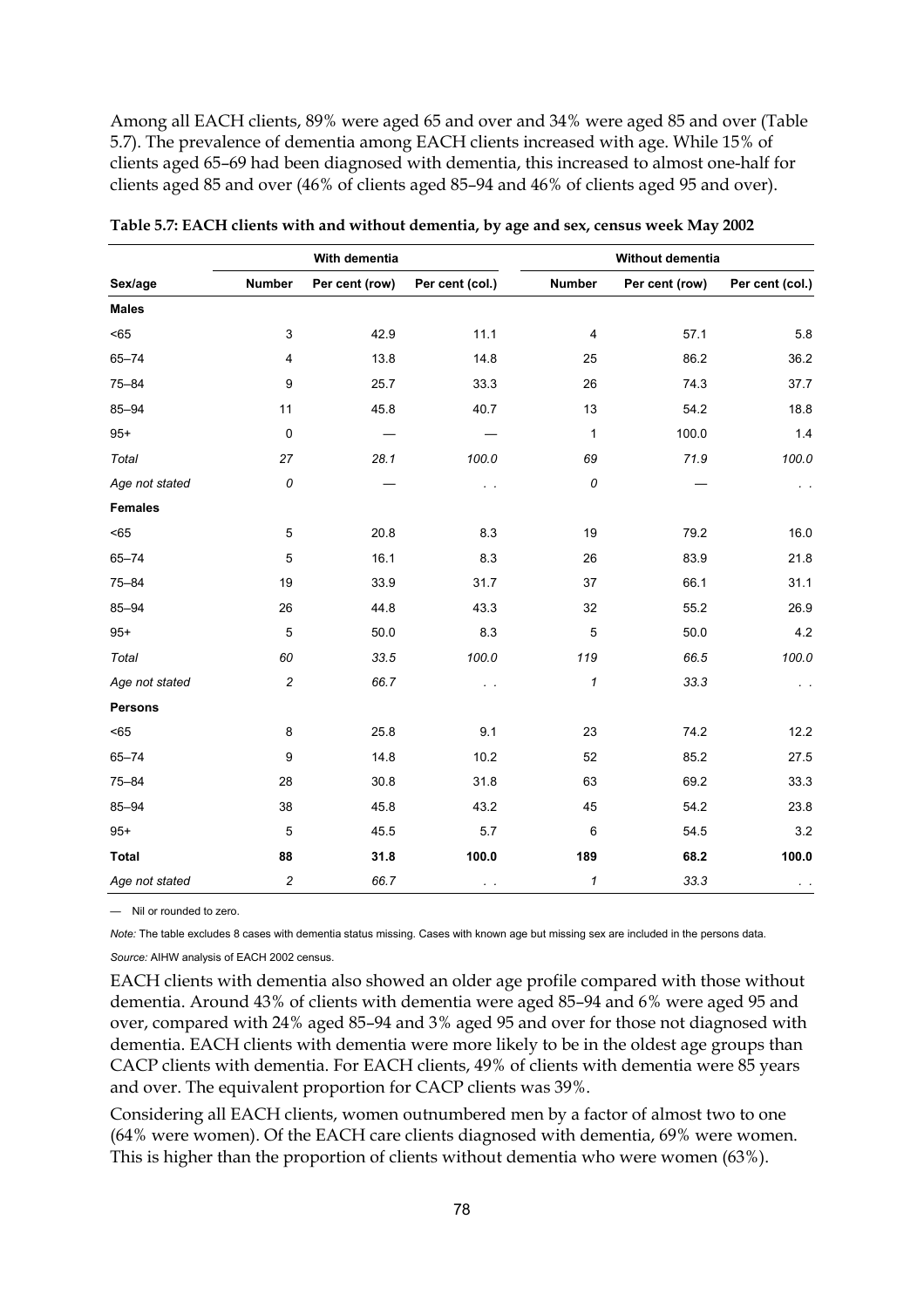Among all EACH clients, 89% were aged 65 and over and 34% were aged 85 and over (Table 5.7). The prevalence of dementia among EACH clients increased with age. While 15% of clients aged 65–69 had been diagnosed with dementia, this increased to almost one-half for clients aged 85 and over (46% of clients aged 85–94 and 46% of clients aged 95 and over).

**Table 5.7: EACH clients with and without dementia, by age and sex, census week May 2002**

| | With dementia | | | Without dementia | | |
|---|---|---|---|---|---|---|
| **Sex/age** | **Number** | **Per cent (row)** | **Per cent (col.)** | **Number** | **Per cent (row)** | **Per cent (col.)** |
| **Males** | | | | | | |
| <65 | 3 | 42.9 | 11.1 | 4 | 57.1 | 5.8 |
| 65–74 | 4 | 13.8 | 14.8 | 25 | 86.2 | 36.2 |
| 75–84 | 9 | 25.7 | 33.3 | 26 | 74.3 | 37.7 |
| 85–94 | 11 | 45.8 | 40.7 | 13 | 54.2 | 18.8 |
| 95+ | 0 | — | — | 1 | 100.0 | 1.4 |
| *Total* | *27* | *28.1* | *100.0* | *69* | *71.9* | *100.0* |
| *Age not stated* | *0* | — | . . | *0* | — | . . |
| **Females** | | | | | | |
| <65 | 5 | 20.8 | 8.3 | 19 | 79.2 | 16.0 |
| 65–74 | 5 | 16.1 | 8.3 | 26 | 83.9 | 21.8 |
| 75–84 | 19 | 33.9 | 31.7 | 37 | 66.1 | 31.1 |
| 85–94 | 26 | 44.8 | 43.3 | 32 | 55.2 | 26.9 |
| 95+ | 5 | 50.0 | 8.3 | 5 | 50.0 | 4.2 |
| *Total* | *60* | *33.5* | *100.0* | *119* | *66.5* | *100.0* |
| *Age not stated* | *2* | *66.7* | . . | *1* | *33.3* | . . |
| **Persons** | | | | | | |
| <65 | 8 | 25.8 | 9.1 | 23 | 74.2 | 12.2 |
| 65–74 | 9 | 14.8 | 10.2 | 52 | 85.2 | 27.5 |
| 75–84 | 28 | 30.8 | 31.8 | 63 | 69.2 | 33.3 |
| 85–94 | 38 | 45.8 | 43.2 | 45 | 54.2 | 23.8 |
| 95+ | 5 | 45.5 | 5.7 | 6 | 54.5 | 3.2 |
| **Total** | **88** | **31.8** | **100.0** | **189** | **68.2** | **100.0** |
| *Age not stated* | *2* | *66.7* | . . | *1* | *33.3* | . . |

— Nil or rounded to zero.

*Note:* The table excludes 8 cases with dementia status missing. Cases with known age but missing sex are included in the persons data.

*Source:* AIHW analysis of EACH 2002 census.

EACH clients with dementia also showed an older age profile compared with those without dementia. Around 43% of clients with dementia were aged 85–94 and 6% were aged 95 and over, compared with 24% aged 85–94 and 3% aged 95 and over for those not diagnosed with dementia. EACH clients with dementia were more likely to be in the oldest age groups than CACP clients with dementia. For EACH clients, 49% of clients with dementia were 85 years and over. The equivalent proportion for CACP clients was 39%.

Considering all EACH clients, women outnumbered men by a factor of almost two to one (64% were women). Of the EACH care clients diagnosed with dementia, 69% were women. This is higher than the proportion of clients without dementia who were women (63%).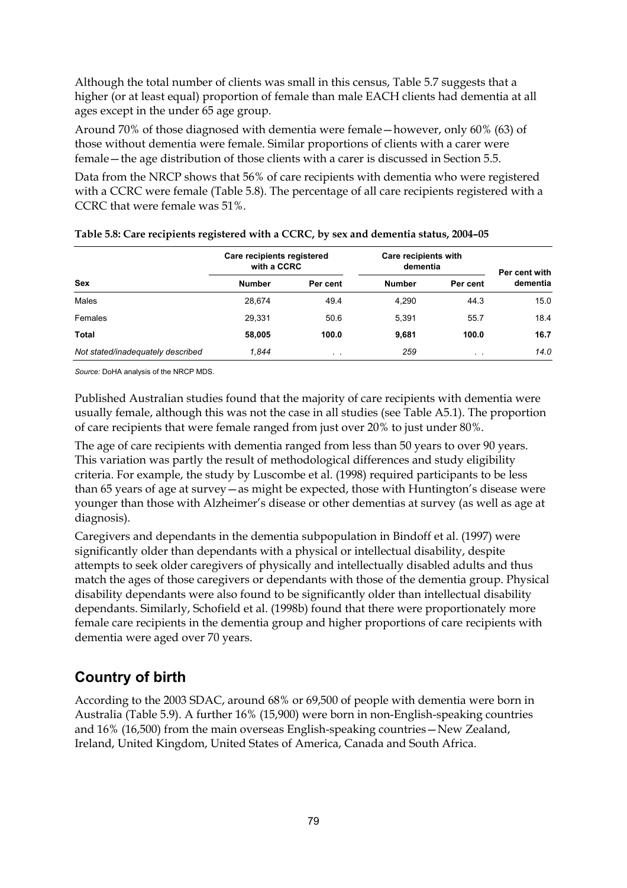Although the total number of clients was small in this census, Table 5.7 suggests that a higher (or at least equal) proportion of female than male EACH clients had dementia at all ages except in the under 65 age group.

Around 70% of those diagnosed with dementia were female—however, only 60% (63) of those without dementia were female. Similar proportions of clients with a carer were female—the age distribution of those clients with a carer is discussed in Section 5.5.

Data from the NRCP shows that 56% of care recipients with dementia who were registered with a CCRC were female (Table 5.8). The percentage of all care recipients registered with a CCRC that were female was 51%.

**Table 5.8: Care recipients registered with a CCRC, by sex and dementia status, 2004–05**

| | Care recipients registered with a CCRC | | Care recipients with dementia | | Per cent with dementia |
|---|---|---|---|---|---|
| **Sex** | **Number** | **Per cent** | **Number** | **Per cent** | |
| Males | 28,674 | 49.4 | 4,290 | 44.3 | 15.0 |
| Females | 29,331 | 50.6 | 5,391 | 55.7 | 18.4 |
| **Total** | **58,005** | **100.0** | **9,681** | **100.0** | **16.7** |
| *Not stated/inadequately described* | *1,844* | . . | *259* | . . | *14.0* |

*Source:* DoHA analysis of the NRCP MDS.

Published Australian studies found that the majority of care recipients with dementia were usually female, although this was not the case in all studies (see Table A5.1). The proportion of care recipients that were female ranged from just over 20% to just under 80%.

The age of care recipients with dementia ranged from less than 50 years to over 90 years. This variation was partly the result of methodological differences and study eligibility criteria. For example, the study by Luscombe et al. (1998) required participants to be less than 65 years of age at survey—as might be expected, those with Huntington's disease were younger than those with Alzheimer's disease or other dementias at survey (as well as age at diagnosis).

Caregivers and dependants in the dementia subpopulation in Bindoff et al. (1997) were significantly older than dependants with a physical or intellectual disability, despite attempts to seek older caregivers of physically and intellectually disabled adults and thus match the ages of those caregivers or dependants with those of the dementia group. Physical disability dependants were also found to be significantly older than intellectual disability dependants. Similarly, Schofield et al. (1998b) found that there were proportionately more female care recipients in the dementia group and higher proportions of care recipients with dementia were aged over 70 years.

## Country of birth

According to the 2003 SDAC, around 68% or 69,500 of people with dementia were born in Australia (Table 5.9). A further 16% (15,900) were born in non-English-speaking countries and 16% (16,500) from the main overseas English-speaking countries—New Zealand, Ireland, United Kingdom, United States of America, Canada and South Africa.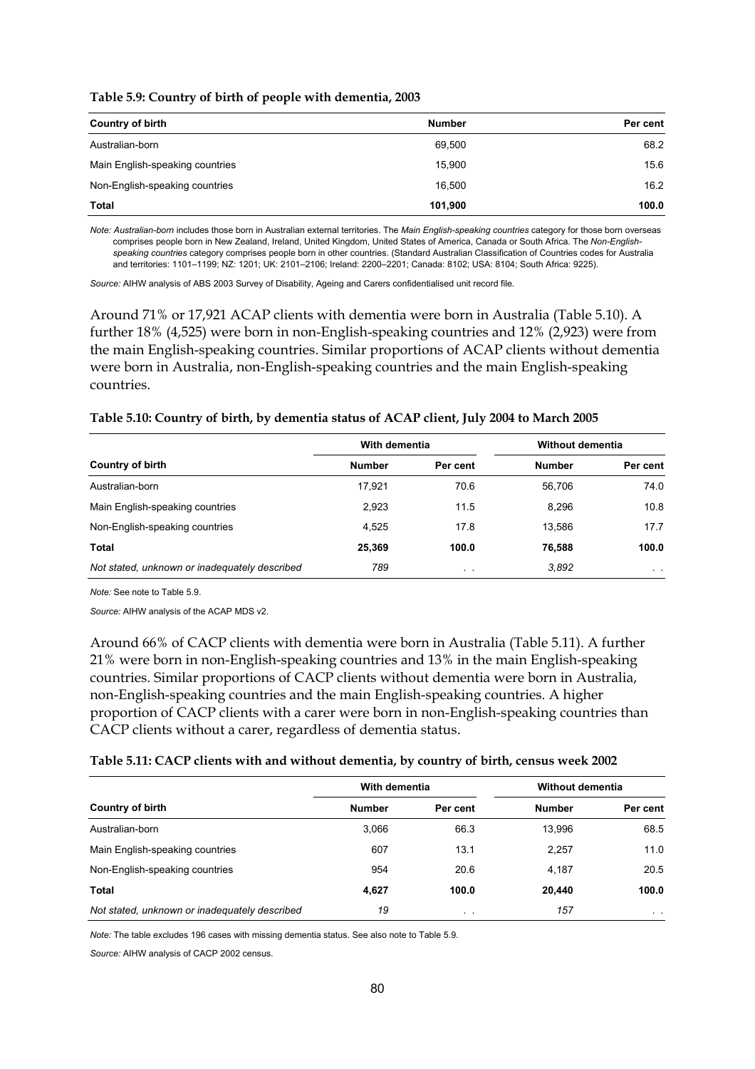**Table 5.9: Country of birth of people with dementia, 2003**

| Country of birth | Number | Per cent |
|---|---|---|
| Australian-born | 69,500 | 68.2 |
| Main English-speaking countries | 15,900 | 15.6 |
| Non-English-speaking countries | 16,500 | 16.2 |
| **Total** | **101,900** | **100.0** |

*Note: Australian-born* includes those born in Australian external territories. The *Main English-speaking countries* category for those born overseas comprises people born in New Zealand, Ireland, United Kingdom, United States of America, Canada or South Africa. The *Non-English-speaking countries* category comprises people born in other countries. (Standard Australian Classification of Countries codes for Australia and territories: 1101–1199; NZ: 1201; UK: 2101–2106; Ireland: 2200–2201; Canada: 8102; USA: 8104; South Africa: 9225).

*Source:* AIHW analysis of ABS 2003 Survey of Disability, Ageing and Carers confidentialised unit record file.

Around 71% or 17,921 ACAP clients with dementia were born in Australia (Table 5.10). A further 18% (4,525) were born in non-English-speaking countries and 12% (2,923) were from the main English-speaking countries. Similar proportions of ACAP clients without dementia were born in Australia, non-English-speaking countries and the main English-speaking countries.

**Table 5.10: Country of birth, by dementia status of ACAP client, July 2004 to March 2005**

| | With dementia | | Without dementia | |
|---|---|---|---|---|
| **Country of birth** | **Number** | **Per cent** | **Number** | **Per cent** |
| Australian-born | 17,921 | 70.6 | 56,706 | 74.0 |
| Main English-speaking countries | 2,923 | 11.5 | 8,296 | 10.8 |
| Non-English-speaking countries | 4,525 | 17.8 | 13,586 | 17.7 |
| **Total** | **25,369** | **100.0** | **76,588** | **100.0** |
| *Not stated, unknown or inadequately described* | *789* | . . | *3,892* | . . |

*Note:* See note to Table 5.9.

*Source:* AIHW analysis of the ACAP MDS v2.

Around 66% of CACP clients with dementia were born in Australia (Table 5.11). A further 21% were born in non-English-speaking countries and 13% in the main English-speaking countries. Similar proportions of CACP clients without dementia were born in Australia, non-English-speaking countries and the main English-speaking countries. A higher proportion of CACP clients with a carer were born in non-English-speaking countries than CACP clients without a carer, regardless of dementia status.

**Table 5.11: CACP clients with and without dementia, by country of birth, census week 2002**

| | With dementia | | Without dementia | |
|---|---|---|---|---|
| **Country of birth** | **Number** | **Per cent** | **Number** | **Per cent** |
| Australian-born | 3,066 | 66.3 | 13,996 | 68.5 |
| Main English-speaking countries | 607 | 13.1 | 2,257 | 11.0 |
| Non-English-speaking countries | 954 | 20.6 | 4,187 | 20.5 |
| **Total** | **4,627** | **100.0** | **20,440** | **100.0** |
| *Not stated, unknown or inadequately described* | *19* | . . | *157* | . . |

*Note:* The table excludes 196 cases with missing dementia status. See also note to Table 5.9.

*Source:* AIHW analysis of CACP 2002 census.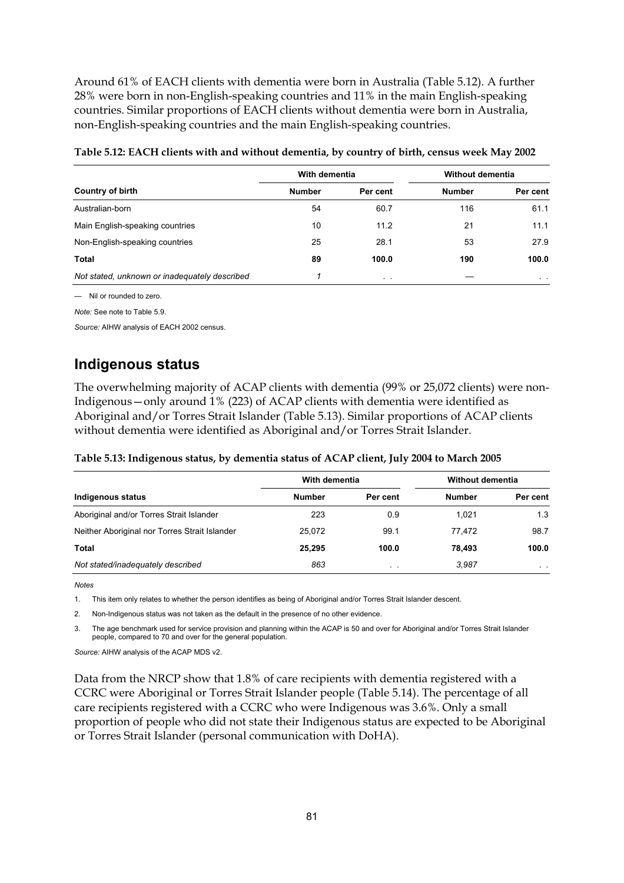Around 61% of EACH clients with dementia were born in Australia (Table 5.12). A further 28% were born in non-English-speaking countries and 11% in the main English-speaking countries. Similar proportions of EACH clients without dementia were born in Australia, non-English-speaking countries and the main English-speaking countries.

**Table 5.12: EACH clients with and without dementia, by country of birth, census week May 2002**

| | With dementia | | Without dementia | |
|---|---|---|---|---|
| **Country of birth** | **Number** | **Per cent** | **Number** | **Per cent** |
| Australian-born | 54 | 60.7 | 116 | 61.1 |
| Main English-speaking countries | 10 | 11.2 | 21 | 11.1 |
| Non-English-speaking countries | 25 | 28.1 | 53 | 27.9 |
| **Total** | **89** | **100.0** | **190** | **100.0** |
| *Not stated, unknown or inadequately described* | *1* | . . | — | . . |

— Nil or rounded to zero.

*Note:* See note to Table 5.9.

*Source:* AIHW analysis of EACH 2002 census.

## Indigenous status

The overwhelming majority of ACAP clients with dementia (99% or 25,072 clients) were non-Indigenous—only around 1% (223) of ACAP clients with dementia were identified as Aboriginal and/or Torres Strait Islander (Table 5.13). Similar proportions of ACAP clients without dementia were identified as Aboriginal and/or Torres Strait Islander.

**Table 5.13: Indigenous status, by dementia status of ACAP client, July 2004 to March 2005**

| | With dementia | | Without dementia | |
|---|---|---|---|---|
| **Indigenous status** | **Number** | **Per cent** | **Number** | **Per cent** |
| Aboriginal and/or Torres Strait Islander | 223 | 0.9 | 1,021 | 1.3 |
| Neither Aboriginal nor Torres Strait Islander | 25,072 | 99.1 | 77,472 | 98.7 |
| **Total** | **25,295** | **100.0** | **78,493** | **100.0** |
| *Not stated/inadequately described* | *863* | . . | *3,987* | . . |

*Notes*

1. This item only relates to whether the person identifies as being of Aboriginal and/or Torres Strait Islander descent.
2. Non-Indigenous status was not taken as the default in the presence of no other evidence.
3. The age benchmark used for service provision and planning within the ACAP is 50 and over for Aboriginal and/or Torres Strait Islander people, compared to 70 and over for the general population.

*Source:* AIHW analysis of the ACAP MDS v2.

Data from the NRCP show that 1.8% of care recipients with dementia registered with a CCRC were Aboriginal or Torres Strait Islander people (Table 5.14). The percentage of all care recipients registered with a CCRC who were Indigenous was 3.6%. Only a small proportion of people who did not state their Indigenous status are expected to be Aboriginal or Torres Strait Islander (personal communication with DoHA).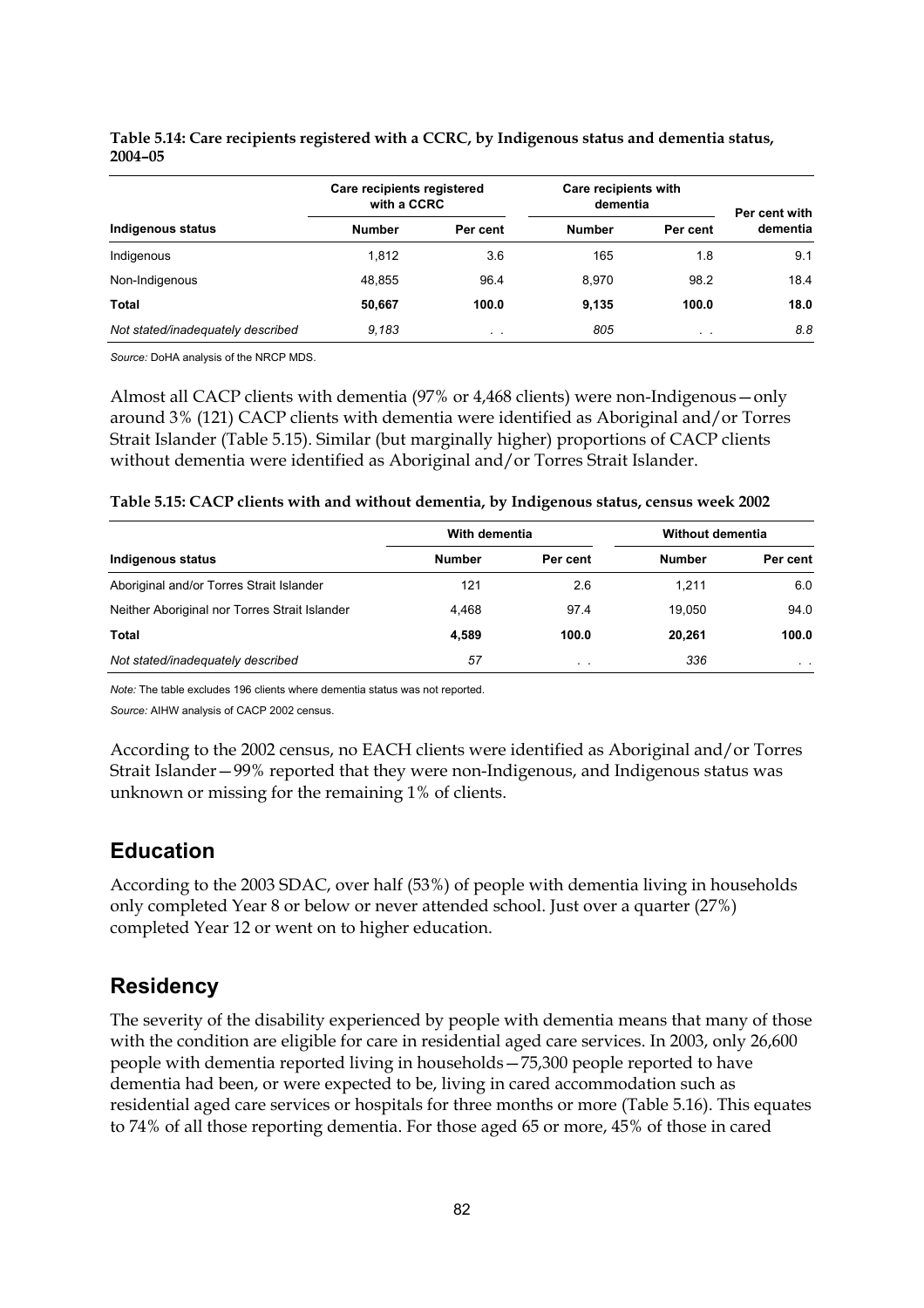**Table 5.14: Care recipients registered with a CCRC, by Indigenous status and dementia status, 2004–05**

| | Care recipients registered with a CCRC | | Care recipients with dementia | | Per cent with dementia |
|---|---|---|---|---|---|
| **Indigenous status** | **Number** | **Per cent** | **Number** | **Per cent** | |
| Indigenous | 1,812 | 3.6 | 165 | 1.8 | 9.1 |
| Non-Indigenous | 48,855 | 96.4 | 8,970 | 98.2 | 18.4 |
| **Total** | **50,667** | **100.0** | **9,135** | **100.0** | **18.0** |
| *Not stated/inadequately described* | *9,183* | . . | *805* | . . | *8.8* |

*Source:* DoHA analysis of the NRCP MDS.

Almost all CACP clients with dementia (97% or 4,468 clients) were non-Indigenous—only around 3% (121) CACP clients with dementia were identified as Aboriginal and/or Torres Strait Islander (Table 5.15). Similar (but marginally higher) proportions of CACP clients without dementia were identified as Aboriginal and/or Torres Strait Islander.

**Table 5.15: CACP clients with and without dementia, by Indigenous status, census week 2002**

| | With dementia | | Without dementia | |
|---|---|---|---|---|
| **Indigenous status** | **Number** | **Per cent** | **Number** | **Per cent** |
| Aboriginal and/or Torres Strait Islander | 121 | 2.6 | 1,211 | 6.0 |
| Neither Aboriginal nor Torres Strait Islander | 4,468 | 97.4 | 19,050 | 94.0 |
| **Total** | **4,589** | **100.0** | **20,261** | **100.0** |
| *Not stated/inadequately described* | *57* | . . | *336* | . . |

*Note:* The table excludes 196 clients where dementia status was not reported.

*Source:* AIHW analysis of CACP 2002 census.

According to the 2002 census, no EACH clients were identified as Aboriginal and/or Torres Strait Islander—99% reported that they were non-Indigenous, and Indigenous status was unknown or missing for the remaining 1% of clients.

## Education

According to the 2003 SDAC, over half (53%) of people with dementia living in households only completed Year 8 or below or never attended school. Just over a quarter (27%) completed Year 12 or went on to higher education.

## Residency

The severity of the disability experienced by people with dementia means that many of those with the condition are eligible for care in residential aged care services. In 2003, only 26,600 people with dementia reported living in households—75,300 people reported to have dementia had been, or were expected to be, living in cared accommodation such as residential aged care services or hospitals for three months or more (Table 5.16). This equates to 74% of all those reporting dementia. For those aged 65 or more, 45% of those in cared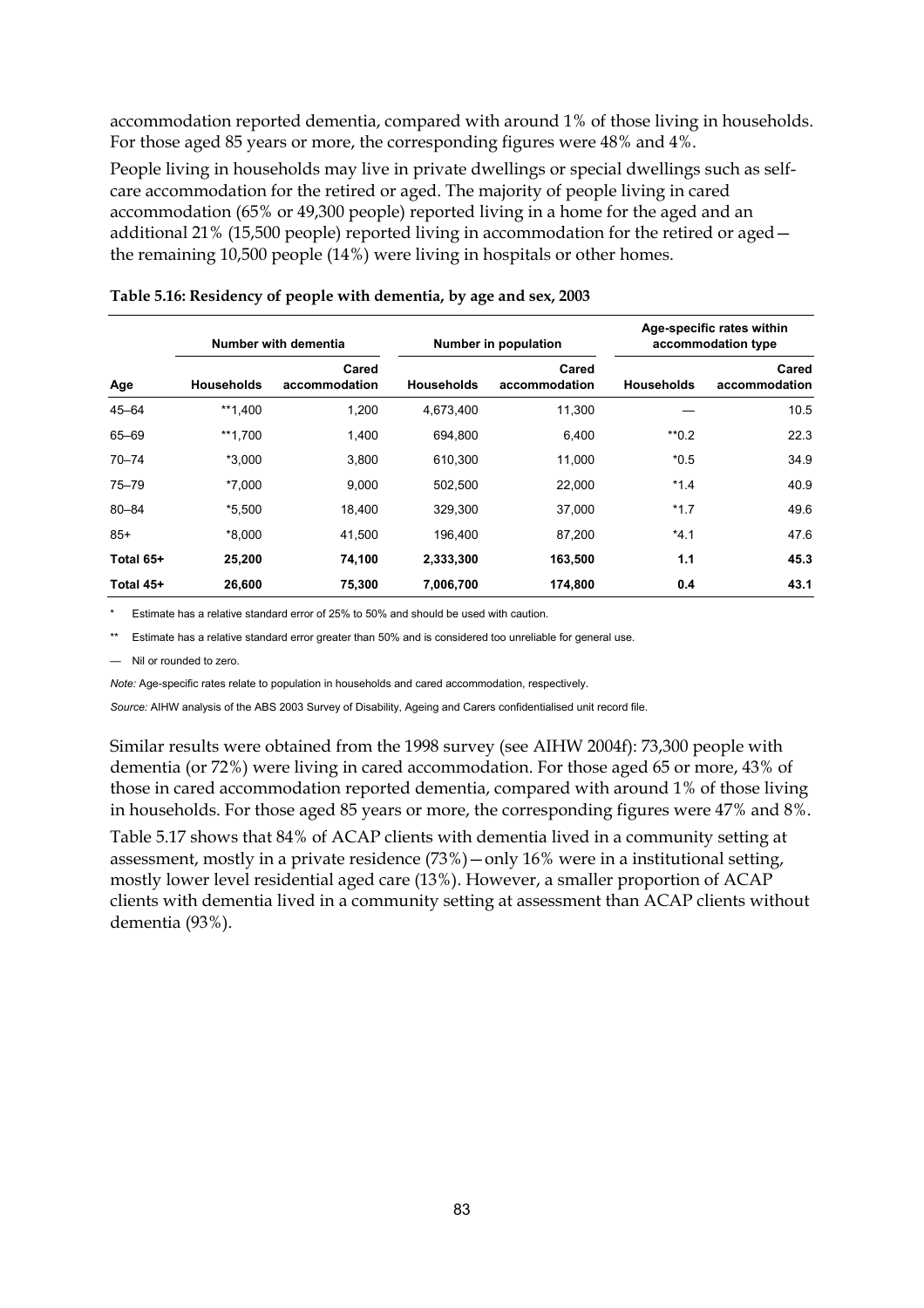accommodation reported dementia, compared with around 1% of those living in households. For those aged 85 years or more, the corresponding figures were 48% and 4%.

People living in households may live in private dwellings or special dwellings such as self-care accommodation for the retired or aged. The majority of people living in cared accommodation (65% or 49,300 people) reported living in a home for the aged and an additional 21% (15,500 people) reported living in accommodation for the retired or aged—the remaining 10,500 people (14%) were living in hospitals or other homes.

**Table 5.16: Residency of people with dementia, by age and sex, 2003**

| | Number with dementia | | Number in population | | Age-specific rates within accommodation type | |
|---|---|---|---|---|---|---|
| Age | Households | Cared accommodation | Households | Cared accommodation | Households | Cared accommodation |
| 45–64 | **1,400 | 1,200 | 4,673,400 | 11,300 | — | 10.5 |
| 65–69 | **1,700 | 1,400 | 694,800 | 6,400 | **0.2 | 22.3 |
| 70–74 | *3,000 | 3,800 | 610,300 | 11,000 | *0.5 | 34.9 |
| 75–79 | *7,000 | 9,000 | 502,500 | 22,000 | *1.4 | 40.9 |
| 80–84 | *5,500 | 18,400 | 329,300 | 37,000 | *1.7 | 49.6 |
| 85+ | *8,000 | 41,500 | 196,400 | 87,200 | *4.1 | 47.6 |
| **Total 65+** | **25,200** | **74,100** | **2,333,300** | **163,500** | **1.1** | **45.3** |
| **Total 45+** | **26,600** | **75,300** | **7,006,700** | **174,800** | **0.4** | **43.1** |

\* Estimate has a relative standard error of 25% to 50% and should be used with caution.

** Estimate has a relative standard error greater than 50% and is considered too unreliable for general use.

— Nil or rounded to zero.

*Note:* Age-specific rates relate to population in households and cared accommodation, respectively.

*Source:* AIHW analysis of the ABS 2003 Survey of Disability, Ageing and Carers confidentialised unit record file.

Similar results were obtained from the 1998 survey (see AIHW 2004f): 73,300 people with dementia (or 72%) were living in cared accommodation. For those aged 65 or more, 43% of those in cared accommodation reported dementia, compared with around 1% of those living in households. For those aged 85 years or more, the corresponding figures were 47% and 8%.

Table 5.17 shows that 84% of ACAP clients with dementia lived in a community setting at assessment, mostly in a private residence (73%)—only 16% were in a institutional setting, mostly lower level residential aged care (13%). However, a smaller proportion of ACAP clients with dementia lived in a community setting at assessment than ACAP clients without dementia (93%).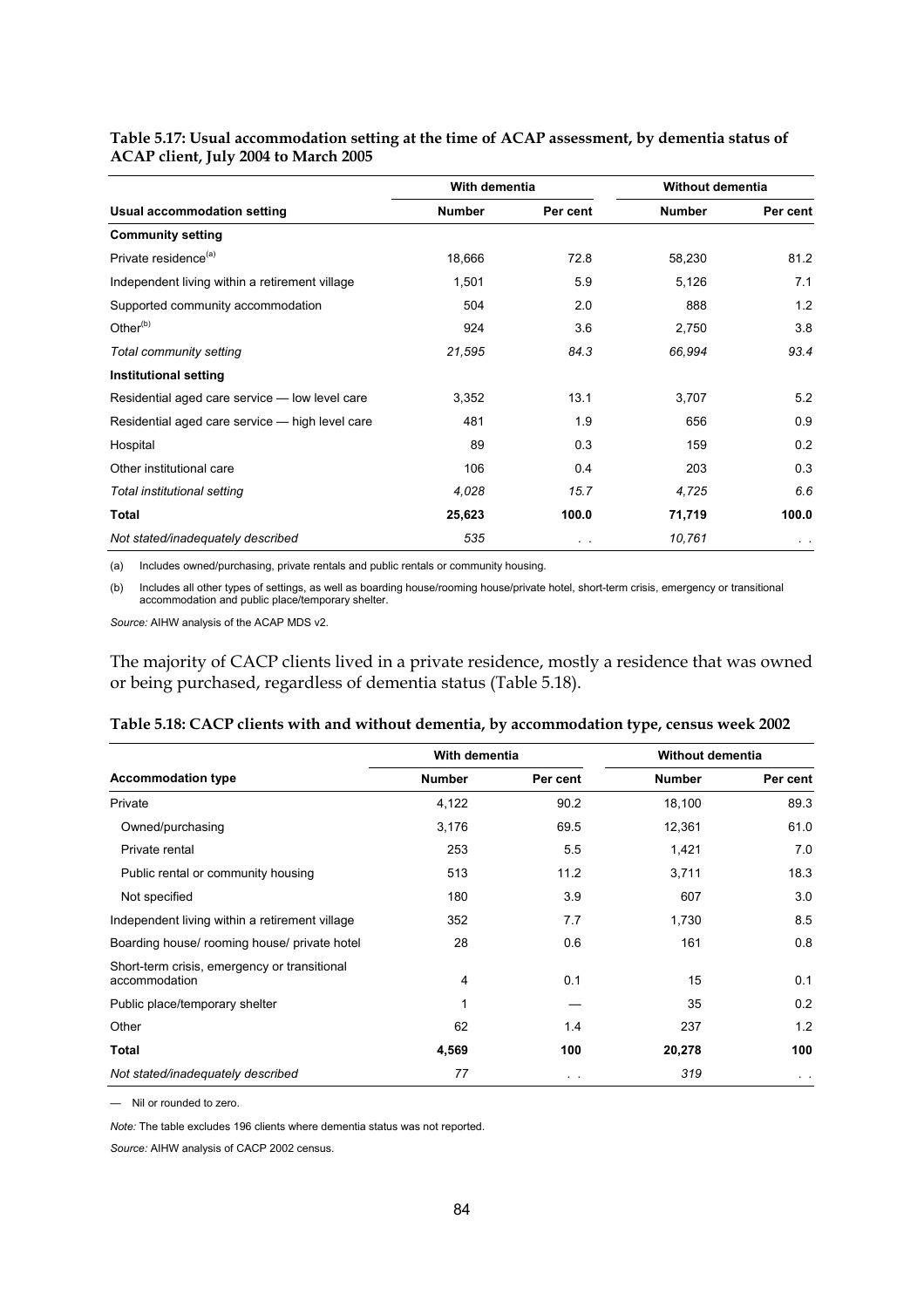**Table 5.17: Usual accommodation setting at the time of ACAP assessment, by dementia status of ACAP client, July 2004 to March 2005**

| | With dementia | | Without dementia | |
|---|---|---|---|---|
| **Usual accommodation setting** | **Number** | **Per cent** | **Number** | **Per cent** |
| **Community setting** | | | | |
| Private residence[(a)] | 18,666 | 72.8 | 58,230 | 81.2 |
| Independent living within a retirement village | 1,501 | 5.9 | 5,126 | 7.1 |
| Supported community accommodation | 504 | 2.0 | 888 | 1.2 |
| Other[(b)] | 924 | 3.6 | 2,750 | 3.8 |
| *Total community setting* | *21,595* | *84.3* | *66,994* | *93.4* |
| **Institutional setting** | | | | |
| Residential aged care service — low level care | 3,352 | 13.1 | 3,707 | 5.2 |
| Residential aged care service — high level care | 481 | 1.9 | 656 | 0.9 |
| Hospital | 89 | 0.3 | 159 | 0.2 |
| Other institutional care | 106 | 0.4 | 203 | 0.3 |
| *Total institutional setting* | *4,028* | *15.7* | *4,725* | *6.6* |
| **Total** | **25,623** | **100.0** | **71,719** | **100.0** |
| *Not stated/inadequately described* | *535* | . . | *10,761* | . . |

(a) Includes owned/purchasing, private rentals and public rentals or community housing.

(b) Includes all other types of settings, as well as boarding house/rooming house/private hotel, short-term crisis, emergency or transitional accommodation and public place/temporary shelter.

*Source:* AIHW analysis of the ACAP MDS v2.

The majority of CACP clients lived in a private residence, mostly a residence that was owned or being purchased, regardless of dementia status (Table 5.18).

**Table 5.18: CACP clients with and without dementia, by accommodation type, census week 2002**

| | With dementia | | Without dementia | |
|---|---|---|---|---|
| **Accommodation type** | **Number** | **Per cent** | **Number** | **Per cent** |
| Private | 4,122 | 90.2 | 18,100 | 89.3 |
| Owned/purchasing | 3,176 | 69.5 | 12,361 | 61.0 |
| Private rental | 253 | 5.5 | 1,421 | 7.0 |
| Public rental or community housing | 513 | 11.2 | 3,711 | 18.3 |
| Not specified | 180 | 3.9 | 607 | 3.0 |
| Independent living within a retirement village | 352 | 7.7 | 1,730 | 8.5 |
| Boarding house/ rooming house/ private hotel | 28 | 0.6 | 161 | 0.8 |
| Short-term crisis, emergency or transitional accommodation | 4 | 0.1 | 15 | 0.1 |
| Public place/temporary shelter | 1 | — | 35 | 0.2 |
| Other | 62 | 1.4 | 237 | 1.2 |
| **Total** | **4,569** | **100** | **20,278** | **100** |
| *Not stated/inadequately described* | *77* | . . | *319* | . . |

— Nil or rounded to zero.

*Note:* The table excludes 196 clients where dementia status was not reported.

*Source:* AIHW analysis of CACP 2002 census.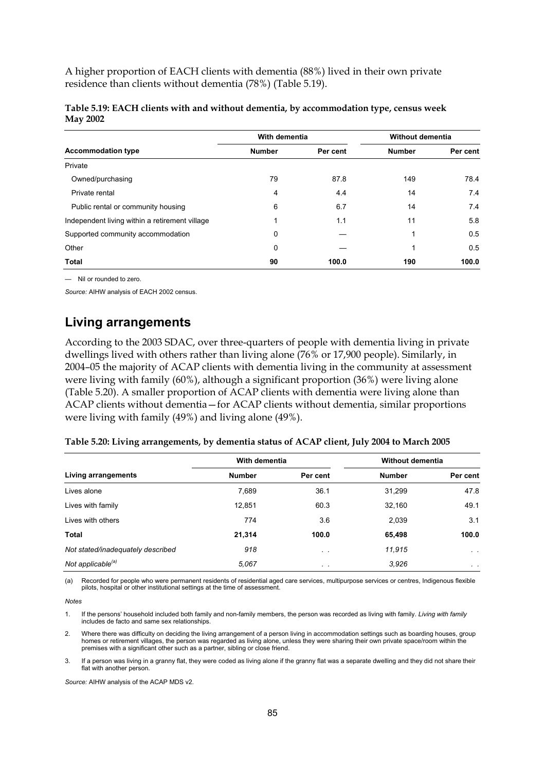A higher proportion of EACH clients with dementia (88%) lived in their own private residence than clients without dementia (78%) (Table 5.19).

**Table 5.19: EACH clients with and without dementia, by accommodation type, census week May 2002**

| | With dementia | | Without dementia | |
|---|---|---|---|---|
| **Accommodation type** | **Number** | **Per cent** | **Number** | **Per cent** |
| Private | | | | |
| Owned/purchasing | 79 | 87.8 | 149 | 78.4 |
| Private rental | 4 | 4.4 | 14 | 7.4 |
| Public rental or community housing | 6 | 6.7 | 14 | 7.4 |
| Independent living within a retirement village | 1 | 1.1 | 11 | 5.8 |
| Supported community accommodation | 0 | — | 1 | 0.5 |
| Other | 0 | — | 1 | 0.5 |
| **Total** | **90** | **100.0** | **190** | **100.0** |

— Nil or rounded to zero.

*Source:* AIHW analysis of EACH 2002 census.

## Living arrangements

According to the 2003 SDAC, over three-quarters of people with dementia living in private dwellings lived with others rather than living alone (76% or 17,900 people). Similarly, in 2004–05 the majority of ACAP clients with dementia living in the community at assessment were living with family (60%), although a significant proportion (36%) were living alone (Table 5.20). A smaller proportion of ACAP clients with dementia were living alone than ACAP clients without dementia—for ACAP clients without dementia, similar proportions were living with family (49%) and living alone (49%).

**Table 5.20: Living arrangements, by dementia status of ACAP client, July 2004 to March 2005**

| | With dementia | | Without dementia | |
|---|---|---|---|---|
| **Living arrangements** | **Number** | **Per cent** | **Number** | **Per cent** |
| Lives alone | 7,689 | 36.1 | 31,299 | 47.8 |
| Lives with family | 12,851 | 60.3 | 32,160 | 49.1 |
| Lives with others | 774 | 3.6 | 2,039 | 3.1 |
| **Total** | **21,314** | **100.0** | **65,498** | **100.0** |
| *Not stated/inadequately described* | *918* | . . | *11,915* | . . |
| *Not applicable[(a)]* | *5,067* | . . | *3,926* | . . |

(a) Recorded for people who were permanent residents of residential aged care services, multipurpose services or centres, Indigenous flexible pilots, hospital or other institutional settings at the time of assessment.

*Notes*

1. If the persons' household included both family and non-family members, the person was recorded as living with family. *Living with family* includes de facto and same sex relationships.
2. Where there was difficulty on deciding the living arrangement of a person living in accommodation settings such as boarding houses, group homes or retirement villages, the person was regarded as living alone, unless they were sharing their own private space/room within the premises with a significant other such as a partner, sibling or close friend.
3. If a person was living in a granny flat, they were coded as living alone if the granny flat was a separate dwelling and they did not share their flat with another person.

*Source:* AIHW analysis of the ACAP MDS v2.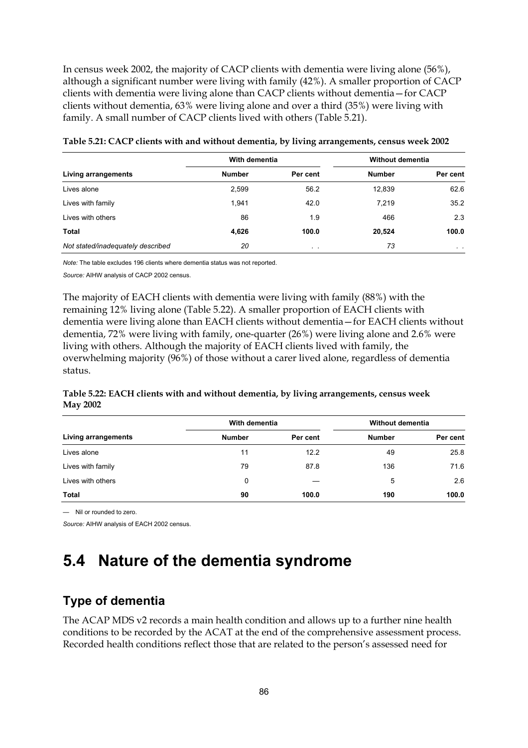In census week 2002, the majority of CACP clients with dementia were living alone (56%), although a significant number were living with family (42%). A smaller proportion of CACP clients with dementia were living alone than CACP clients without dementia—for CACP clients without dementia, 63% were living alone and over a third (35%) were living with family. A small number of CACP clients lived with others (Table 5.21).

**Table 5.21: CACP clients with and without dementia, by living arrangements, census week 2002**

| | With dementia | | Without dementia | |
|---|---|---|---|---|
| **Living arrangements** | **Number** | **Per cent** | **Number** | **Per cent** |
| Lives alone | 2,599 | 56.2 | 12,839 | 62.6 |
| Lives with family | 1,941 | 42.0 | 7,219 | 35.2 |
| Lives with others | 86 | 1.9 | 466 | 2.3 |
| **Total** | **4,626** | **100.0** | **20,524** | **100.0** |
| *Not stated/inadequately described* | *20* | . . | *73* | . . |

*Note:* The table excludes 196 clients where dementia status was not reported.

*Source:* AIHW analysis of CACP 2002 census.

The majority of EACH clients with dementia were living with family (88%) with the remaining 12% living alone (Table 5.22). A smaller proportion of EACH clients with dementia were living alone than EACH clients without dementia—for EACH clients without dementia, 72% were living with family, one-quarter (26%) were living alone and 2.6% were living with others. Although the majority of EACH clients lived with family, the overwhelming majority (96%) of those without a carer lived alone, regardless of dementia status.

**Table 5.22: EACH clients with and without dementia, by living arrangements, census week May 2002**

| | With dementia | | Without dementia | |
|---|---|---|---|---|
| **Living arrangements** | **Number** | **Per cent** | **Number** | **Per cent** |
| Lives alone | 11 | 12.2 | 49 | 25.8 |
| Lives with family | 79 | 87.8 | 136 | 71.6 |
| Lives with others | 0 | — | 5 | 2.6 |
| **Total** | **90** | **100.0** | **190** | **100.0** |

— Nil or rounded to zero.

*Source:* AIHW analysis of EACH 2002 census.

# 5.4 Nature of the dementia syndrome

## Type of dementia

The ACAP MDS v2 records a main health condition and allows up to a further nine health conditions to be recorded by the ACAT at the end of the comprehensive assessment process. Recorded health conditions reflect those that are related to the person's assessed need for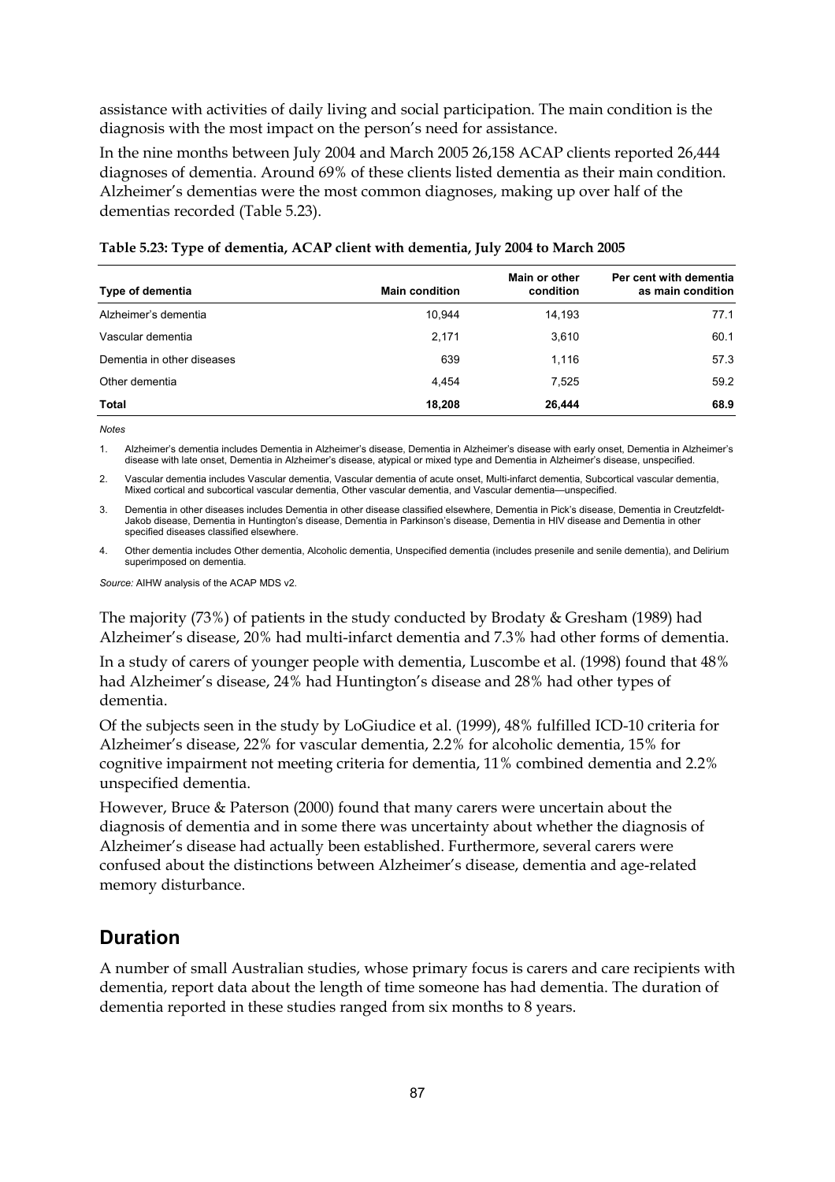assistance with activities of daily living and social participation. The main condition is the diagnosis with the most impact on the person's need for assistance.

In the nine months between July 2004 and March 2005 26,158 ACAP clients reported 26,444 diagnoses of dementia. Around 69% of these clients listed dementia as their main condition. Alzheimer's dementias were the most common diagnoses, making up over half of the dementias recorded (Table 5.23).

**Table 5.23: Type of dementia, ACAP client with dementia, July 2004 to March 2005**

| Type of dementia | Main condition | Main or other condition | Per cent with dementia as main condition |
|---|---|---|---|
| Alzheimer's dementia | 10,944 | 14,193 | 77.1 |
| Vascular dementia | 2,171 | 3,610 | 60.1 |
| Dementia in other diseases | 639 | 1,116 | 57.3 |
| Other dementia | 4,454 | 7,525 | 59.2 |
| **Total** | **18,208** | **26,444** | **68.9** |

*Notes*

1. Alzheimer's dementia includes Dementia in Alzheimer's disease, Dementia in Alzheimer's disease with early onset, Dementia in Alzheimer's disease with late onset, Dementia in Alzheimer's disease, atypical or mixed type and Dementia in Alzheimer's disease, unspecified.
2. Vascular dementia includes Vascular dementia, Vascular dementia of acute onset, Multi-infarct dementia, Subcortical vascular dementia, Mixed cortical and subcortical vascular dementia, Other vascular dementia, and Vascular dementia—unspecified.
3. Dementia in other diseases includes Dementia in other disease classified elsewhere, Dementia in Pick's disease, Dementia in Creutzfeldt-Jakob disease, Dementia in Huntington's disease, Dementia in Parkinson's disease, Dementia in HIV disease and Dementia in other specified diseases classified elsewhere.
4. Other dementia includes Other dementia, Alcoholic dementia, Unspecified dementia (includes presenile and senile dementia), and Delirium superimposed on dementia.

*Source:* AIHW analysis of the ACAP MDS v2.

The majority (73%) of patients in the study conducted by Brodaty & Gresham (1989) had Alzheimer's disease, 20% had multi-infarct dementia and 7.3% had other forms of dementia.

In a study of carers of younger people with dementia, Luscombe et al. (1998) found that 48% had Alzheimer's disease, 24% had Huntington's disease and 28% had other types of dementia.

Of the subjects seen in the study by LoGiudice et al. (1999), 48% fulfilled ICD-10 criteria for Alzheimer's disease, 22% for vascular dementia, 2.2% for alcoholic dementia, 15% for cognitive impairment not meeting criteria for dementia, 11% combined dementia and 2.2% unspecified dementia.

However, Bruce & Paterson (2000) found that many carers were uncertain about the diagnosis of dementia and in some there was uncertainty about whether the diagnosis of Alzheimer's disease had actually been established. Furthermore, several carers were confused about the distinctions between Alzheimer's disease, dementia and age-related memory disturbance.

## Duration

A number of small Australian studies, whose primary focus is carers and care recipients with dementia, report data about the length of time someone has had dementia. The duration of dementia reported in these studies ranged from six months to 8 years.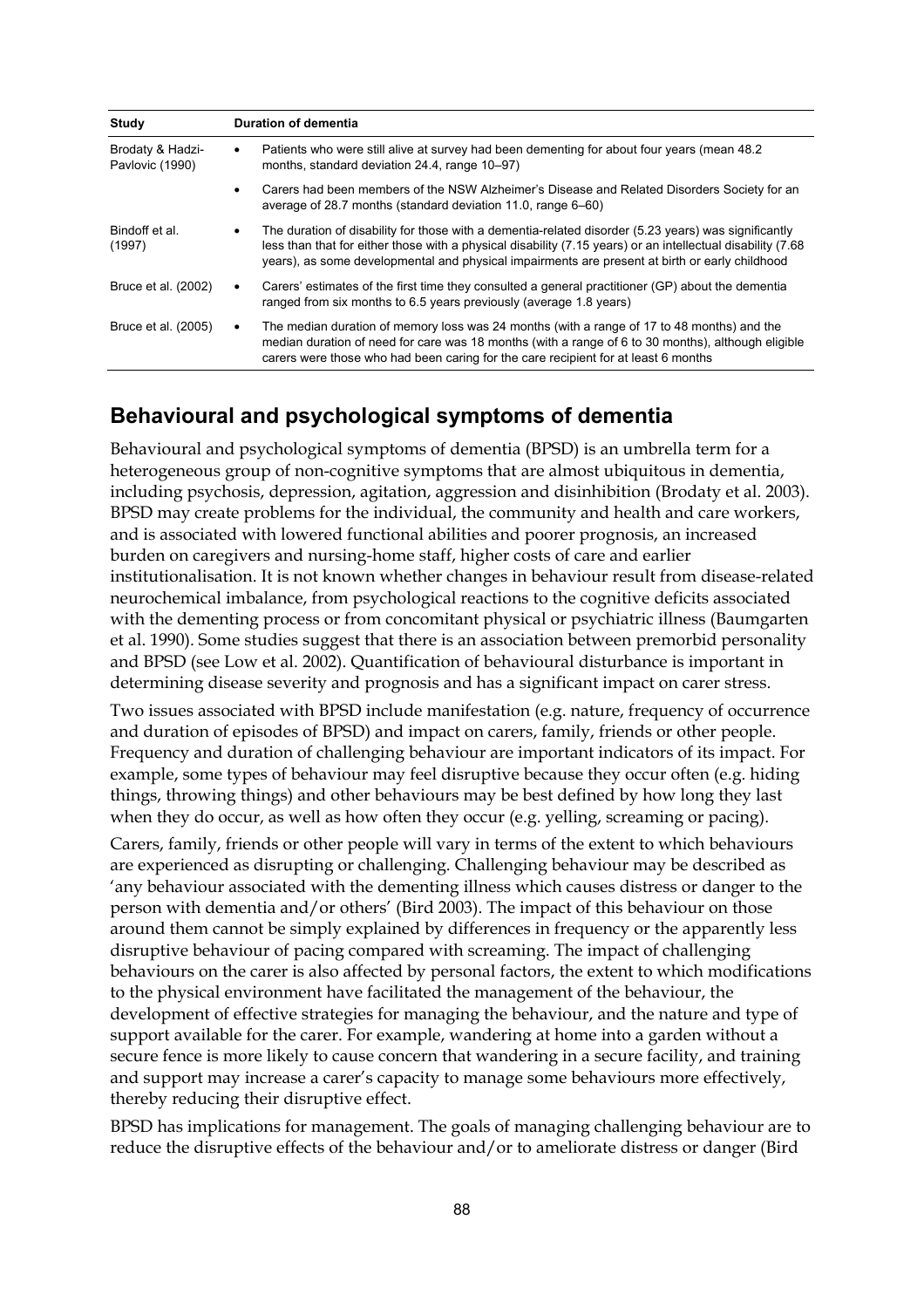| Study | Duration of dementia |
| --- | --- |
| Brodaty & Hadzi-Pavlovic (1990) | • Patients who were still alive at survey had been dementing for about four years (mean 48.2 months, standard deviation 24.4, range 10–97) |
| | • Carers had been members of the NSW Alzheimer's Disease and Related Disorders Society for an average of 28.7 months (standard deviation 11.0, range 6–60) |
| Bindoff et al. (1997) | • The duration of disability for those with a dementia-related disorder (5.23 years) was significantly less than that for either those with a physical disability (7.15 years) or an intellectual disability (7.68 years), as some developmental and physical impairments are present at birth or early childhood |
| Bruce et al. (2002) | • Carers' estimates of the first time they consulted a general practitioner (GP) about the dementia ranged from six months to 6.5 years previously (average 1.8 years) |
| Bruce et al. (2005) | • The median duration of memory loss was 24 months (with a range of 17 to 48 months) and the median duration of need for care was 18 months (with a range of 6 to 30 months), although eligible carers were those who had been caring for the care recipient for at least 6 months |

## Behavioural and psychological symptoms of dementia

Behavioural and psychological symptoms of dementia (BPSD) is an umbrella term for a heterogeneous group of non-cognitive symptoms that are almost ubiquitous in dementia, including psychosis, depression, agitation, aggression and disinhibition (Brodaty et al. 2003). BPSD may create problems for the individual, the community and health and care workers, and is associated with lowered functional abilities and poorer prognosis, an increased burden on caregivers and nursing-home staff, higher costs of care and earlier institutionalisation. It is not known whether changes in behaviour result from disease-related neurochemical imbalance, from psychological reactions to the cognitive deficits associated with the dementing process or from concomitant physical or psychiatric illness (Baumgarten et al. 1990). Some studies suggest that there is an association between premorbid personality and BPSD (see Low et al. 2002). Quantification of behavioural disturbance is important in determining disease severity and prognosis and has a significant impact on carer stress.

Two issues associated with BPSD include manifestation (e.g. nature, frequency of occurrence and duration of episodes of BPSD) and impact on carers, family, friends or other people. Frequency and duration of challenging behaviour are important indicators of its impact. For example, some types of behaviour may feel disruptive because they occur often (e.g. hiding things, throwing things) and other behaviours may be best defined by how long they last when they do occur, as well as how often they occur (e.g. yelling, screaming or pacing).

Carers, family, friends or other people will vary in terms of the extent to which behaviours are experienced as disrupting or challenging. Challenging behaviour may be described as 'any behaviour associated with the dementing illness which causes distress or danger to the person with dementia and/or others' (Bird 2003). The impact of this behaviour on those around them cannot be simply explained by differences in frequency or the apparently less disruptive behaviour of pacing compared with screaming. The impact of challenging behaviours on the carer is also affected by personal factors, the extent to which modifications to the physical environment have facilitated the management of the behaviour, the development of effective strategies for managing the behaviour, and the nature and type of support available for the carer. For example, wandering at home into a garden without a secure fence is more likely to cause concern that wandering in a secure facility, and training and support may increase a carer's capacity to manage some behaviours more effectively, thereby reducing their disruptive effect.

BPSD has implications for management. The goals of managing challenging behaviour are to reduce the disruptive effects of the behaviour and/or to ameliorate distress or danger (Bird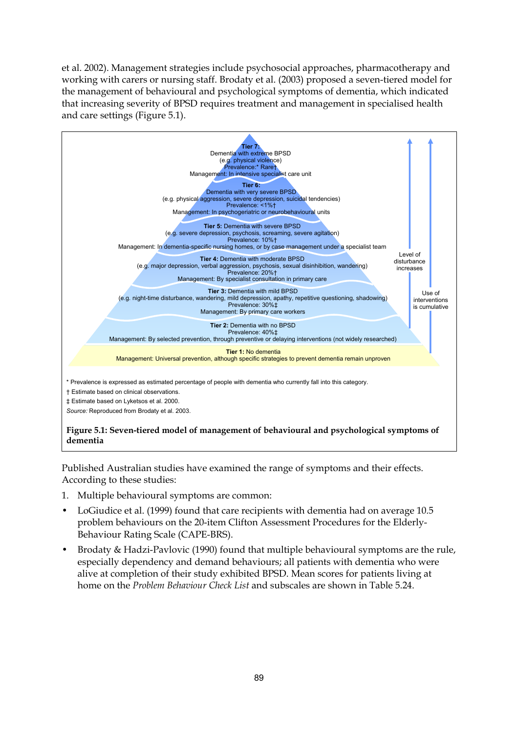et al. 2002). Management strategies include psychosocial approaches, pharmacotherapy and working with carers or nursing staff. Brodaty et al. (2003) proposed a seven-tiered model for the management of behavioural and psychological symptoms of dementia, which indicated that increasing severity of BPSD requires treatment and management in specialised health and care settings (Figure 5.1).

**Tier 7:**
Dementia with extreme BPSD
(e.g. physical violence)
Prevalence:* Rare†
Management: In intensive specialist care unit

**Tier 6:**
Dementia with very severe BPSD
(e.g. physical aggression, severe depression, suicidal tendencies)
Prevalence: <1%†
Management: In psychogeriatric or neurobehavioural units

**Tier 5:** Dementia with severe BPSD
(e.g. severe depression, psychosis, screaming, severe agitation)
Prevalence: 10%†
Management: In dementia-specific nursing homes, or by case management under a specialist team

**Tier 4:** Dementia with moderate BPSD
(e.g. major depression, verbal aggression, psychosis, sexual disinhibition, wandering)
Prevalence: 20%†
Management: By specialist consultation in primary care

**Tier 3:** Dementia with mild BPSD
(e.g. night-time disturbance, wandering, mild depression, apathy, repetitive questioning, shadowing)
Prevalence: 30%‡
Management: By primary care workers

**Tier 2:** Dementia with no BPSD
Prevalence: 40%‡
Management: By selected prevention, through preventive or delaying interventions (not widely researched)

**Tier 1:** No dementia
Management: Universal prevention, although specific strategies to prevent dementia remain unproven

Level of disturbance increases

Use of interventions is cumulative

\* Prevalence is expressed as estimated percentage of people with dementia who currently fall into this category.
† Estimate based on clinical observations.
‡ Estimate based on Lyketsos et al. 2000.
*Source:* Reproduced from Brodaty et al. 2003.

**Figure 5.1: Seven-tiered model of management of behavioural and psychological symptoms of dementia**

Published Australian studies have examined the range of symptoms and their effects. According to these studies:

1. Multiple behavioural symptoms are common:

- LoGiudice et al. (1999) found that care recipients with dementia had on average 10.5 problem behaviours on the 20-item Clifton Assessment Procedures for the Elderly-Behaviour Rating Scale (CAPE-BRS).
- Brodaty & Hadzi-Pavlovic (1990) found that multiple behavioural symptoms are the rule, especially dependency and demand behaviours; all patients with dementia who were alive at completion of their study exhibited BPSD. Mean scores for patients living at home on the *Problem Behaviour Check List* and subscales are shown in Table 5.24.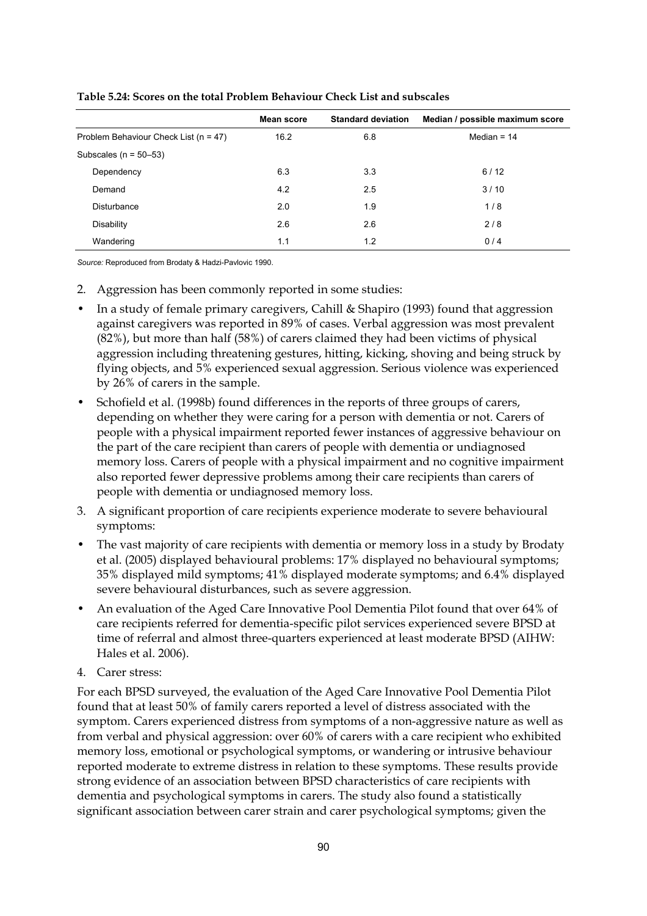**Table 5.24: Scores on the total Problem Behaviour Check List and subscales**

| | Mean score | Standard deviation | Median / possible maximum score |
|---|---|---|---|
| Problem Behaviour Check List (n = 47) | 16.2 | 6.8 | Median = 14 |
| Subscales (n = 50–53) | | | |
| Dependency | 6.3 | 3.3 | 6 / 12 |
| Demand | 4.2 | 2.5 | 3 / 10 |
| Disturbance | 2.0 | 1.9 | 1 / 8 |
| Disability | 2.6 | 2.6 | 2 / 8 |
| Wandering | 1.1 | 1.2 | 0 / 4 |

*Source:* Reproduced from Brodaty & Hadzi-Pavlovic 1990.

2. Aggression has been commonly reported in some studies:

- In a study of female primary caregivers, Cahill & Shapiro (1993) found that aggression against caregivers was reported in 89% of cases. Verbal aggression was most prevalent (82%), but more than half (58%) of carers claimed they had been victims of physical aggression including threatening gestures, hitting, kicking, shoving and being struck by flying objects, and 5% experienced sexual aggression. Serious violence was experienced by 26% of carers in the sample.
- Schofield et al. (1998b) found differences in the reports of three groups of carers, depending on whether they were caring for a person with dementia or not. Carers of people with a physical impairment reported fewer instances of aggressive behaviour on the part of the care recipient than carers of people with dementia or undiagnosed memory loss. Carers of people with a physical impairment and no cognitive impairment also reported fewer depressive problems among their care recipients than carers of people with dementia or undiagnosed memory loss.

3. A significant proportion of care recipients experience moderate to severe behavioural symptoms:

- The vast majority of care recipients with dementia or memory loss in a study by Brodaty et al. (2005) displayed behavioural problems: 17% displayed no behavioural symptoms; 35% displayed mild symptoms; 41% displayed moderate symptoms; and 6.4% displayed severe behavioural disturbances, such as severe aggression.
- An evaluation of the Aged Care Innovative Pool Dementia Pilot found that over 64% of care recipients referred for dementia-specific pilot services experienced severe BPSD at time of referral and almost three-quarters experienced at least moderate BPSD (AIHW: Hales et al. 2006).

4. Carer stress:

For each BPSD surveyed, the evaluation of the Aged Care Innovative Pool Dementia Pilot found that at least 50% of family carers reported a level of distress associated with the symptom. Carers experienced distress from symptoms of a non-aggressive nature as well as from verbal and physical aggression: over 60% of carers with a care recipient who exhibited memory loss, emotional or psychological symptoms, or wandering or intrusive behaviour reported moderate to extreme distress in relation to these symptoms. These results provide strong evidence of an association between BPSD characteristics of care recipients with dementia and psychological symptoms in carers. The study also found a statistically significant association between carer strain and carer psychological symptoms; given the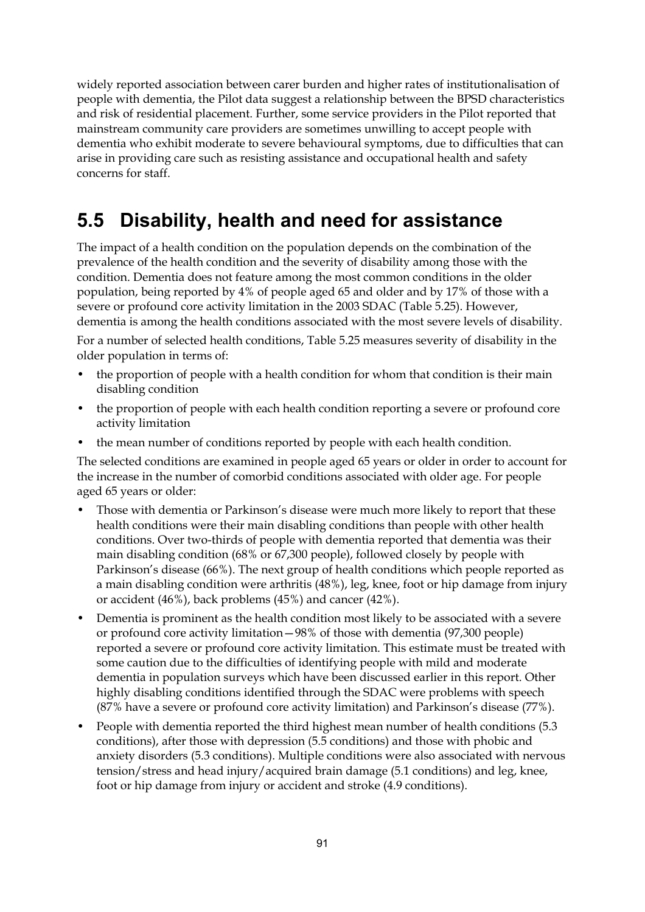widely reported association between carer burden and higher rates of institutionalisation of people with dementia, the Pilot data suggest a relationship between the BPSD characteristics and risk of residential placement. Further, some service providers in the Pilot reported that mainstream community care providers are sometimes unwilling to accept people with dementia who exhibit moderate to severe behavioural symptoms, due to difficulties that can arise in providing care such as resisting assistance and occupational health and safety concerns for staff.

## 5.5 Disability, health and need for assistance

The impact of a health condition on the population depends on the combination of the prevalence of the health condition and the severity of disability among those with the condition. Dementia does not feature among the most common conditions in the older population, being reported by 4% of people aged 65 and older and by 17% of those with a severe or profound core activity limitation in the 2003 SDAC (Table 5.25). However, dementia is among the health conditions associated with the most severe levels of disability.

For a number of selected health conditions, Table 5.25 measures severity of disability in the older population in terms of:

- the proportion of people with a health condition for whom that condition is their main disabling condition
- the proportion of people with each health condition reporting a severe or profound core activity limitation
- the mean number of conditions reported by people with each health condition.

The selected conditions are examined in people aged 65 years or older in order to account for the increase in the number of comorbid conditions associated with older age. For people aged 65 years or older:

- Those with dementia or Parkinson's disease were much more likely to report that these health conditions were their main disabling conditions than people with other health conditions. Over two-thirds of people with dementia reported that dementia was their main disabling condition (68% or 67,300 people), followed closely by people with Parkinson's disease (66%). The next group of health conditions which people reported as a main disabling condition were arthritis (48%), leg, knee, foot or hip damage from injury or accident (46%), back problems (45%) and cancer (42%).
- Dementia is prominent as the health condition most likely to be associated with a severe or profound core activity limitation—98% of those with dementia (97,300 people) reported a severe or profound core activity limitation. This estimate must be treated with some caution due to the difficulties of identifying people with mild and moderate dementia in population surveys which have been discussed earlier in this report. Other highly disabling conditions identified through the SDAC were problems with speech (87% have a severe or profound core activity limitation) and Parkinson's disease (77%).
- People with dementia reported the third highest mean number of health conditions (5.3 conditions), after those with depression (5.5 conditions) and those with phobic and anxiety disorders (5.3 conditions). Multiple conditions were also associated with nervous tension/stress and head injury/acquired brain damage (5.1 conditions) and leg, knee, foot or hip damage from injury or accident and stroke (4.9 conditions).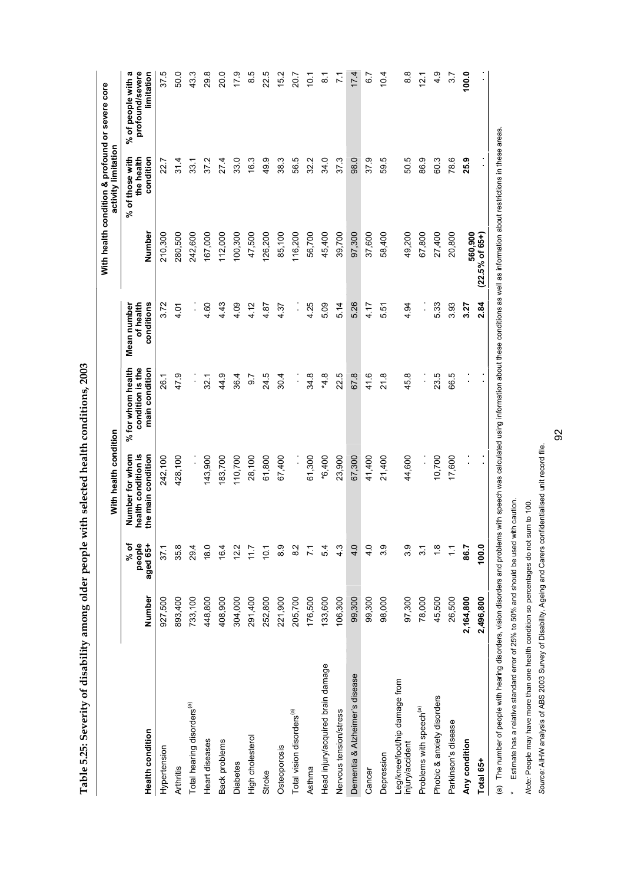**Table 5.25: Severity of disability among older people with selected health conditions, 2003**

| Health condition | | | With health condition | | | With health condition & profound or severe core activity limitation | | |
|---|---|---|---|---|---|---|---|---|
| | Number | % of people aged 65+ | Number for whom health condition is the main condition | % for whom health condition is the main condition | Mean number of health conditions | Number | % of those with the health condition | % of people with a profound/severe limitation |
| Hypertension | 927,500 | 37.1 | 242,100 | 26.1 | 3.72 | 210,300 | 22.7 | 37.5 |
| Arthritis | 893,400 | 35.8 | 428,100 | 47.9 | 4.01 | 280,500 | 31.4 | 50.0 |
| Total hearing disorders[(a)] | 733,100 | 29.4 | . . | . . | . . | 242,600 | 33.1 | 43.3 |
| Heart diseases | 448,800 | 18.0 | 143,900 | 32.1 | 4.60 | 167,000 | 37.2 | 29.8 |
| Back problems | 408,900 | 16.4 | 183,700 | 44.9 | 4.43 | 112,000 | 27.4 | 20.0 |
| Diabetes | 304,000 | 12.2 | 110,700 | 36.4 | 4.09 | 100,300 | 33.0 | 17.9 |
| High cholesterol | 291,400 | 11.7 | 28,100 | 9.7 | 4.12 | 47,500 | 16.3 | 8.5 |
| Stroke | 252,800 | 10.1 | 61,800 | 24.5 | 4.87 | 126,200 | 49.9 | 22.5 |
| Osteoporosis | 221,900 | 8.9 | 67,400 | 30.4 | 4.37 | 85,100 | 38.3 | 15.2 |
| Total vision disorders[(a)] | 205,700 | 8.2 | . . | . . | . . | 116,200 | 56.5 | 20.7 |
| Asthma | 176,500 | 7.1 | 61,300 | 34.8 | 4.25 | 56,700 | 32.2 | 10.1 |
| Head injury/acquired brain damage | 133,600 | 5.4 | *6,400 | *4.8 | 5.09 | 45,400 | 34.0 | 8.1 |
| Nervous tension/stress | 106,300 | 4.3 | 23,900 | 22.5 | 5.14 | 39,700 | 37.3 | 7.1 |
| Dementia & Alzheimer's disease | 99,300 | 4.0 | 67,300 | 67.8 | 5.26 | 97,300 | 98.0 | 17.4 |
| Cancer | 99,300 | 4.0 | 41,400 | 41.6 | 4.17 | 37,600 | 37.9 | 6.7 |
| Depression | 98,000 | 3.9 | 21,400 | 21.8 | 5.51 | 58,400 | 59.5 | 10.4 |
| Leg/knee/foot/hip damage from injury/accident | 97,300 | 3.9 | 44,600 | 45.8 | 4.94 | 49,200 | 50.5 | 8.8 |
| Problems with speech[(a)] | 78,000 | 3.1 | . . | . . | . . | 67,800 | 86.9 | 12.1 |
| Phobic & anxiety disorders | 45,500 | 1.8 | 10,700 | 23.5 | 5.33 | 27,400 | 60.3 | 4.9 |
| Parkinson's disease | 26,500 | 1.1 | 17,600 | 66.5 | 3.93 | 20,800 | 78.6 | 3.7 |
| **Any condition** | **2,164,800** | **86.7** | . . | . . | **3.27** | **560,900** | **25.9** | **100.0** |
| **Total 65+** | **2,496,800** | **100.0** | . . | . . | **2.84** | **(22.5% of 65+)** | . . | . . |

(a) The number of people with hearing disorders, vision disorders and problems with speech was calculated using information about these conditions as well as information about restrictions in these areas.

\* Estimate has a relative standard error of 25% to 50% and should be used with caution.

*Note:* People may have more than one health condition so percentages do not sum to 100.

*Source:* AIHW analysis of ABS 2003 Survey of Disability, Ageing and Carers confidentialised unit record file.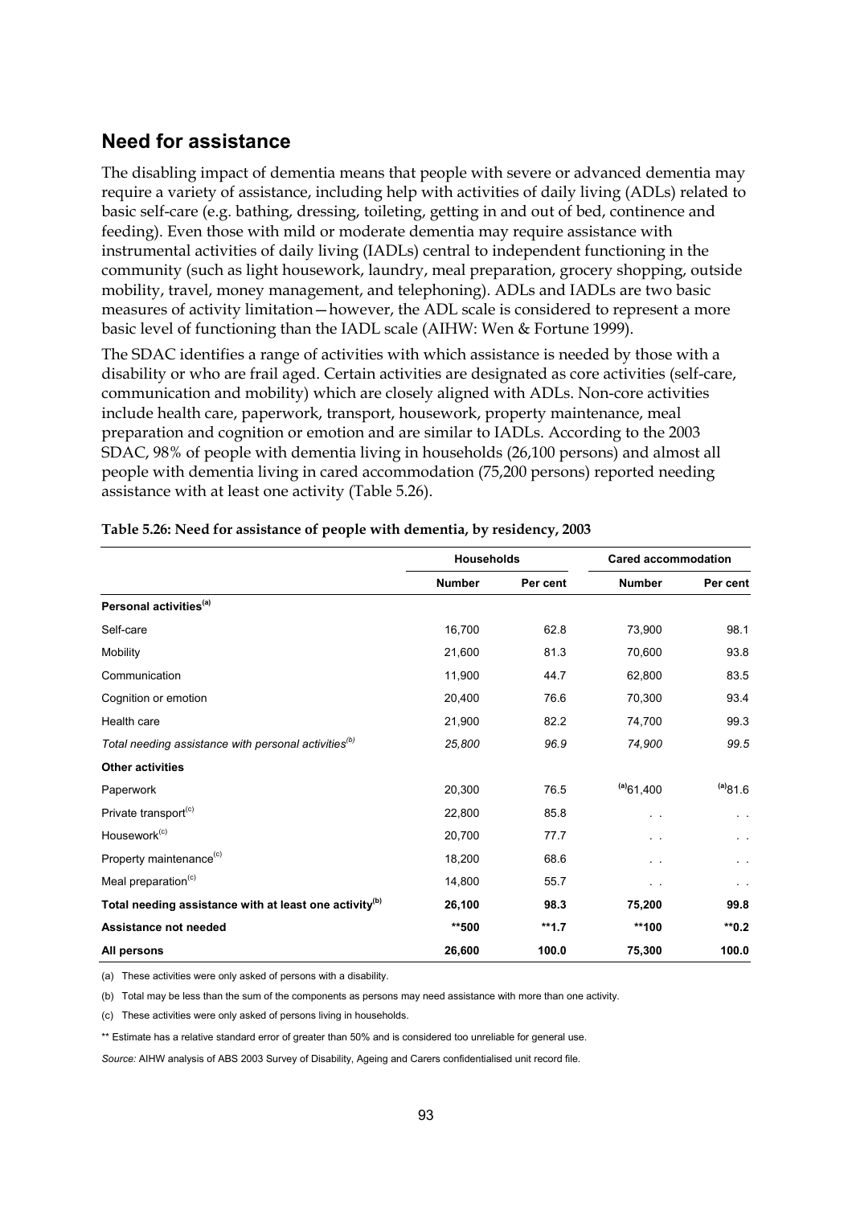## Need for assistance

The disabling impact of dementia means that people with severe or advanced dementia may require a variety of assistance, including help with activities of daily living (ADLs) related to basic self-care (e.g. bathing, dressing, toileting, getting in and out of bed, continence and feeding). Even those with mild or moderate dementia may require assistance with instrumental activities of daily living (IADLs) central to independent functioning in the community (such as light housework, laundry, meal preparation, grocery shopping, outside mobility, travel, money management, and telephoning). ADLs and IADLs are two basic measures of activity limitation—however, the ADL scale is considered to represent a more basic level of functioning than the IADL scale (AIHW: Wen & Fortune 1999).

The SDAC identifies a range of activities with which assistance is needed by those with a disability or who are frail aged. Certain activities are designated as core activities (self-care, communication and mobility) which are closely aligned with ADLs. Non-core activities include health care, paperwork, transport, housework, property maintenance, meal preparation and cognition or emotion and are similar to IADLs. According to the 2003 SDAC, 98% of people with dementia living in households (26,100 persons) and almost all people with dementia living in cared accommodation (75,200 persons) reported needing assistance with at least one activity (Table 5.26).

**Table 5.26: Need for assistance of people with dementia, by residency, 2003**

| | Households | | Cared accommodation | |
|---|---|---|---|---|
| | **Number** | **Per cent** | **Number** | **Per cent** |
| **Personal activities[(a)]** | | | | |
| Self-care | 16,700 | 62.8 | 73,900 | 98.1 |
| Mobility | 21,600 | 81.3 | 70,600 | 93.8 |
| Communication | 11,900 | 44.7 | 62,800 | 83.5 |
| Cognition or emotion | 20,400 | 76.6 | 70,300 | 93.4 |
| Health care | 21,900 | 82.2 | 74,700 | 99.3 |
| *Total needing assistance with personal activities[(b)]* | *25,800* | *96.9* | *74,900* | *99.5* |
| **Other activities** | | | | |
| Paperwork | 20,300 | 76.5 | [(a)]61,400 | [(a)]81.6 |
| Private transport[(c)] | 22,800 | 85.8 | . . | . . |
| Housework[(c)] | 20,700 | 77.7 | . . | . . |
| Property maintenance[(c)] | 18,200 | 68.6 | . . | . . |
| Meal preparation[(c)] | 14,800 | 55.7 | . . | . . |
| **Total needing assistance with at least one activity[(b)]** | **26,100** | **98.3** | **75,200** | **99.8** |
| **Assistance not needed** | **\*\*500** | **\*\*1.7** | **\*\*100** | **\*\*0.2** |
| **All persons** | **26,600** | **100.0** | **75,300** | **100.0** |

(a) These activities were only asked of persons with a disability.

(b) Total may be less than the sum of the components as persons may need assistance with more than one activity.

(c) These activities were only asked of persons living in households.

** Estimate has a relative standard error of greater than 50% and is considered too unreliable for general use.

*Source:* AIHW analysis of ABS 2003 Survey of Disability, Ageing and Carers confidentialised unit record file.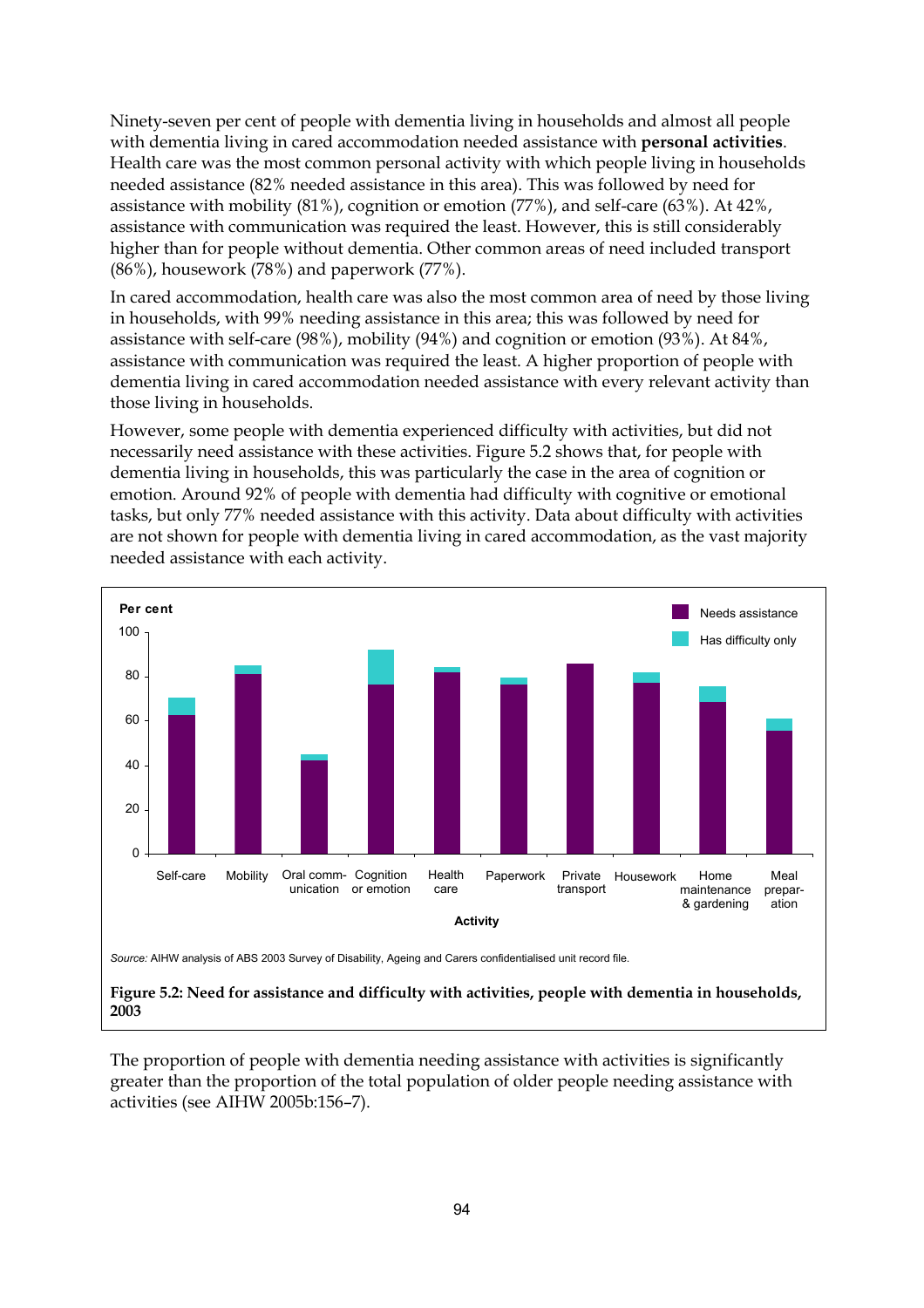Ninety-seven per cent of people with dementia living in households and almost all people with dementia living in cared accommodation needed assistance with **personal activities**. Health care was the most common personal activity with which people living in households needed assistance (82% needed assistance in this area). This was followed by need for assistance with mobility (81%), cognition or emotion (77%), and self-care (63%). At 42%, assistance with communication was required the least. However, this is still considerably higher than for people without dementia. Other common areas of need included transport (86%), housework (78%) and paperwork (77%).

In cared accommodation, health care was also the most common area of need by those living in households, with 99% needing assistance in this area; this was followed by need for assistance with self-care (98%), mobility (94%) and cognition or emotion (93%). At 84%, assistance with communication was required the least. A higher proportion of people with dementia living in cared accommodation needed assistance with every relevant activity than those living in households.

However, some people with dementia experienced difficulty with activities, but did not necessarily need assistance with these activities. Figure 5.2 shows that, for people with dementia living in households, this was particularly the case in the area of cognition or emotion. Around 92% of people with dementia had difficulty with cognitive or emotional tasks, but only 77% needed assistance with this activity. Data about difficulty with activities are not shown for people with dementia living in cared accommodation, as the vast majority needed assistance with each activity.

*Source:* AIHW analysis of ABS 2003 Survey of Disability, Ageing and Carers confidentialised unit record file.

**Figure 5.2: Need for assistance and difficulty with activities, people with dementia in households, 2003**

The proportion of people with dementia needing assistance with activities is significantly greater than the proportion of the total population of older people needing assistance with activities (see AIHW 2005b:156–7).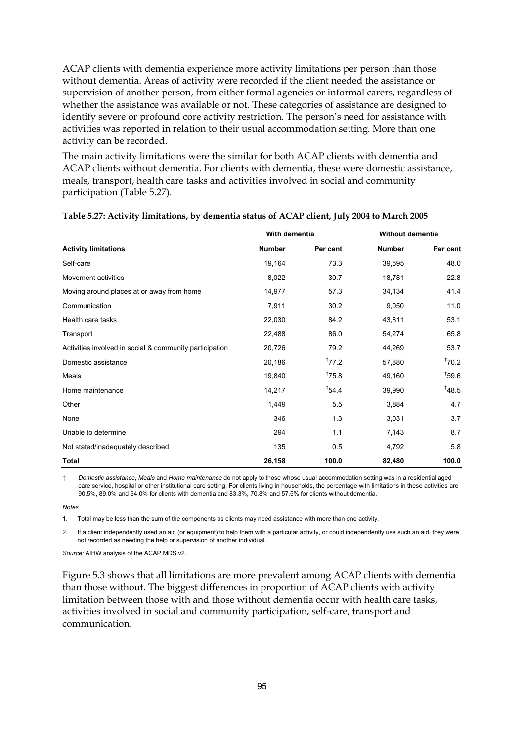ACAP clients with dementia experience more activity limitations per person than those without dementia. Areas of activity were recorded if the client needed the assistance or supervision of another person, from either formal agencies or informal carers, regardless of whether the assistance was available or not. These categories of assistance are designed to identify severe or profound core activity restriction. The person's need for assistance with activities was reported in relation to their usual accommodation setting. More than one activity can be recorded.

The main activity limitations were the similar for both ACAP clients with dementia and ACAP clients without dementia. For clients with dementia, these were domestic assistance, meals, transport, health care tasks and activities involved in social and community participation (Table 5.27).

**Table 5.27: Activity limitations, by dementia status of ACAP client, July 2004 to March 2005**

| | With dementia | | Without dementia | |
|---|---|---|---|---|
| **Activity limitations** | **Number** | **Per cent** | **Number** | **Per cent** |
| Self-care | 19,164 | 73.3 | 39,595 | 48.0 |
| Movement activities | 8,022 | 30.7 | 18,781 | 22.8 |
| Moving around places at or away from home | 14,977 | 57.3 | 34,134 | 41.4 |
| Communication | 7,911 | 30.2 | 9,050 | 11.0 |
| Health care tasks | 22,030 | 84.2 | 43,811 | 53.1 |
| Transport | 22,488 | 86.0 | 54,274 | 65.8 |
| Activities involved in social & community participation | 20,726 | 79.2 | 44,269 | 53.7 |
| Domestic assistance | 20,186 | †77.2 | 57,880 | †70.2 |
| Meals | 19,840 | †75.8 | 49,160 | †59.6 |
| Home maintenance | 14,217 | †54.4 | 39,990 | †48.5 |
| Other | 1,449 | 5.5 | 3,884 | 4.7 |
| None | 346 | 1.3 | 3,031 | 3.7 |
| Unable to determine | 294 | 1.1 | 7,143 | 8.7 |
| Not stated/inadequately described | 135 | 0.5 | 4,792 | 5.8 |
| **Total** | **26,158** | **100.0** | **82,480** | **100.0** |

† *Domestic assistance*, *Meals* and *Home maintenance* do not apply to those whose usual accommodation setting was in a residential aged care service, hospital or other institutional care setting. For clients living in households, the percentage with limitations in these activities are 90.5%, 89.0% and 64.0% for clients with dementia and 83.3%, 70.8% and 57.5% for clients without dementia.

*Notes*

1. Total may be less than the sum of the components as clients may need assistance with more than one activity.

2. If a client independently used an aid (or equipment) to help them with a particular activity, or could independently use such an aid, they were not recorded as needing the help or supervision of another individual.

*Source:* AIHW analysis of the ACAP MDS v2.

Figure 5.3 shows that all limitations are more prevalent among ACAP clients with dementia than those without. The biggest differences in proportion of ACAP clients with activity limitation between those with and those without dementia occur with health care tasks, activities involved in social and community participation, self-care, transport and communication.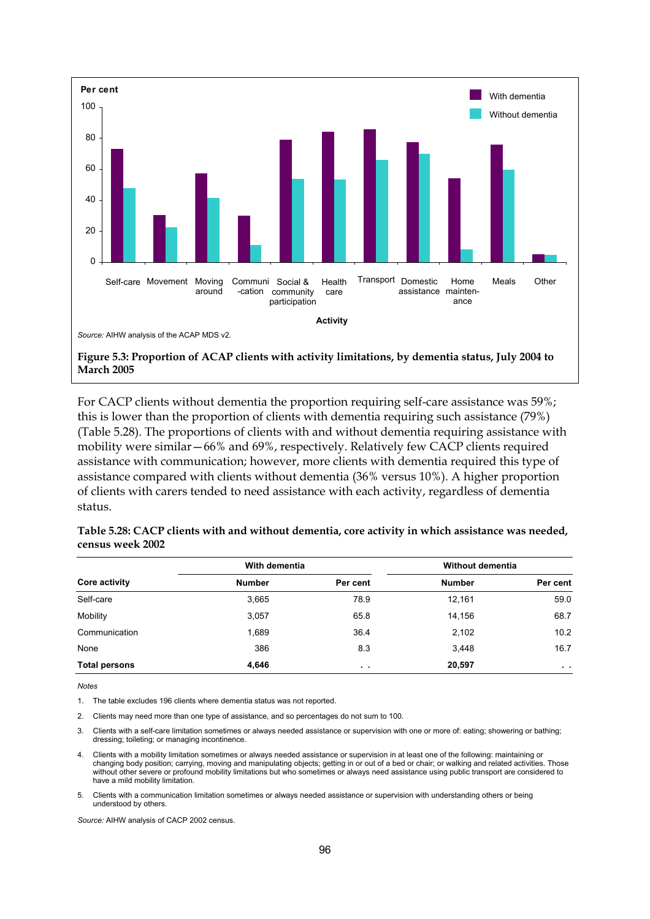Per cent

Source: AIHW analysis of the ACAP MDS v2.

**Figure 5.3: Proportion of ACAP clients with activity limitations, by dementia status, July 2004 to March 2005**

For CACP clients without dementia the proportion requiring self-care assistance was 59%; this is lower than the proportion of clients with dementia requiring such assistance (79%) (Table 5.28). The proportions of clients with and without dementia requiring assistance with mobility were similar—66% and 69%, respectively. Relatively few CACP clients required assistance with communication; however, more clients with dementia required this type of assistance compared with clients without dementia (36% versus 10%). A higher proportion of clients with carers tended to need assistance with each activity, regardless of dementia status.

**Table 5.28: CACP clients with and without dementia, core activity in which assistance was needed, census week 2002**

| | With dementia | | Without dementia | |
|---|---|---|---|---|
| **Core activity** | **Number** | **Per cent** | **Number** | **Per cent** |
| Self-care | 3,665 | 78.9 | 12,161 | 59.0 |
| Mobility | 3,057 | 65.8 | 14,156 | 68.7 |
| Communication | 1,689 | 36.4 | 2,102 | 10.2 |
| None | 386 | 8.3 | 3,448 | 16.7 |
| **Total persons** | **4,646** | . . | **20,597** | . . |

*Notes*

1. The table excludes 196 clients where dementia status was not reported.
2. Clients may need more than one type of assistance, and so percentages do not sum to 100.
3. Clients with a self-care limitation sometimes or always needed assistance or supervision with one or more of: eating; showering or bathing; dressing; toileting; or managing incontinence.
4. Clients with a mobility limitation sometimes or always needed assistance or supervision in at least one of the following: maintaining or changing body position; carrying, moving and manipulating objects; getting in or out of a bed or chair; or walking and related activities. Those without other severe or profound mobility limitations but who sometimes or always need assistance using public transport are considered to have a mild mobility limitation.
5. Clients with a communication limitation sometimes or always needed assistance or supervision with understanding others or being understood by others.

*Source:* AIHW analysis of CACP 2002 census.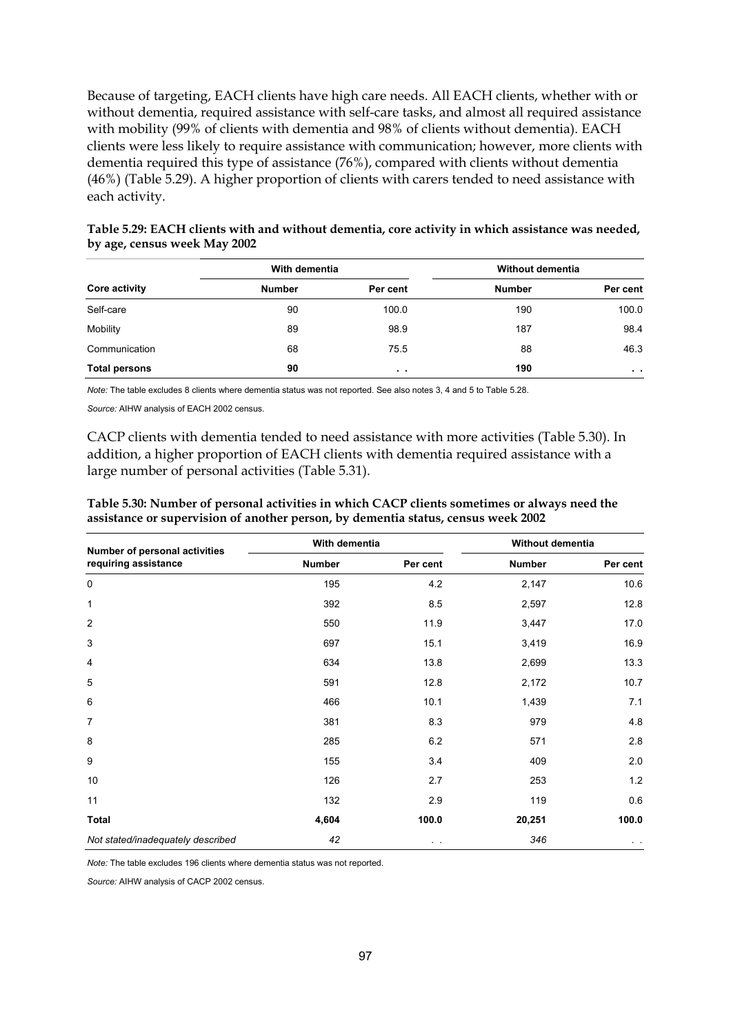Because of targeting, EACH clients have high care needs. All EACH clients, whether with or without dementia, required assistance with self-care tasks, and almost all required assistance with mobility (99% of clients with dementia and 98% of clients without dementia). EACH clients were less likely to require assistance with communication; however, more clients with dementia required this type of assistance (76%), compared with clients without dementia (46%) (Table 5.29). A higher proportion of clients with carers tended to need assistance with each activity.

**Table 5.29: EACH clients with and without dementia, core activity in which assistance was needed, by age, census week May 2002**

| | With dementia | | Without dementia | |
|---|---|---|---|---|
| **Core activity** | **Number** | **Per cent** | **Number** | **Per cent** |
| Self-care | 90 | 100.0 | 190 | 100.0 |
| Mobility | 89 | 98.9 | 187 | 98.4 |
| Communication | 68 | 75.5 | 88 | 46.3 |
| **Total persons** | **90** | . . | **190** | . . |

*Note:* The table excludes 8 clients where dementia status was not reported. See also notes 3, 4 and 5 to Table 5.28.

*Source:* AIHW analysis of EACH 2002 census.

CACP clients with dementia tended to need assistance with more activities (Table 5.30). In addition, a higher proportion of EACH clients with dementia required assistance with a large number of personal activities (Table 5.31).

**Table 5.30: Number of personal activities in which CACP clients sometimes or always need the assistance or supervision of another person, by dementia status, census week 2002**

| Number of personal activities requiring assistance | With dementia | | Without dementia | |
|---|---|---|---|---|
| | **Number** | **Per cent** | **Number** | **Per cent** |
| 0 | 195 | 4.2 | 2,147 | 10.6 |
| 1 | 392 | 8.5 | 2,597 | 12.8 |
| 2 | 550 | 11.9 | 3,447 | 17.0 |
| 3 | 697 | 15.1 | 3,419 | 16.9 |
| 4 | 634 | 13.8 | 2,699 | 13.3 |
| 5 | 591 | 12.8 | 2,172 | 10.7 |
| 6 | 466 | 10.1 | 1,439 | 7.1 |
| 7 | 381 | 8.3 | 979 | 4.8 |
| 8 | 285 | 6.2 | 571 | 2.8 |
| 9 | 155 | 3.4 | 409 | 2.0 |
| 10 | 126 | 2.7 | 253 | 1.2 |
| 11 | 132 | 2.9 | 119 | 0.6 |
| **Total** | **4,604** | **100.0** | **20,251** | **100.0** |
| *Not stated/inadequately described* | *42* | . . | *346* | . . |

*Note:* The table excludes 196 clients where dementia status was not reported.

*Source:* AIHW analysis of CACP 2002 census.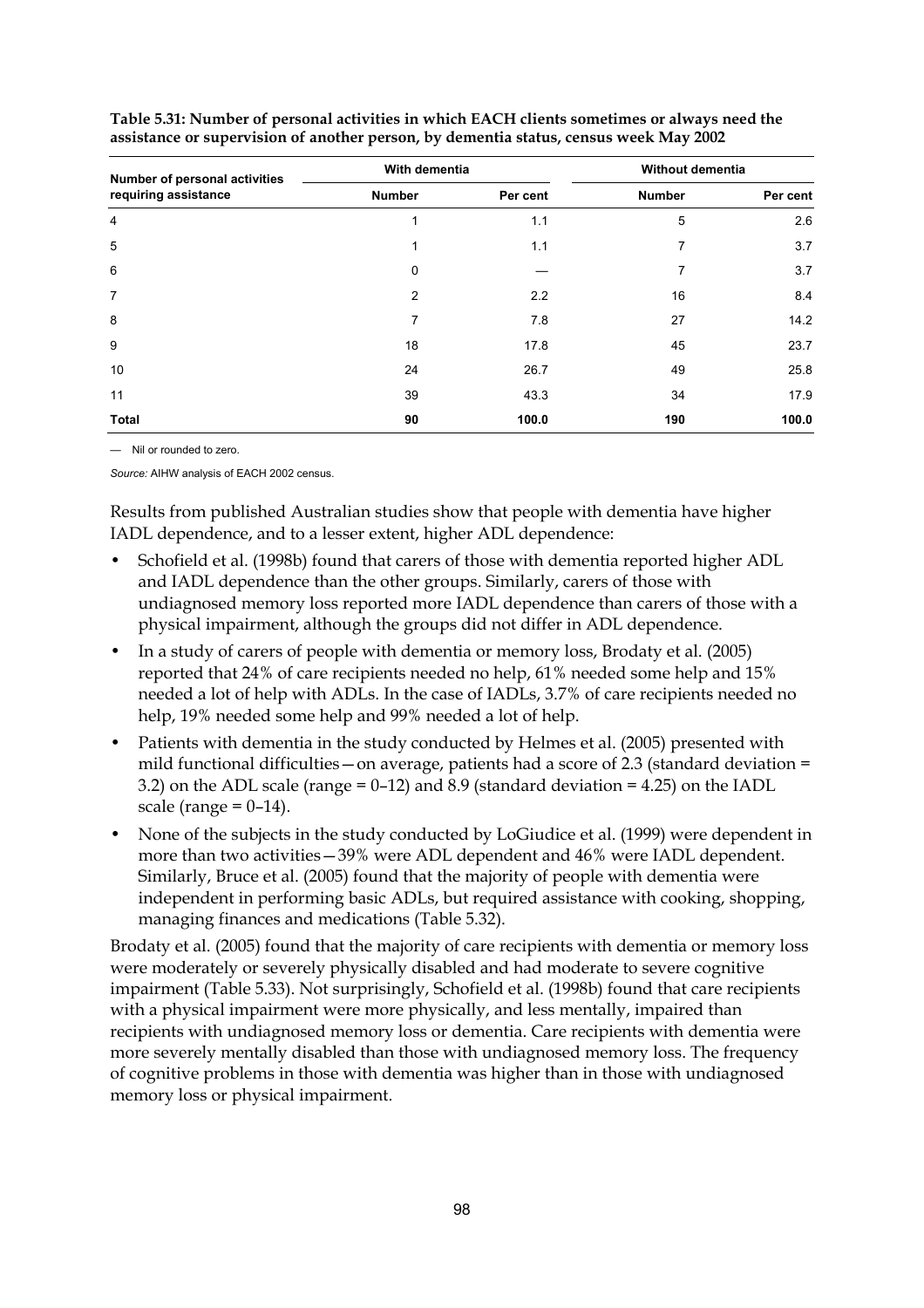**Table 5.31: Number of personal activities in which EACH clients sometimes or always need the assistance or supervision of another person, by dementia status, census week May 2002**

| Number of personal activities requiring assistance | With dementia | | Without dementia | |
|---|---|---|---|---|
| | Number | Per cent | Number | Per cent |
| 4 | 1 | 1.1 | 5 | 2.6 |
| 5 | 1 | 1.1 | 7 | 3.7 |
| 6 | 0 | — | 7 | 3.7 |
| 7 | 2 | 2.2 | 16 | 8.4 |
| 8 | 7 | 7.8 | 27 | 14.2 |
| 9 | 18 | 17.8 | 45 | 23.7 |
| 10 | 24 | 26.7 | 49 | 25.8 |
| 11 | 39 | 43.3 | 34 | 17.9 |
| **Total** | **90** | **100.0** | **190** | **100.0** |

— Nil or rounded to zero.

*Source:* AIHW analysis of EACH 2002 census.

Results from published Australian studies show that people with dementia have higher IADL dependence, and to a lesser extent, higher ADL dependence:

- Schofield et al. (1998b) found that carers of those with dementia reported higher ADL and IADL dependence than the other groups. Similarly, carers of those with undiagnosed memory loss reported more IADL dependence than carers of those with a physical impairment, although the groups did not differ in ADL dependence.
- In a study of carers of people with dementia or memory loss, Brodaty et al. (2005) reported that 24% of care recipients needed no help, 61% needed some help and 15% needed a lot of help with ADLs. In the case of IADLs, 3.7% of care recipients needed no help, 19% needed some help and 99% needed a lot of help.
- Patients with dementia in the study conducted by Helmes et al. (2005) presented with mild functional difficulties—on average, patients had a score of 2.3 (standard deviation = 3.2) on the ADL scale (range = 0–12) and 8.9 (standard deviation = 4.25) on the IADL scale (range = 0–14).
- None of the subjects in the study conducted by LoGiudice et al. (1999) were dependent in more than two activities—39% were ADL dependent and 46% were IADL dependent. Similarly, Bruce et al. (2005) found that the majority of people with dementia were independent in performing basic ADLs, but required assistance with cooking, shopping, managing finances and medications (Table 5.32).

Brodaty et al. (2005) found that the majority of care recipients with dementia or memory loss were moderately or severely physically disabled and had moderate to severe cognitive impairment (Table 5.33). Not surprisingly, Schofield et al. (1998b) found that care recipients with a physical impairment were more physically, and less mentally, impaired than recipients with undiagnosed memory loss or dementia. Care recipients with dementia were more severely mentally disabled than those with undiagnosed memory loss. The frequency of cognitive problems in those with dementia was higher than in those with undiagnosed memory loss or physical impairment.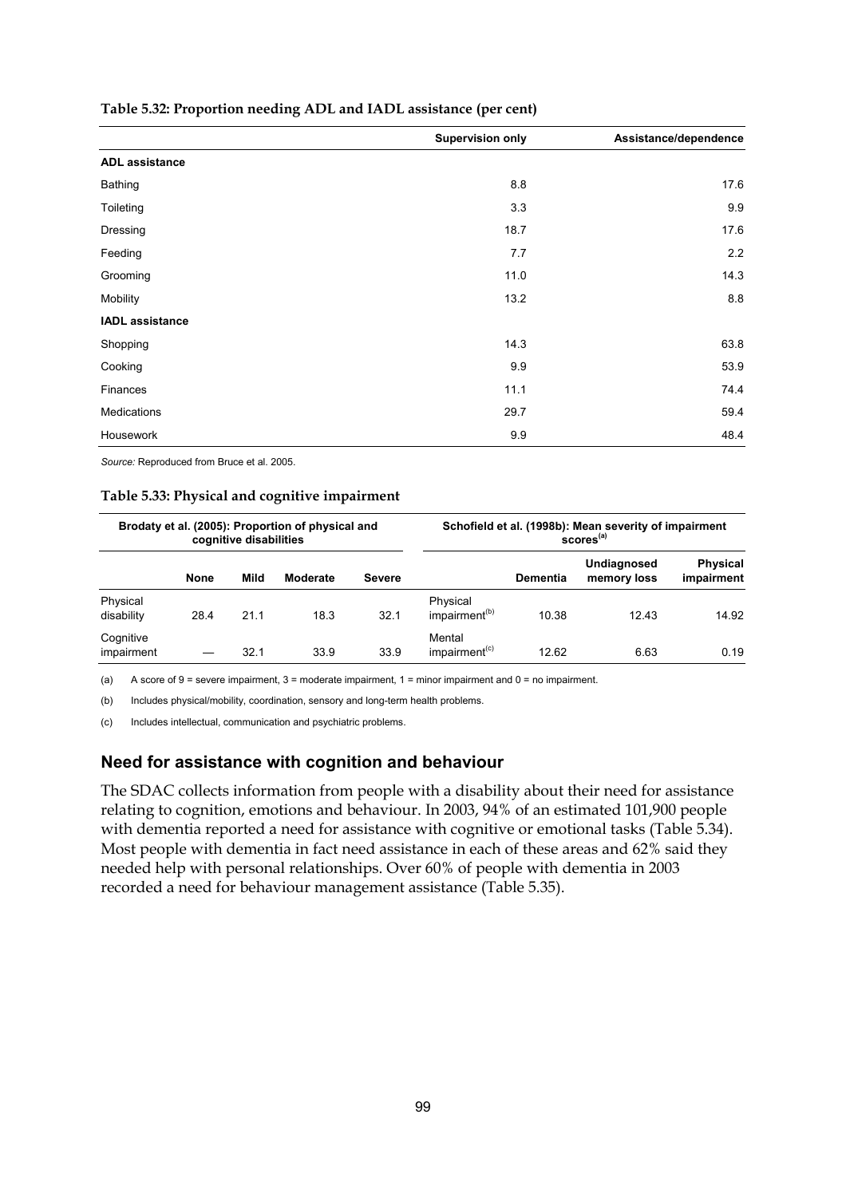**Table 5.32: Proportion needing ADL and IADL assistance (per cent)**

| | Supervision only | Assistance/dependence |
|---|---|---|
| **ADL assistance** | | |
| Bathing | 8.8 | 17.6 |
| Toileting | 3.3 | 9.9 |
| Dressing | 18.7 | 17.6 |
| Feeding | 7.7 | 2.2 |
| Grooming | 11.0 | 14.3 |
| Mobility | 13.2 | 8.8 |
| **IADL assistance** | | |
| Shopping | 14.3 | 63.8 |
| Cooking | 9.9 | 53.9 |
| Finances | 11.1 | 74.4 |
| Medications | 29.7 | 59.4 |
| Housework | 9.9 | 48.4 |

*Source:* Reproduced from Bruce et al. 2005.

**Table 5.33: Physical and cognitive impairment**

| Brodaty et al. (2005): Proportion of physical and cognitive disabilities | | | | | Schofield et al. (1998b): Mean severity of impairment scores[(a)] | | | |
|---|---|---|---|---|---|---|---|---|
| | None | Mild | Moderate | Severe | | Dementia | Undiagnosed memory loss | Physical impairment |
| Physical disability | 28.4 | 21.1 | 18.3 | 32.1 | Physical impairment[(b)] | 10.38 | 12.43 | 14.92 |
| Cognitive impairment | — | 32.1 | 33.9 | 33.9 | Mental impairment[(c)] | 12.62 | 6.63 | 0.19 |

(a) A score of 9 = severe impairment, 3 = moderate impairment, 1 = minor impairment and 0 = no impairment.

(b) Includes physical/mobility, coordination, sensory and long-term health problems.

(c) Includes intellectual, communication and psychiatric problems.

## Need for assistance with cognition and behaviour

The SDAC collects information from people with a disability about their need for assistance relating to cognition, emotions and behaviour. In 2003, 94% of an estimated 101,900 people with dementia reported a need for assistance with cognitive or emotional tasks (Table 5.34). Most people with dementia in fact need assistance in each of these areas and 62% said they needed help with personal relationships. Over 60% of people with dementia in 2003 recorded a need for behaviour management assistance (Table 5.35).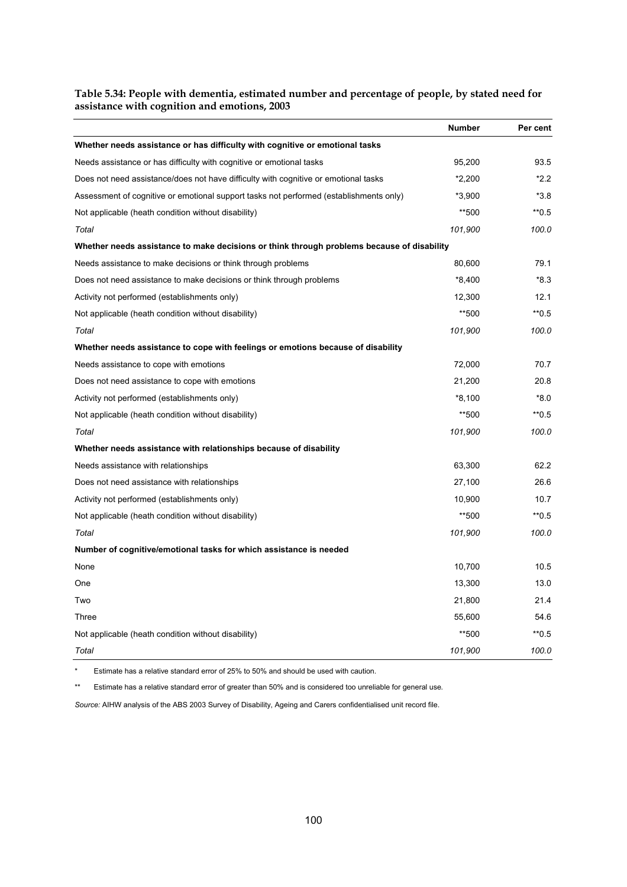**Table 5.34: People with dementia, estimated number and percentage of people, by stated need for assistance with cognition and emotions, 2003**

| | Number | Per cent |
|---|---|---|
| **Whether needs assistance or has difficulty with cognitive or emotional tasks** | | |
| Needs assistance or has difficulty with cognitive or emotional tasks | 95,200 | 93.5 |
| Does not need assistance/does not have difficulty with cognitive or emotional tasks | *2,200 | *2.2 |
| Assessment of cognitive or emotional support tasks not performed (establishments only) | *3,900 | *3.8 |
| Not applicable (heath condition without disability) | **500 | **0.5 |
| *Total* | *101,900* | *100.0* |
| **Whether needs assistance to make decisions or think through problems because of disability** | | |
| Needs assistance to make decisions or think through problems | 80,600 | 79.1 |
| Does not need assistance to make decisions or think through problems | *8,400 | *8.3 |
| Activity not performed (establishments only) | 12,300 | 12.1 |
| Not applicable (heath condition without disability) | **500 | **0.5 |
| *Total* | *101,900* | *100.0* |
| **Whether needs assistance to cope with feelings or emotions because of disability** | | |
| Needs assistance to cope with emotions | 72,000 | 70.7 |
| Does not need assistance to cope with emotions | 21,200 | 20.8 |
| Activity not performed (establishments only) | *8,100 | *8.0 |
| Not applicable (heath condition without disability) | **500 | **0.5 |
| *Total* | *101,900* | *100.0* |
| **Whether needs assistance with relationships because of disability** | | |
| Needs assistance with relationships | 63,300 | 62.2 |
| Does not need assistance with relationships | 27,100 | 26.6 |
| Activity not performed (establishments only) | 10,900 | 10.7 |
| Not applicable (heath condition without disability) | **500 | **0.5 |
| *Total* | *101,900* | *100.0* |
| **Number of cognitive/emotional tasks for which assistance is needed** | | |
| None | 10,700 | 10.5 |
| One | 13,300 | 13.0 |
| Two | 21,800 | 21.4 |
| Three | 55,600 | 54.6 |
| Not applicable (heath condition without disability) | **500 | **0.5 |
| *Total* | *101,900* | *100.0* |

\* Estimate has a relative standard error of 25% to 50% and should be used with caution.

\** Estimate has a relative standard error of greater than 50% and is considered too unreliable for general use.

*Source:* AIHW analysis of the ABS 2003 Survey of Disability, Ageing and Carers confidentialised unit record file.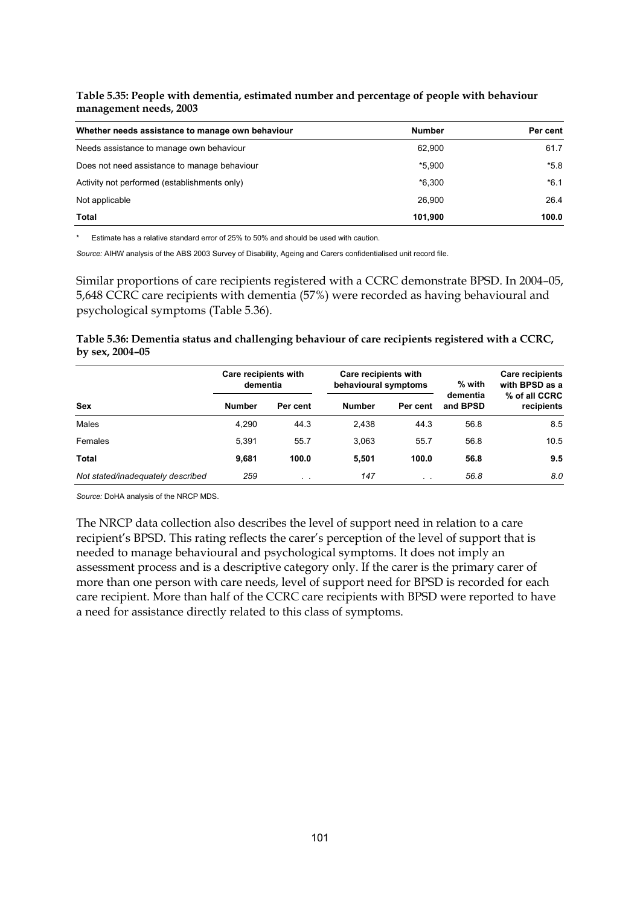**Table 5.35: People with dementia, estimated number and percentage of people with behaviour management needs, 2003**

| Whether needs assistance to manage own behaviour | Number | Per cent |
|---|---|---|
| Needs assistance to manage own behaviour | 62,900 | 61.7 |
| Does not need assistance to manage behaviour | *5,900 | *5.8 |
| Activity not performed (establishments only) | *6,300 | *6.1 |
| Not applicable | 26,900 | 26.4 |
| **Total** | **101,900** | **100.0** |

\* Estimate has a relative standard error of 25% to 50% and should be used with caution.

*Source:* AIHW analysis of the ABS 2003 Survey of Disability, Ageing and Carers confidentialised unit record file.

Similar proportions of care recipients registered with a CCRC demonstrate BPSD. In 2004–05, 5,648 CCRC care recipients with dementia (57%) were recorded as having behavioural and psychological symptoms (Table 5.36).

**Table 5.36: Dementia status and challenging behaviour of care recipients registered with a CCRC, by sex, 2004–05**

| | Care recipients with dementia | | Care recipients with behavioural symptoms | | % with dementia and BPSD | Care recipients with BPSD as a % of all CCRC recipients |
|---|---|---|---|---|---|---|
| **Sex** | **Number** | **Per cent** | **Number** | **Per cent** | | |
| Males | 4,290 | 44.3 | 2,438 | 44.3 | 56.8 | 8.5 |
| Females | 5,391 | 55.7 | 3,063 | 55.7 | 56.8 | 10.5 |
| **Total** | **9,681** | **100.0** | **5,501** | **100.0** | **56.8** | **9.5** |
| *Not stated/inadequately described* | *259* | . . | *147* | . . | *56.8* | *8.0* |

*Source:* DoHA analysis of the NRCP MDS.

The NRCP data collection also describes the level of support need in relation to a care recipient's BPSD. This rating reflects the carer's perception of the level of support that is needed to manage behavioural and psychological symptoms. It does not imply an assessment process and is a descriptive category only. If the carer is the primary carer of more than one person with care needs, level of support need for BPSD is recorded for each care recipient. More than half of the CCRC care recipients with BPSD were reported to have a need for assistance directly related to this class of symptoms.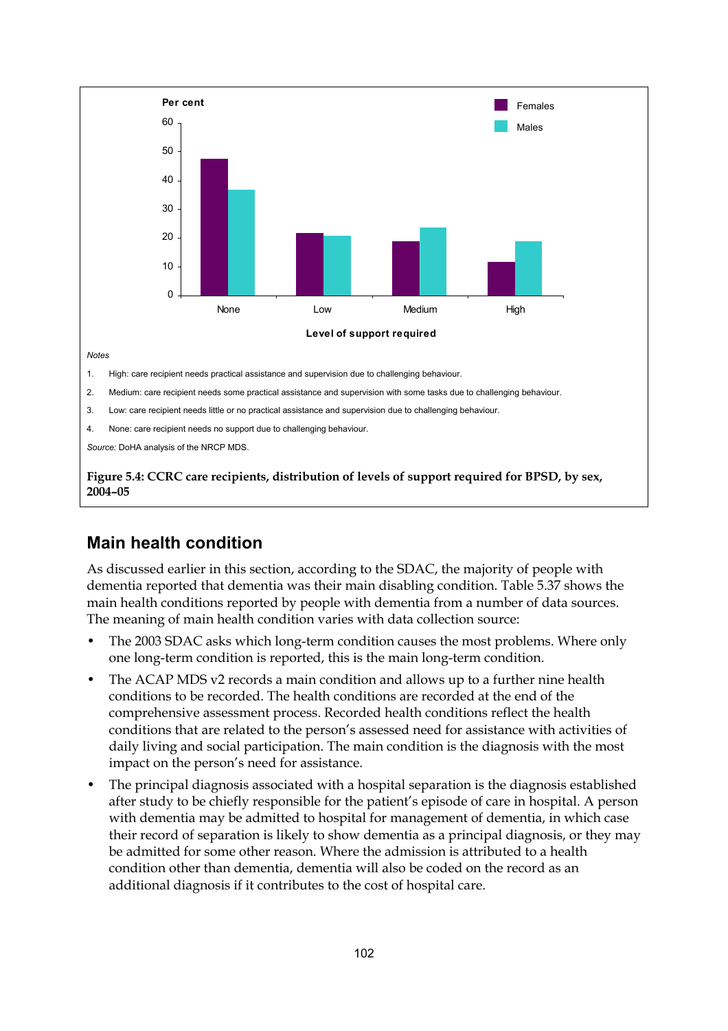Notes

1. High: care recipient needs practical assistance and supervision due to challenging behaviour.
2. Medium: care recipient needs some practical assistance and supervision with some tasks due to challenging behaviour.
3. Low: care recipient needs little or no practical assistance and supervision due to challenging behaviour.
4. None: care recipient needs no support due to challenging behaviour.

*Source:* DoHA analysis of the NRCP MDS.

**Figure 5.4: CCRC care recipients, distribution of levels of support required for BPSD, by sex, 2004–05**

## Main health condition

As discussed earlier in this section, according to the SDAC, the majority of people with dementia reported that dementia was their main disabling condition. Table 5.37 shows the main health conditions reported by people with dementia from a number of data sources. The meaning of main health condition varies with data collection source:

- The 2003 SDAC asks which long-term condition causes the most problems. Where only one long-term condition is reported, this is the main long-term condition.
- The ACAP MDS v2 records a main condition and allows up to a further nine health conditions to be recorded. The health conditions are recorded at the end of the comprehensive assessment process. Recorded health conditions reflect the health conditions that are related to the person's assessed need for assistance with activities of daily living and social participation. The main condition is the diagnosis with the most impact on the person's need for assistance.
- The principal diagnosis associated with a hospital separation is the diagnosis established after study to be chiefly responsible for the patient's episode of care in hospital. A person with dementia may be admitted to hospital for management of dementia, in which case their record of separation is likely to show dementia as a principal diagnosis, or they may be admitted for some other reason. Where the admission is attributed to a health condition other than dementia, dementia will also be coded on the record as an additional diagnosis if it contributes to the cost of hospital care.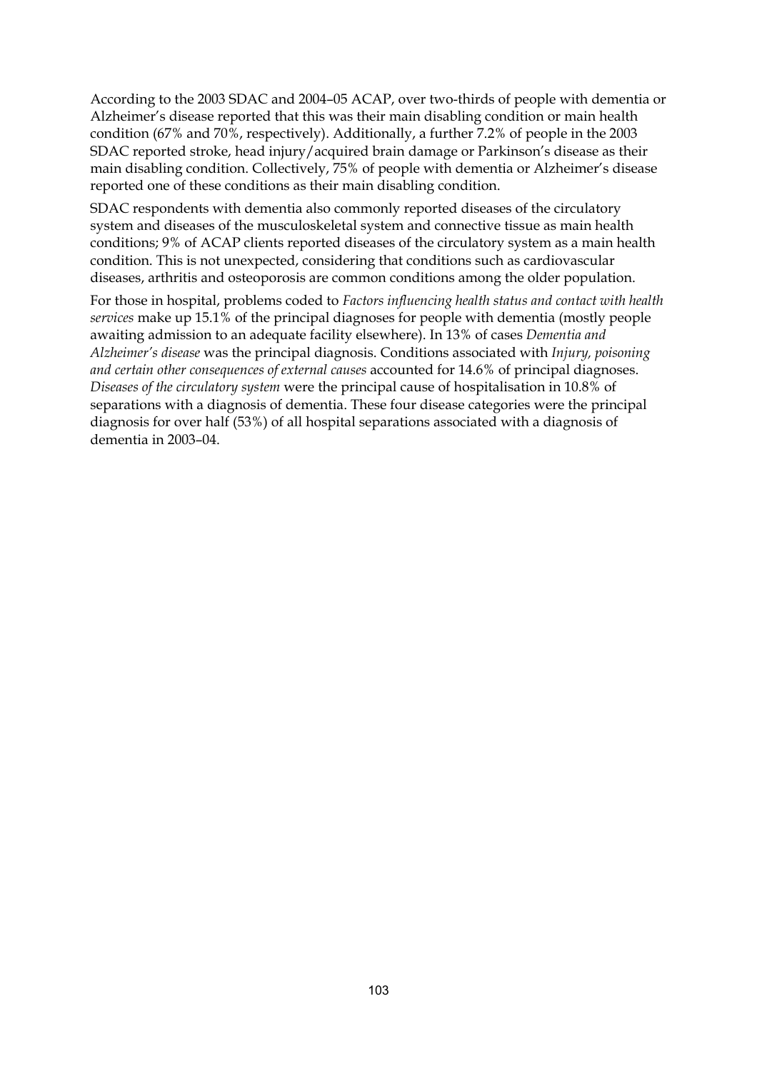According to the 2003 SDAC and 2004–05 ACAP, over two-thirds of people with dementia or Alzheimer's disease reported that this was their main disabling condition or main health condition (67% and 70%, respectively). Additionally, a further 7.2% of people in the 2003 SDAC reported stroke, head injury/acquired brain damage or Parkinson's disease as their main disabling condition. Collectively, 75% of people with dementia or Alzheimer's disease reported one of these conditions as their main disabling condition.

SDAC respondents with dementia also commonly reported diseases of the circulatory system and diseases of the musculoskeletal system and connective tissue as main health conditions; 9% of ACAP clients reported diseases of the circulatory system as a main health condition. This is not unexpected, considering that conditions such as cardiovascular diseases, arthritis and osteoporosis are common conditions among the older population.

For those in hospital, problems coded to *Factors influencing health status and contact with health services* make up 15.1% of the principal diagnoses for people with dementia (mostly people awaiting admission to an adequate facility elsewhere). In 13% of cases *Dementia and Alzheimer's disease* was the principal diagnosis. Conditions associated with *Injury, poisoning and certain other consequences of external causes* accounted for 14.6% of principal diagnoses. *Diseases of the circulatory system* were the principal cause of hospitalisation in 10.8% of separations with a diagnosis of dementia. These four disease categories were the principal diagnosis for over half (53%) of all hospital separations associated with a diagnosis of dementia in 2003–04.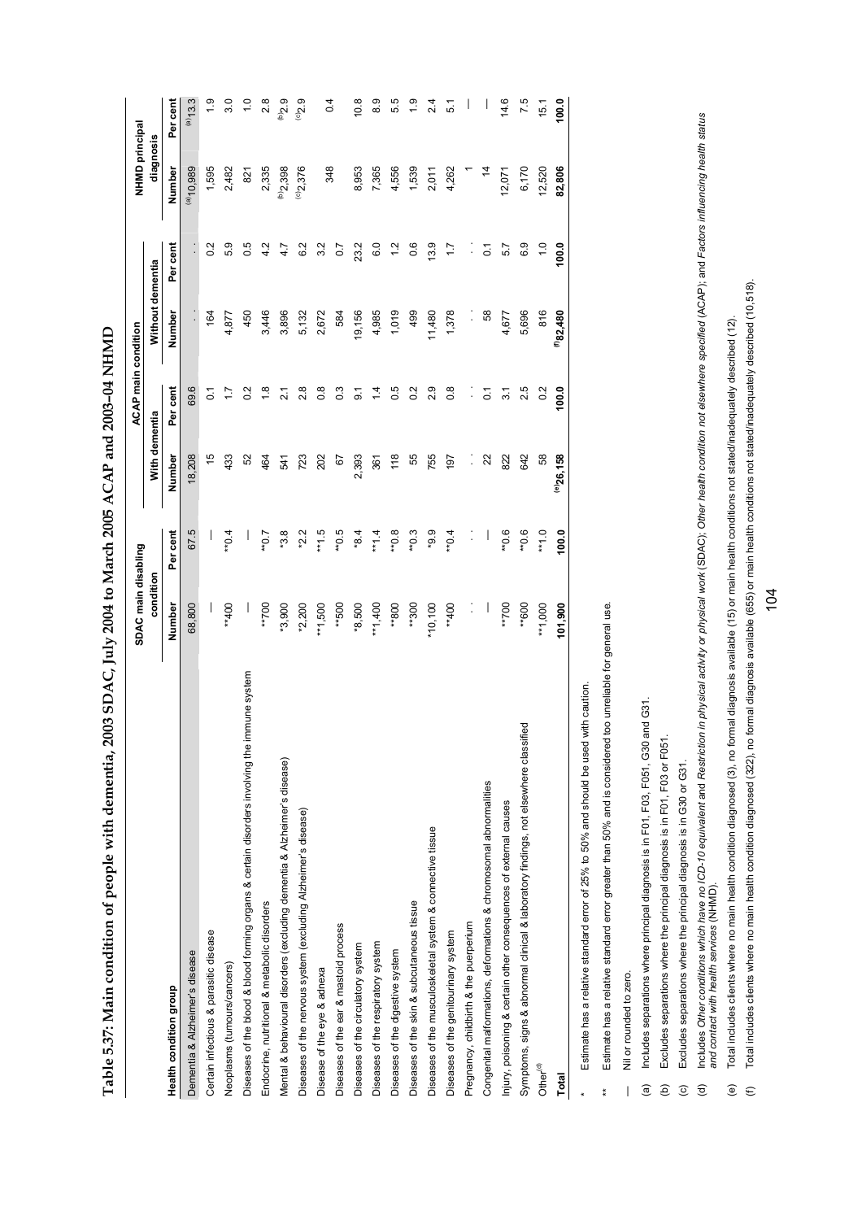**Table 5.37: Main condition of people with dementia, 2003 SDAC, July 2004 to March 2005 ACAP and 2003–04 NHMD**

| Health condition group | SDAC main disabling condition | | ACAP main condition | | | | NHMD principal diagnosis | |
|---|---|---|---|---|---|---|---|---|
| | | | With dementia | | Without dementia | | | |
| | Number | Per cent | Number | Per cent | Number | Per cent | Number | Per cent |
| Dementia & Alzheimer's disease | 68,800 | 67.5 | 18,208 | 69.6 | . . | . . | [(a)]10,989 | [(a)]13.3 |
| Certain infectious & parasitic disease | — | — | 15 | 0.1 | 164 | 0.2 | 1,595 | 1.9 |
| Neoplasms (tumours/cancers) | **400 | **0.4 | 433 | 1.7 | 4,877 | 5.9 | 2,482 | 3.0 |
| Diseases of the blood & blood forming organs & certain disorders involving the immune system | — | — | 52 | 0.2 | 450 | 0.5 | 821 | 1.0 |
| Endocrine, nutritional & metabolic disorders | **700 | **0.7 | 464 | 1.8 | 3,446 | 4.2 | 2,335 | 2.8 |
| Mental & behavioural disorders (excluding dementia & Alzheimer's disease) | *3,900 | *3.8 | 541 | 2.1 | 3,896 | 4.7 | [(b)]2,398 | [(b)]2.9 |
| Diseases of the nervous system (excluding Alzheimer's disease) | *2,200 | *2.2 | 723 | 2.8 | 5,132 | 6.2 | [(c)]2,376 | [(c)]2.9 |
| Disease of the eye & adnexa | **1,500 | **1.5 | 202 | 0.8 | 2,672 | 3.2 | . . | . . |
| Diseases of the ear & mastoid process | **500 | **0.5 | 67 | 0.3 | 584 | 0.7 | 348 | 0.4 |
| Diseases of the circulatory system | *8,500 | *8.4 | 2,393 | 9.1 | 19,156 | 23.2 | 8,953 | 10.8 |
| Diseases of the respiratory system | **1,400 | **1.4 | 361 | 1.4 | 4,985 | 6.0 | 7,365 | 8.9 |
| Diseases of the digestive system | **800 | **0.8 | 118 | 0.5 | 1,019 | 1.2 | 4,556 | 5.5 |
| Diseases of the skin & subcutaneous tissue | **300 | **0.3 | 55 | 0.2 | 499 | 0.6 | 1,539 | 1.9 |
| Diseases of the musculoskeletal system & connective tissue | *10,100 | *9.9 | 755 | 2.9 | 11,480 | 13.9 | 2,011 | 2.4 |
| Diseases of the genitourinary system | **400 | **0.4 | 197 | 0.8 | 1,378 | 1.7 | 4,262 | 5.1 |
| Pregnancy, childbirth & the puerperium | . . | . . | . . | . . | . . | . . | 1 | — |
| Congenital malformations, deformations & chromosomal abnormalities | — | — | 22 | 0.1 | 58 | 0.1 | 14 | — |
| Injury, poisoning & certain other consequences of external causes | **700 | **0.6 | 822 | 3.1 | 4,677 | 5.7 | 12,071 | 14.6 |
| Symptoms, signs & abnormal clinical & laboratory findings, not elsewhere classified | **600 | **0.6 | 642 | 2.5 | 5,696 | 6.9 | 6,170 | 7.5 |
| Other[(d)] | **1,000 | **1.0 | 58 | 0.2 | 816 | 1.0 | 12,520 | 15.1 |
| **Total** | **101,900** | **100.0** | **[(e)]26,158** | **100.0** | **[(f)]82,480** | **100.0** | **82,806** | **100.0** |

\* Estimate has a relative standard error of 25% to 50% and should be used with caution.

\*\* Estimate has a relative standard error greater than 50% and is considered too unreliable for general use.

— Nil or rounded to zero.

(a) Includes separations where principal diagnosis is in F01, F03, F051, G30 and G31.

(b) Excludes separations where the principal diagnosis is in F01, F03 or F051.

(c) Excludes separations where the principal diagnosis is in G30 or G31.

(d) Includes *Other conditions which have no ICD-10 equivalent* and *Restriction in physical activity or physical work* (SDAC); *Other health condition not elsewhere specified* (ACAP); and *Factors influencing health status and contact with health services* (NHMD).

(e) Total includes clients where no main health condition diagnosed (3), no formal diagnosis available (15) or main health conditions not stated/inadequately described (12).

(f) Total includes clients where no main health condition diagnosed (322), no formal diagnosis available (655) or main health conditions not stated/inadequately described (10,518).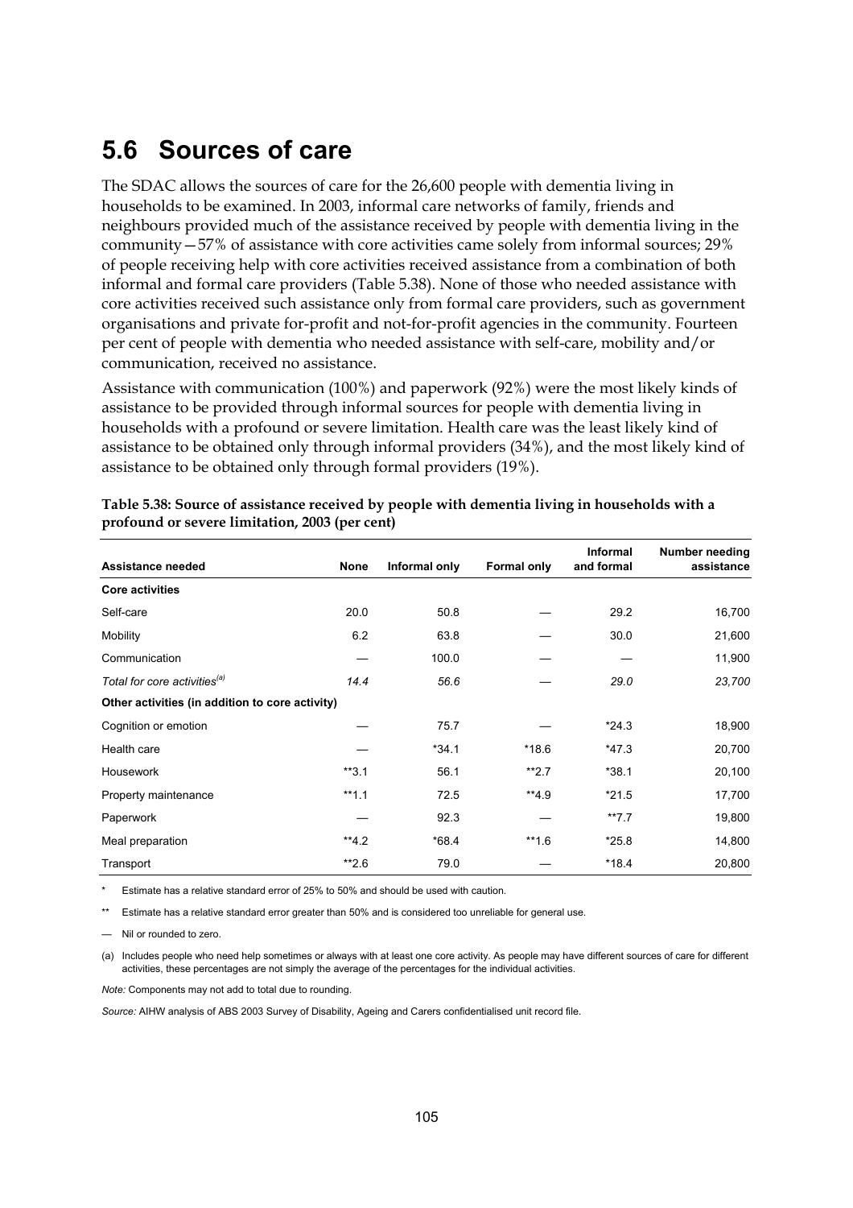## 5.6 Sources of care

The SDAC allows the sources of care for the 26,600 people with dementia living in households to be examined. In 2003, informal care networks of family, friends and neighbours provided much of the assistance received by people with dementia living in the community—57% of assistance with core activities came solely from informal sources; 29% of people receiving help with core activities received assistance from a combination of both informal and formal care providers (Table 5.38). None of those who needed assistance with core activities received such assistance only from formal care providers, such as government organisations and private for-profit and not-for-profit agencies in the community. Fourteen per cent of people with dementia who needed assistance with self-care, mobility and/or communication, received no assistance.

Assistance with communication (100%) and paperwork (92%) were the most likely kinds of assistance to be provided through informal sources for people with dementia living in households with a profound or severe limitation. Health care was the least likely kind of assistance to be obtained only through informal providers (34%), and the most likely kind of assistance to be obtained only through formal providers (19%).

**Table 5.38: Source of assistance received by people with dementia living in households with a profound or severe limitation, 2003 (per cent)**

| Assistance needed | None | Informal only | Formal only | Informal and formal | Number needing assistance |
|---|---|---|---|---|---|
| **Core activities** | | | | | |
| Self-care | 20.0 | 50.8 | — | 29.2 | 16,700 |
| Mobility | 6.2 | 63.8 | — | 30.0 | 21,600 |
| Communication | — | 100.0 | — | — | 11,900 |
| *Total for core activities[(a)]* | *14.4* | *56.6* | — | *29.0* | *23,700* |
| **Other activities (in addition to core activity)** | | | | | |
| Cognition or emotion | — | 75.7 | — | *24.3 | 18,900 |
| Health care | — | *34.1 | *18.6 | *47.3 | 20,700 |
| Housework | **3.1 | 56.1 | **2.7 | *38.1 | 20,100 |
| Property maintenance | **1.1 | 72.5 | **4.9 | *21.5 | 17,700 |
| Paperwork | — | 92.3 | — | **7.7 | 19,800 |
| Meal preparation | **4.2 | *68.4 | **1.6 | *25.8 | 14,800 |
| Transport | **2.6 | 79.0 | — | *18.4 | 20,800 |

\* Estimate has a relative standard error of 25% to 50% and should be used with caution.

** Estimate has a relative standard error greater than 50% and is considered too unreliable for general use.

— Nil or rounded to zero.

(a) Includes people who need help sometimes or always with at least one core activity. As people may have different sources of care for different activities, these percentages are not simply the average of the percentages for the individual activities.

*Note:* Components may not add to total due to rounding.

*Source:* AIHW analysis of ABS 2003 Survey of Disability, Ageing and Carers confidentialised unit record file.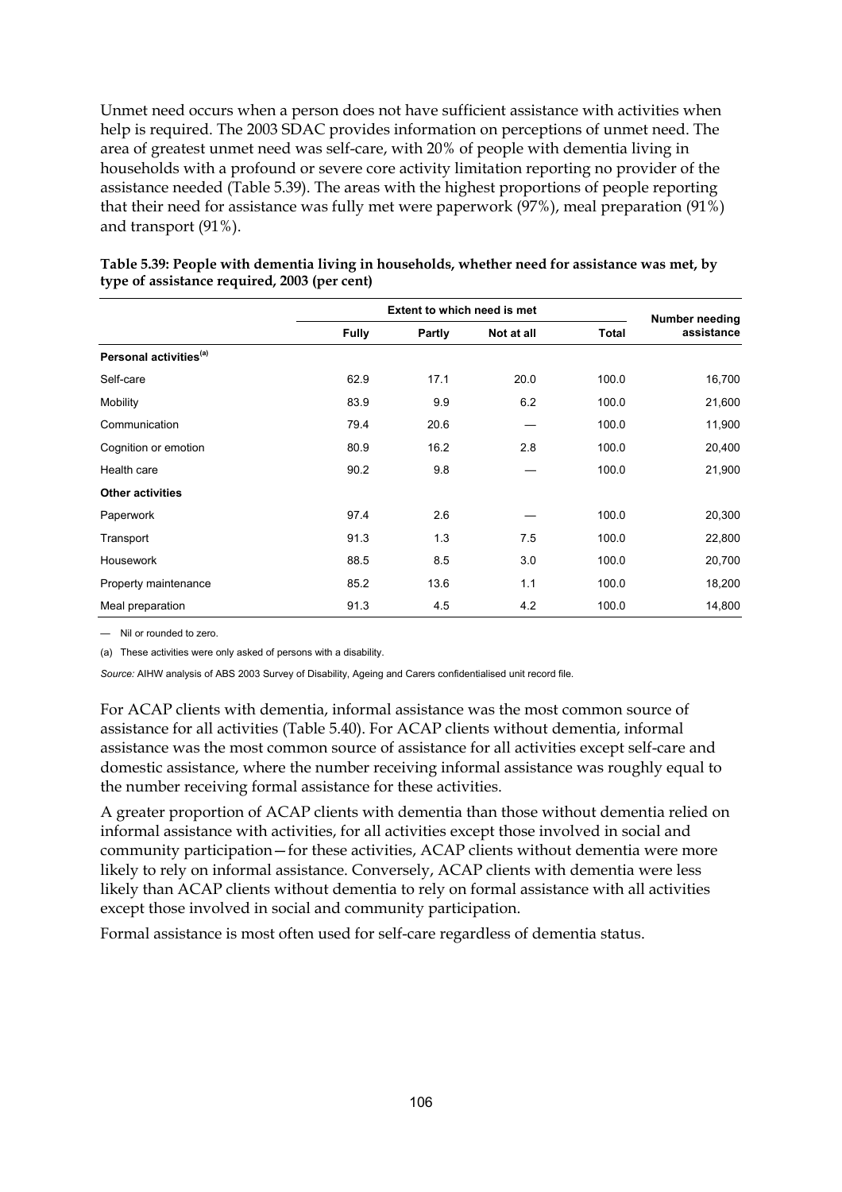Unmet need occurs when a person does not have sufficient assistance with activities when help is required. The 2003 SDAC provides information on perceptions of unmet need. The area of greatest unmet need was self-care, with 20% of people with dementia living in households with a profound or severe core activity limitation reporting no provider of the assistance needed (Table 5.39). The areas with the highest proportions of people reporting that their need for assistance was fully met were paperwork (97%), meal preparation (91%) and transport (91%).

**Table 5.39: People with dementia living in households, whether need for assistance was met, by type of assistance required, 2003 (per cent)**

| | Extent to which need is met | | | | Number needing assistance |
|---|---|---|---|---|---|
| | Fully | Partly | Not at all | Total | |
| **Personal activities[(a)]** | | | | | |
| Self-care | 62.9 | 17.1 | 20.0 | 100.0 | 16,700 |
| Mobility | 83.9 | 9.9 | 6.2 | 100.0 | 21,600 |
| Communication | 79.4 | 20.6 | — | 100.0 | 11,900 |
| Cognition or emotion | 80.9 | 16.2 | 2.8 | 100.0 | 20,400 |
| Health care | 90.2 | 9.8 | — | 100.0 | 21,900 |
| **Other activities** | | | | | |
| Paperwork | 97.4 | 2.6 | — | 100.0 | 20,300 |
| Transport | 91.3 | 1.3 | 7.5 | 100.0 | 22,800 |
| Housework | 88.5 | 8.5 | 3.0 | 100.0 | 20,700 |
| Property maintenance | 85.2 | 13.6 | 1.1 | 100.0 | 18,200 |
| Meal preparation | 91.3 | 4.5 | 4.2 | 100.0 | 14,800 |

— Nil or rounded to zero.

(a) These activities were only asked of persons with a disability.

*Source:* AIHW analysis of ABS 2003 Survey of Disability, Ageing and Carers confidentialised unit record file.

For ACAP clients with dementia, informal assistance was the most common source of assistance for all activities (Table 5.40). For ACAP clients without dementia, informal assistance was the most common source of assistance for all activities except self-care and domestic assistance, where the number receiving informal assistance was roughly equal to the number receiving formal assistance for these activities.

A greater proportion of ACAP clients with dementia than those without dementia relied on informal assistance with activities, for all activities except those involved in social and community participation—for these activities, ACAP clients without dementia were more likely to rely on informal assistance. Conversely, ACAP clients with dementia were less likely than ACAP clients without dementia to rely on formal assistance with all activities except those involved in social and community participation.

Formal assistance is most often used for self-care regardless of dementia status.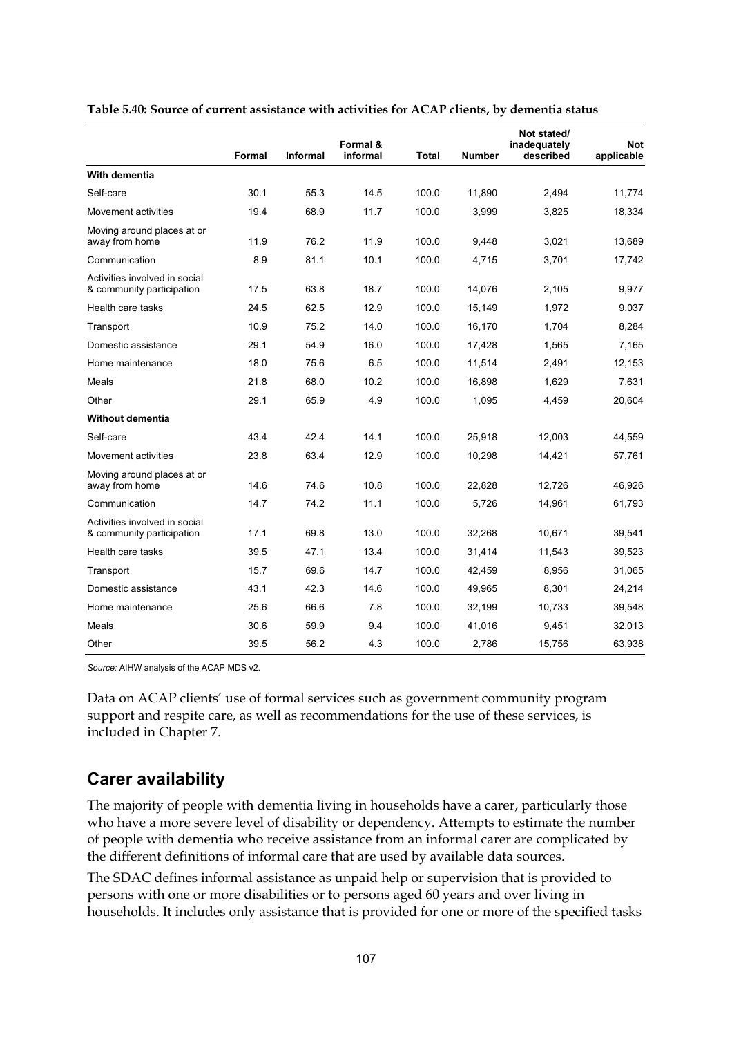**Table 5.40: Source of current assistance with activities for ACAP clients, by dementia status**

| | Formal | Informal | Formal & informal | Total | Number | Not stated/ inadequately described | Not applicable |
|---|---|---|---|---|---|---|---|
| **With dementia** | | | | | | | |
| Self-care | 30.1 | 55.3 | 14.5 | 100.0 | 11,890 | 2,494 | 11,774 |
| Movement activities | 19.4 | 68.9 | 11.7 | 100.0 | 3,999 | 3,825 | 18,334 |
| Moving around places at or away from home | 11.9 | 76.2 | 11.9 | 100.0 | 9,448 | 3,021 | 13,689 |
| Communication | 8.9 | 81.1 | 10.1 | 100.0 | 4,715 | 3,701 | 17,742 |
| Activities involved in social & community participation | 17.5 | 63.8 | 18.7 | 100.0 | 14,076 | 2,105 | 9,977 |
| Health care tasks | 24.5 | 62.5 | 12.9 | 100.0 | 15,149 | 1,972 | 9,037 |
| Transport | 10.9 | 75.2 | 14.0 | 100.0 | 16,170 | 1,704 | 8,284 |
| Domestic assistance | 29.1 | 54.9 | 16.0 | 100.0 | 17,428 | 1,565 | 7,165 |
| Home maintenance | 18.0 | 75.6 | 6.5 | 100.0 | 11,514 | 2,491 | 12,153 |
| Meals | 21.8 | 68.0 | 10.2 | 100.0 | 16,898 | 1,629 | 7,631 |
| Other | 29.1 | 65.9 | 4.9 | 100.0 | 1,095 | 4,459 | 20,604 |
| **Without dementia** | | | | | | | |
| Self-care | 43.4 | 42.4 | 14.1 | 100.0 | 25,918 | 12,003 | 44,559 |
| Movement activities | 23.8 | 63.4 | 12.9 | 100.0 | 10,298 | 14,421 | 57,761 |
| Moving around places at or away from home | 14.6 | 74.6 | 10.8 | 100.0 | 22,828 | 12,726 | 46,926 |
| Communication | 14.7 | 74.2 | 11.1 | 100.0 | 5,726 | 14,961 | 61,793 |
| Activities involved in social & community participation | 17.1 | 69.8 | 13.0 | 100.0 | 32,268 | 10,671 | 39,541 |
| Health care tasks | 39.5 | 47.1 | 13.4 | 100.0 | 31,414 | 11,543 | 39,523 |
| Transport | 15.7 | 69.6 | 14.7 | 100.0 | 42,459 | 8,956 | 31,065 |
| Domestic assistance | 43.1 | 42.3 | 14.6 | 100.0 | 49,965 | 8,301 | 24,214 |
| Home maintenance | 25.6 | 66.6 | 7.8 | 100.0 | 32,199 | 10,733 | 39,548 |
| Meals | 30.6 | 59.9 | 9.4 | 100.0 | 41,016 | 9,451 | 32,013 |
| Other | 39.5 | 56.2 | 4.3 | 100.0 | 2,786 | 15,756 | 63,938 |

*Source:* AIHW analysis of the ACAP MDS v2.

Data on ACAP clients' use of formal services such as government community program support and respite care, as well as recommendations for the use of these services, is included in Chapter 7.

## Carer availability

The majority of people with dementia living in households have a carer, particularly those who have a more severe level of disability or dependency. Attempts to estimate the number of people with dementia who receive assistance from an informal carer are complicated by the different definitions of informal care that are used by available data sources.

The SDAC defines informal assistance as unpaid help or supervision that is provided to persons with one or more disabilities or to persons aged 60 years and over living in households. It includes only assistance that is provided for one or more of the specified tasks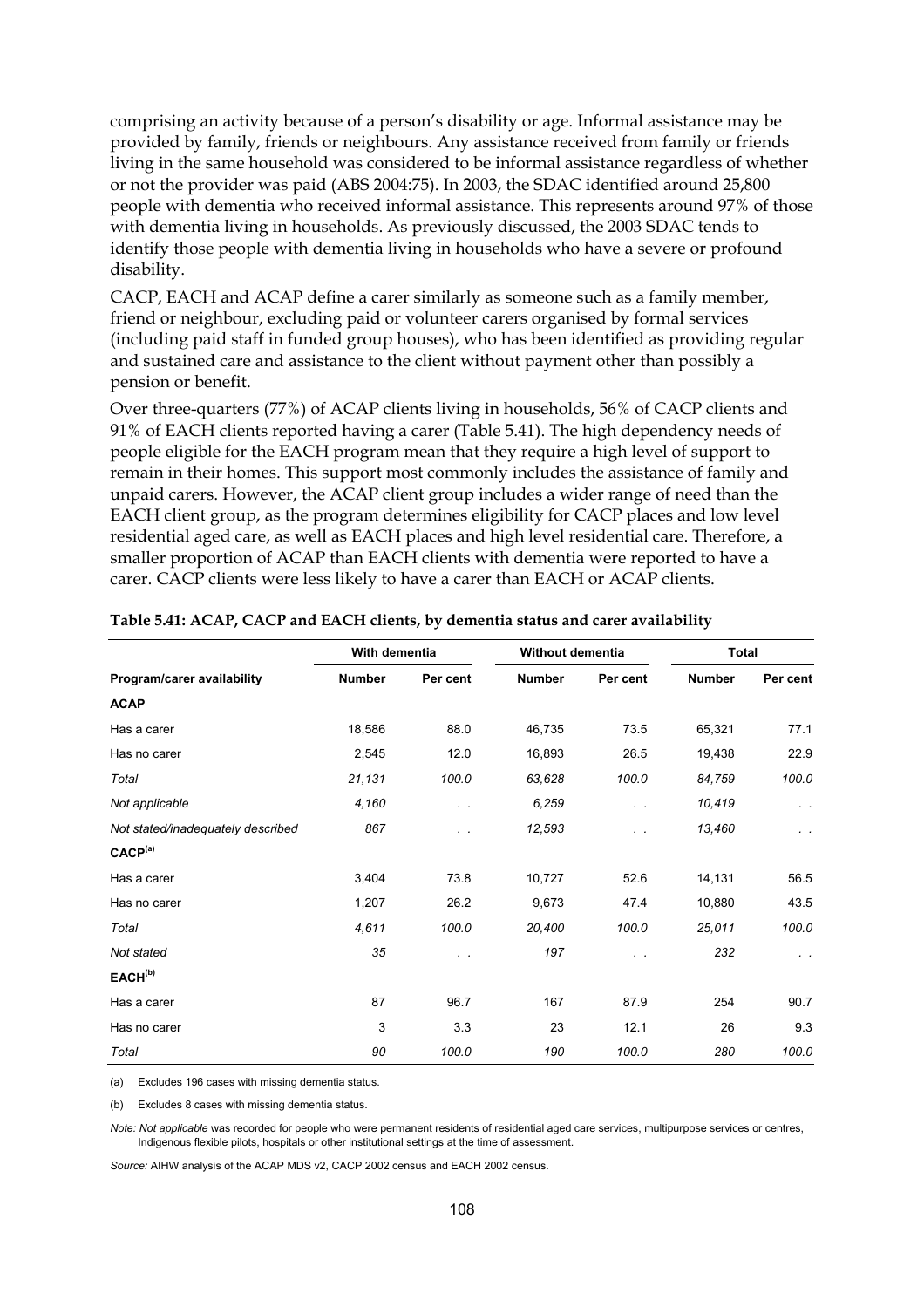comprising an activity because of a person's disability or age. Informal assistance may be provided by family, friends or neighbours. Any assistance received from family or friends living in the same household was considered to be informal assistance regardless of whether or not the provider was paid (ABS 2004:75). In 2003, the SDAC identified around 25,800 people with dementia who received informal assistance. This represents around 97% of those with dementia living in households. As previously discussed, the 2003 SDAC tends to identify those people with dementia living in households who have a severe or profound disability.

CACP, EACH and ACAP define a carer similarly as someone such as a family member, friend or neighbour, excluding paid or volunteer carers organised by formal services (including paid staff in funded group houses), who has been identified as providing regular and sustained care and assistance to the client without payment other than possibly a pension or benefit.

Over three-quarters (77%) of ACAP clients living in households, 56% of CACP clients and 91% of EACH clients reported having a carer (Table 5.41). The high dependency needs of people eligible for the EACH program mean that they require a high level of support to remain in their homes. This support most commonly includes the assistance of family and unpaid carers. However, the ACAP client group includes a wider range of need than the EACH client group, as the program determines eligibility for CACP places and low level residential aged care, as well as EACH places and high level residential care. Therefore, a smaller proportion of ACAP than EACH clients with dementia were reported to have a carer. CACP clients were less likely to have a carer than EACH or ACAP clients.

**Table 5.41: ACAP, CACP and EACH clients, by dementia status and carer availability**

| | With dementia | | Without dementia | | Total | |
|---|---|---|---|---|---|---|
| **Program/carer availability** | **Number** | **Per cent** | **Number** | **Per cent** | **Number** | **Per cent** |
| **ACAP** | | | | | | |
| Has a carer | 18,586 | 88.0 | 46,735 | 73.5 | 65,321 | 77.1 |
| Has no carer | 2,545 | 12.0 | 16,893 | 26.5 | 19,438 | 22.9 |
| *Total* | *21,131* | *100.0* | *63,628* | *100.0* | *84,759* | *100.0* |
| *Not applicable* | *4,160* | . . | *6,259* | . . | *10,419* | . . |
| *Not stated/inadequately described* | *867* | . . | *12,593* | . . | *13,460* | . . |
| **CACP(a)** | | | | | | |
| Has a carer | 3,404 | 73.8 | 10,727 | 52.6 | 14,131 | 56.5 |
| Has no carer | 1,207 | 26.2 | 9,673 | 47.4 | 10,880 | 43.5 |
| *Total* | *4,611* | *100.0* | *20,400* | *100.0* | *25,011* | *100.0* |
| *Not stated* | *35* | . . | *197* | . . | *232* | . . |
| **EACH(b)** | | | | | | |
| Has a carer | 87 | 96.7 | 167 | 87.9 | 254 | 90.7 |
| Has no carer | 3 | 3.3 | 23 | 12.1 | 26 | 9.3 |
| *Total* | *90* | *100.0* | *190* | *100.0* | *280* | *100.0* |

(a) Excludes 196 cases with missing dementia status.

(b) Excludes 8 cases with missing dementia status.

*Note: Not applicable* was recorded for people who were permanent residents of residential aged care services, multipurpose services or centres, Indigenous flexible pilots, hospitals or other institutional settings at the time of assessment.

*Source:* AIHW analysis of the ACAP MDS v2, CACP 2002 census and EACH 2002 census.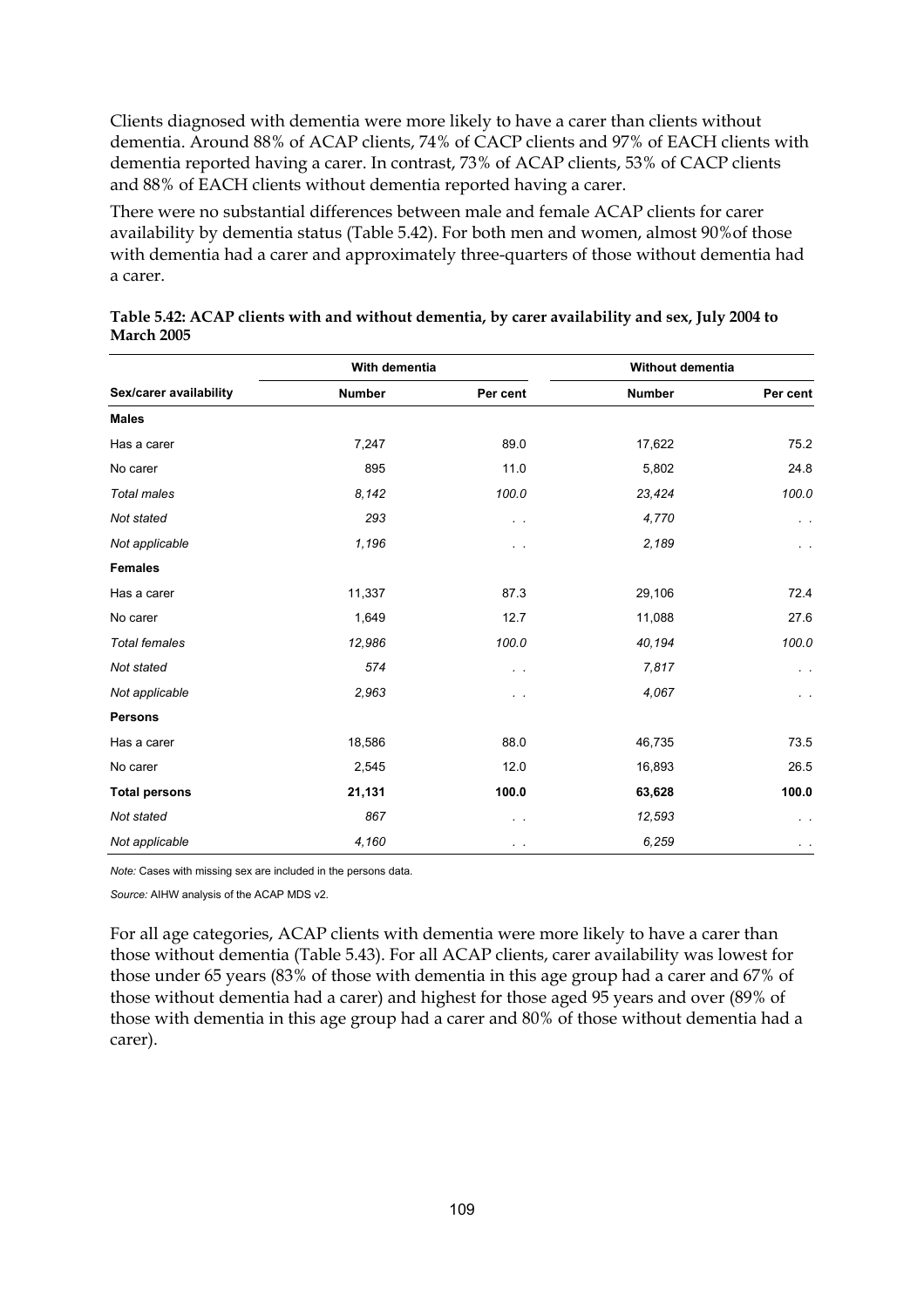Clients diagnosed with dementia were more likely to have a carer than clients without dementia. Around 88% of ACAP clients, 74% of CACP clients and 97% of EACH clients with dementia reported having a carer. In contrast, 73% of ACAP clients, 53% of CACP clients and 88% of EACH clients without dementia reported having a carer.

There were no substantial differences between male and female ACAP clients for carer availability by dementia status (Table 5.42). For both men and women, almost 90%of those with dementia had a carer and approximately three-quarters of those without dementia had a carer.

**Table 5.42: ACAP clients with and without dementia, by carer availability and sex, July 2004 to March 2005**

| | With dementia | | Without dementia | |
|---|---|---|---|---|
| **Sex/carer availability** | **Number** | **Per cent** | **Number** | **Per cent** |
| **Males** | | | | |
| Has a carer | 7,247 | 89.0 | 17,622 | 75.2 |
| No carer | 895 | 11.0 | 5,802 | 24.8 |
| *Total males* | *8,142* | *100.0* | *23,424* | *100.0* |
| *Not stated* | *293* | . . | *4,770* | . . |
| *Not applicable* | *1,196* | . . | *2,189* | . . |
| **Females** | | | | |
| Has a carer | 11,337 | 87.3 | 29,106 | 72.4 |
| No carer | 1,649 | 12.7 | 11,088 | 27.6 |
| *Total females* | *12,986* | *100.0* | *40,194* | *100.0* |
| *Not stated* | *574* | . . | *7,817* | . . |
| *Not applicable* | *2,963* | . . | *4,067* | . . |
| **Persons** | | | | |
| Has a carer | 18,586 | 88.0 | 46,735 | 73.5 |
| No carer | 2,545 | 12.0 | 16,893 | 26.5 |
| **Total persons** | **21,131** | **100.0** | **63,628** | **100.0** |
| *Not stated* | *867* | . . | *12,593* | . . |
| *Not applicable* | *4,160* | . . | *6,259* | . . |

*Note:* Cases with missing sex are included in the persons data.

*Source:* AIHW analysis of the ACAP MDS v2.

For all age categories, ACAP clients with dementia were more likely to have a carer than those without dementia (Table 5.43). For all ACAP clients, carer availability was lowest for those under 65 years (83% of those with dementia in this age group had a carer and 67% of those without dementia had a carer) and highest for those aged 95 years and over (89% of those with dementia in this age group had a carer and 80% of those without dementia had a carer).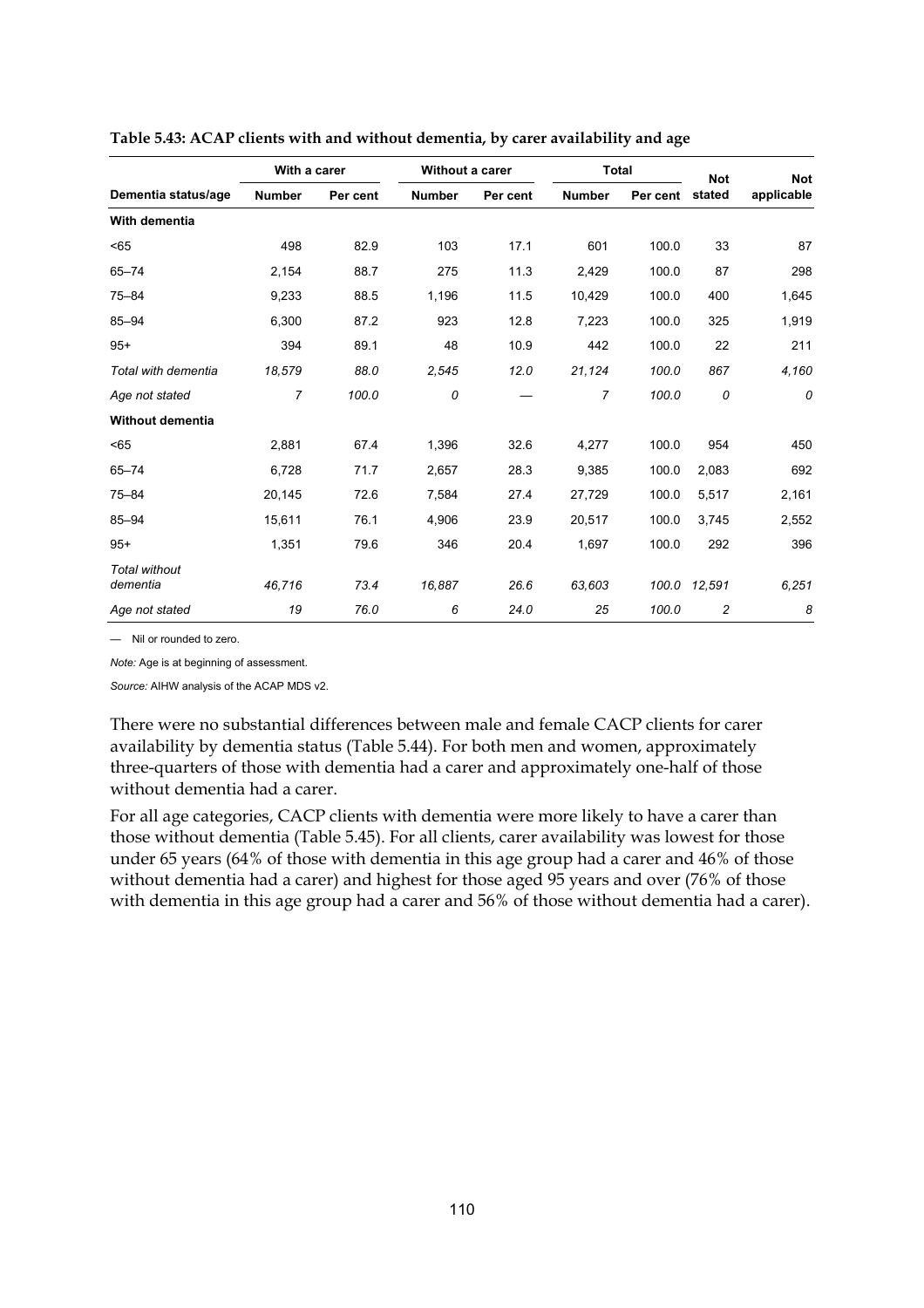**Table 5.43: ACAP clients with and without dementia, by carer availability and age**

| | With a carer | | Without a carer | | Total | | Not | Not |
|---|---|---|---|---|---|---|---|---|
| Dementia status/age | Number | Per cent | Number | Per cent | Number | Per cent | stated | applicable |
| **With dementia** | | | | | | | | |
| <65 | 498 | 82.9 | 103 | 17.1 | 601 | 100.0 | 33 | 87 |
| 65–74 | 2,154 | 88.7 | 275 | 11.3 | 2,429 | 100.0 | 87 | 298 |
| 75–84 | 9,233 | 88.5 | 1,196 | 11.5 | 10,429 | 100.0 | 400 | 1,645 |
| 85–94 | 6,300 | 87.2 | 923 | 12.8 | 7,223 | 100.0 | 325 | 1,919 |
| 95+ | 394 | 89.1 | 48 | 10.9 | 442 | 100.0 | 22 | 211 |
| *Total with dementia* | *18,579* | *88.0* | *2,545* | *12.0* | *21,124* | *100.0* | *867* | *4,160* |
| *Age not stated* | *7* | *100.0* | *0* | — | *7* | *100.0* | *0* | *0* |
| **Without dementia** | | | | | | | | |
| <65 | 2,881 | 67.4 | 1,396 | 32.6 | 4,277 | 100.0 | 954 | 450 |
| 65–74 | 6,728 | 71.7 | 2,657 | 28.3 | 9,385 | 100.0 | 2,083 | 692 |
| 75–84 | 20,145 | 72.6 | 7,584 | 27.4 | 27,729 | 100.0 | 5,517 | 2,161 |
| 85–94 | 15,611 | 76.1 | 4,906 | 23.9 | 20,517 | 100.0 | 3,745 | 2,552 |
| 95+ | 1,351 | 79.6 | 346 | 20.4 | 1,697 | 100.0 | 292 | 396 |
| *Total without dementia* | *46,716* | *73.4* | *16,887* | *26.6* | *63,603* | *100.0* | *12,591* | *6,251* |
| *Age not stated* | *19* | *76.0* | *6* | *24.0* | *25* | *100.0* | *2* | *8* |

— Nil or rounded to zero.

*Note:* Age is at beginning of assessment.

*Source:* AIHW analysis of the ACAP MDS v2.

There were no substantial differences between male and female CACP clients for carer availability by dementia status (Table 5.44). For both men and women, approximately three-quarters of those with dementia had a carer and approximately one-half of those without dementia had a carer.

For all age categories, CACP clients with dementia were more likely to have a carer than those without dementia (Table 5.45). For all clients, carer availability was lowest for those under 65 years (64% of those with dementia in this age group had a carer and 46% of those without dementia had a carer) and highest for those aged 95 years and over (76% of those with dementia in this age group had a carer and 56% of those without dementia had a carer).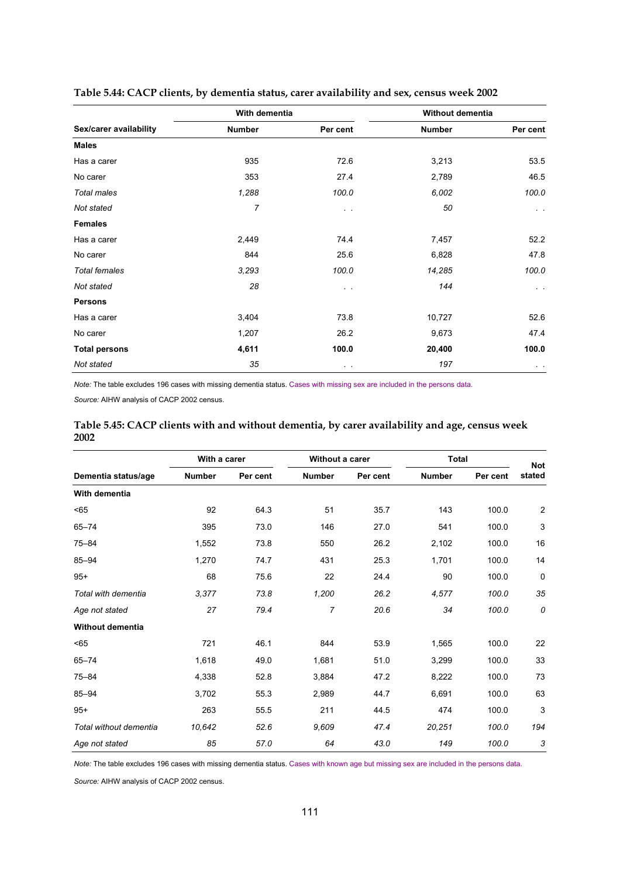**Table 5.44: CACP clients, by dementia status, carer availability and sex, census week 2002**

| Sex/carer availability | With dementia | | Without dementia | |
|---|---|---|---|---|
| | Number | Per cent | Number | Per cent |
| **Males** | | | | |
| Has a carer | 935 | 72.6 | 3,213 | 53.5 |
| No carer | 353 | 27.4 | 2,789 | 46.5 |
| *Total males* | *1,288* | *100.0* | *6,002* | *100.0* |
| *Not stated* | *7* | . . | *50* | . . |
| **Females** | | | | |
| Has a carer | 2,449 | 74.4 | 7,457 | 52.2 |
| No carer | 844 | 25.6 | 6,828 | 47.8 |
| *Total females* | *3,293* | *100.0* | *14,285* | *100.0* |
| *Not stated* | *28* | . . | *144* | . . |
| **Persons** | | | | |
| Has a carer | 3,404 | 73.8 | 10,727 | 52.6 |
| No carer | 1,207 | 26.2 | 9,673 | 47.4 |
| **Total persons** | **4,611** | **100.0** | **20,400** | **100.0** |
| *Not stated* | *35* | . . | *197* | . . |

*Note:* The table excludes 196 cases with missing dementia status. Cases with missing sex are included in the persons data.

*Source:* AIHW analysis of CACP 2002 census.

**Table 5.45: CACP clients with and without dementia, by carer availability and age, census week 2002**

| Dementia status/age | With a carer | | Without a carer | | Total | | Not stated |
|---|---|---|---|---|---|---|---|
| | Number | Per cent | Number | Per cent | Number | Per cent | |
| **With dementia** | | | | | | | |
| <65 | 92 | 64.3 | 51 | 35.7 | 143 | 100.0 | 2 |
| 65–74 | 395 | 73.0 | 146 | 27.0 | 541 | 100.0 | 3 |
| 75–84 | 1,552 | 73.8 | 550 | 26.2 | 2,102 | 100.0 | 16 |
| 85–94 | 1,270 | 74.7 | 431 | 25.3 | 1,701 | 100.0 | 14 |
| 95+ | 68 | 75.6 | 22 | 24.4 | 90 | 100.0 | 0 |
| *Total with dementia* | *3,377* | *73.8* | *1,200* | *26.2* | *4,577* | *100.0* | *35* |
| *Age not stated* | *27* | *79.4* | *7* | *20.6* | *34* | *100.0* | *0* |
| **Without dementia** | | | | | | | |
| <65 | 721 | 46.1 | 844 | 53.9 | 1,565 | 100.0 | 22 |
| 65–74 | 1,618 | 49.0 | 1,681 | 51.0 | 3,299 | 100.0 | 33 |
| 75–84 | 4,338 | 52.8 | 3,884 | 47.2 | 8,222 | 100.0 | 73 |
| 85–94 | 3,702 | 55.3 | 2,989 | 44.7 | 6,691 | 100.0 | 63 |
| 95+ | 263 | 55.5 | 211 | 44.5 | 474 | 100.0 | 3 |
| *Total without dementia* | *10,642* | *52.6* | *9,609* | *47.4* | *20,251* | *100.0* | *194* |
| *Age not stated* | *85* | *57.0* | *64* | *43.0* | *149* | *100.0* | *3* |

*Note:* The table excludes 196 cases with missing dementia status. Cases with known age but missing sex are included in the persons data.

*Source:* AIHW analysis of CACP 2002 census.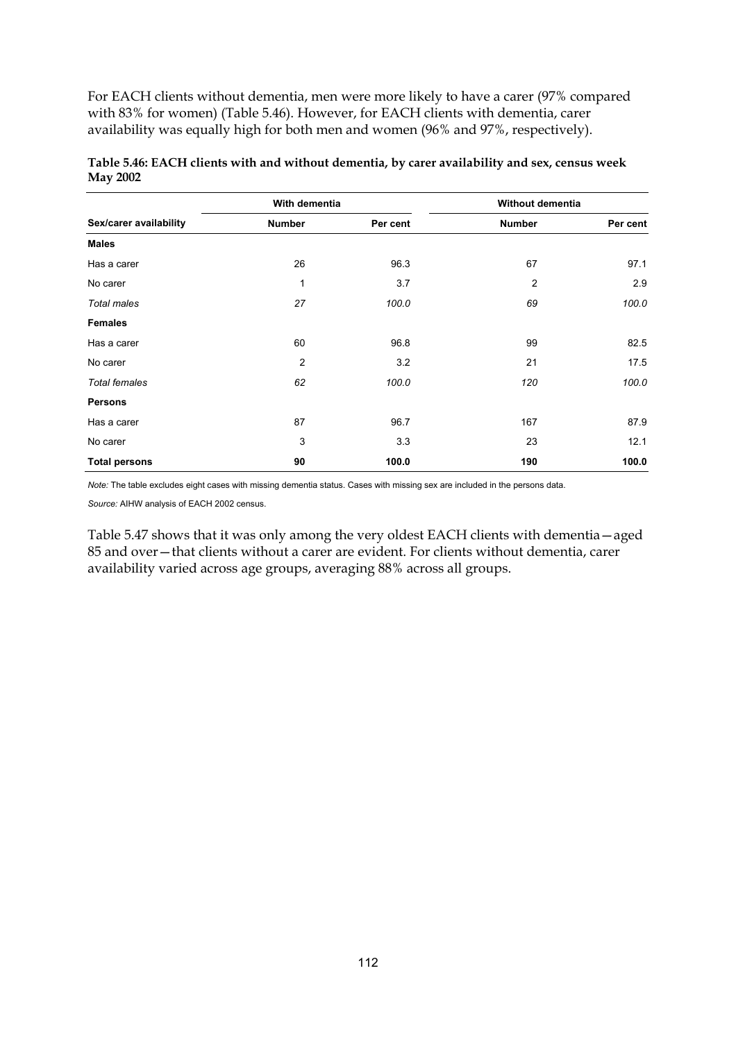For EACH clients without dementia, men were more likely to have a carer (97% compared with 83% for women) (Table 5.46). However, for EACH clients with dementia, carer availability was equally high for both men and women (96% and 97%, respectively).

**Table 5.46: EACH clients with and without dementia, by carer availability and sex, census week May 2002**

| | With dementia | | Without dementia | |
|---|---|---|---|---|
| **Sex/carer availability** | **Number** | **Per cent** | **Number** | **Per cent** |
| **Males** | | | | |
| Has a carer | 26 | 96.3 | 67 | 97.1 |
| No carer | 1 | 3.7 | 2 | 2.9 |
| *Total males* | *27* | *100.0* | *69* | *100.0* |
| **Females** | | | | |
| Has a carer | 60 | 96.8 | 99 | 82.5 |
| No carer | 2 | 3.2 | 21 | 17.5 |
| *Total females* | *62* | *100.0* | *120* | *100.0* |
| **Persons** | | | | |
| Has a carer | 87 | 96.7 | 167 | 87.9 |
| No carer | 3 | 3.3 | 23 | 12.1 |
| **Total persons** | **90** | **100.0** | **190** | **100.0** |

*Note:* The table excludes eight cases with missing dementia status. Cases with missing sex are included in the persons data.

*Source:* AIHW analysis of EACH 2002 census.

Table 5.47 shows that it was only among the very oldest EACH clients with dementia—aged 85 and over—that clients without a carer are evident. For clients without dementia, carer availability varied across age groups, averaging 88% across all groups.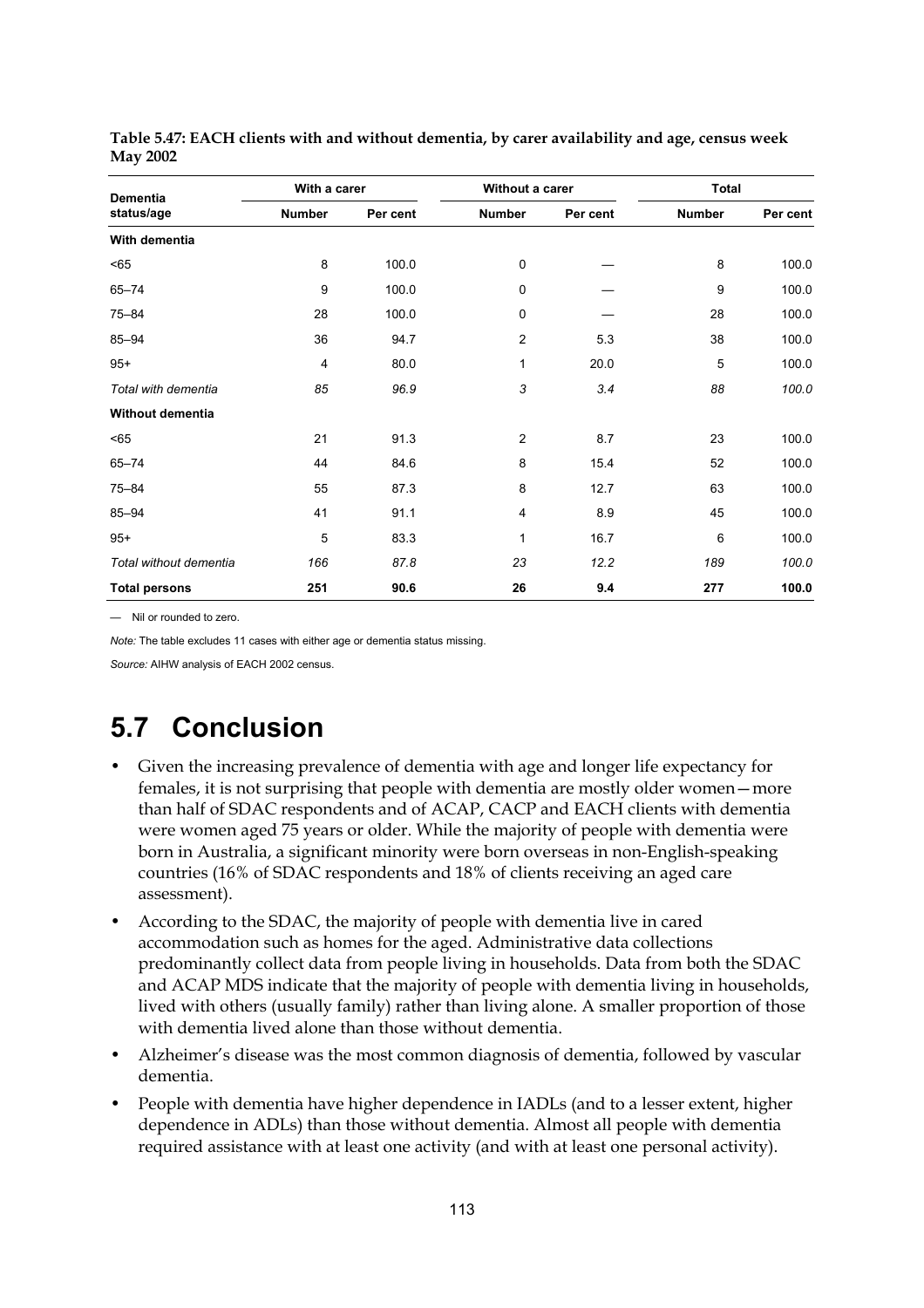**Table 5.47: EACH clients with and without dementia, by carer availability and age, census week May 2002**

| Dementia status/age | With a carer | | Without a carer | | Total | |
|---|---|---|---|---|---|---|
| | Number | Per cent | Number | Per cent | Number | Per cent |
| **With dementia** | | | | | | |
| <65 | 8 | 100.0 | 0 | — | 8 | 100.0 |
| 65–74 | 9 | 100.0 | 0 | — | 9 | 100.0 |
| 75–84 | 28 | 100.0 | 0 | — | 28 | 100.0 |
| 85–94 | 36 | 94.7 | 2 | 5.3 | 38 | 100.0 |
| 95+ | 4 | 80.0 | 1 | 20.0 | 5 | 100.0 |
| *Total with dementia* | *85* | *96.9* | *3* | *3.4* | *88* | *100.0* |
| **Without dementia** | | | | | | |
| <65 | 21 | 91.3 | 2 | 8.7 | 23 | 100.0 |
| 65–74 | 44 | 84.6 | 8 | 15.4 | 52 | 100.0 |
| 75–84 | 55 | 87.3 | 8 | 12.7 | 63 | 100.0 |
| 85–94 | 41 | 91.1 | 4 | 8.9 | 45 | 100.0 |
| 95+ | 5 | 83.3 | 1 | 16.7 | 6 | 100.0 |
| *Total without dementia* | *166* | *87.8* | *23* | *12.2* | *189* | *100.0* |
| **Total persons** | **251** | **90.6** | **26** | **9.4** | **277** | **100.0** |

— Nil or rounded to zero.

*Note:* The table excludes 11 cases with either age or dementia status missing.

*Source:* AIHW analysis of EACH 2002 census.

# 5.7 Conclusion

- Given the increasing prevalence of dementia with age and longer life expectancy for females, it is not surprising that people with dementia are mostly older women—more than half of SDAC respondents and of ACAP, CACP and EACH clients with dementia were women aged 75 years or older. While the majority of people with dementia were born in Australia, a significant minority were born overseas in non-English-speaking countries (16% of SDAC respondents and 18% of clients receiving an aged care assessment).
- According to the SDAC, the majority of people with dementia live in cared accommodation such as homes for the aged. Administrative data collections predominantly collect data from people living in households. Data from both the SDAC and ACAP MDS indicate that the majority of people with dementia living in households, lived with others (usually family) rather than living alone. A smaller proportion of those with dementia lived alone than those without dementia.
- Alzheimer's disease was the most common diagnosis of dementia, followed by vascular dementia.
- People with dementia have higher dependence in IADLs (and to a lesser extent, higher dependence in ADLs) than those without dementia. Almost all people with dementia required assistance with at least one activity (and with at least one personal activity).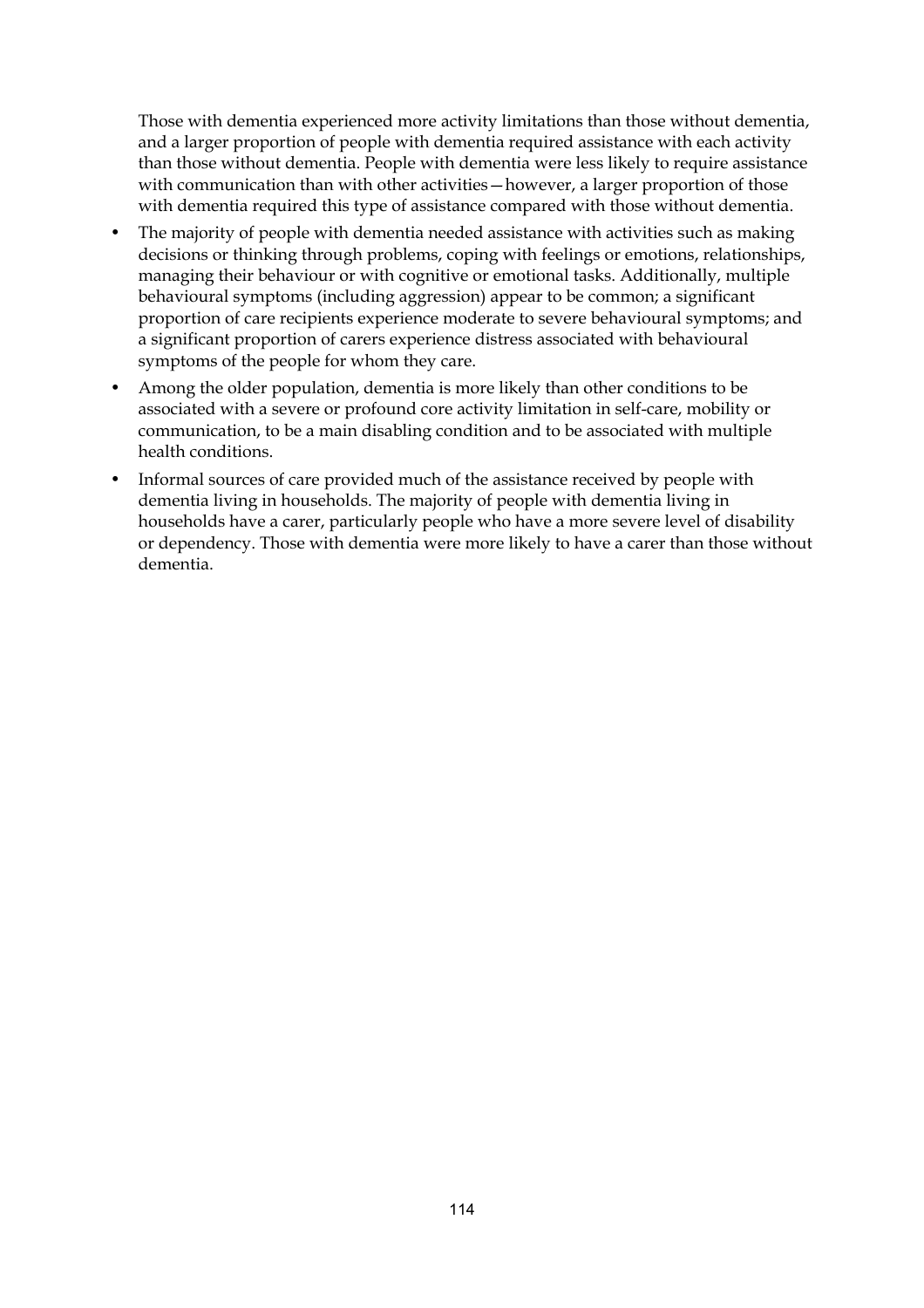Those with dementia experienced more activity limitations than those without dementia, and a larger proportion of people with dementia required assistance with each activity than those without dementia. People with dementia were less likely to require assistance with communication than with other activities—however, a larger proportion of those with dementia required this type of assistance compared with those without dementia.

- The majority of people with dementia needed assistance with activities such as making decisions or thinking through problems, coping with feelings or emotions, relationships, managing their behaviour or with cognitive or emotional tasks. Additionally, multiple behavioural symptoms (including aggression) appear to be common; a significant proportion of care recipients experience moderate to severe behavioural symptoms; and a significant proportion of carers experience distress associated with behavioural symptoms of the people for whom they care.
- Among the older population, dementia is more likely than other conditions to be associated with a severe or profound core activity limitation in self-care, mobility or communication, to be a main disabling condition and to be associated with multiple health conditions.
- Informal sources of care provided much of the assistance received by people with dementia living in households. The majority of people with dementia living in households have a carer, particularly people who have a more severe level of disability or dependency. Those with dementia were more likely to have a carer than those without dementia.